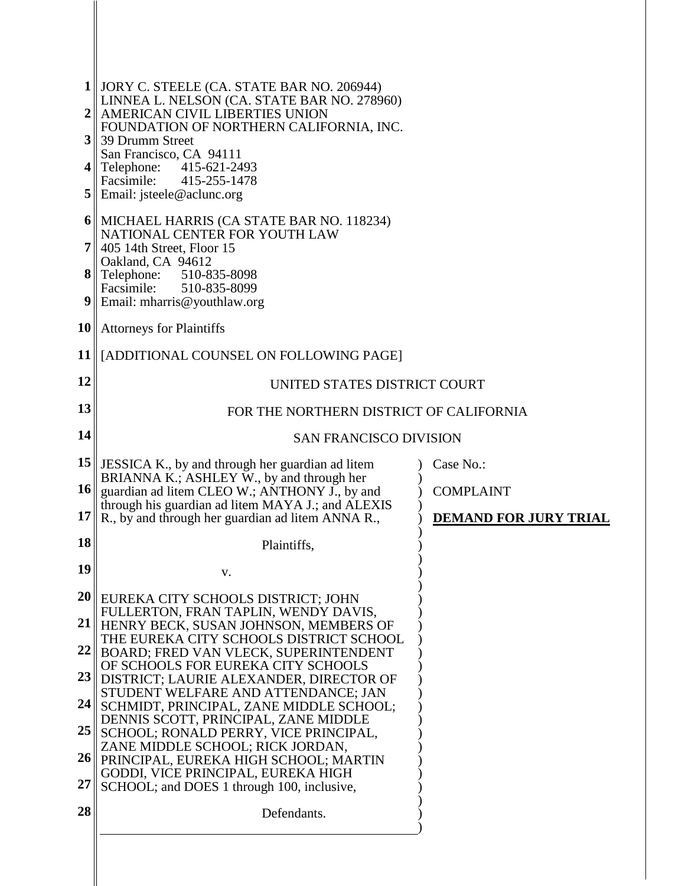JORY C. STEELE (CA. STATE BAR NO. 206944)
LINNEA L. NELSON (CA. STATE BAR NO. 278960)
AMERICAN CIVIL LIBERTIES UNION
FOUNDATION OF NORTHERN CALIFORNIA, INC.
39 Drumm Street
San Francisco, CA 94111
Telephone: 415-621-2493
Facsimile: 415-255-1478
Email: jsteele@aclunc.org

MICHAEL HARRIS (CA STATE BAR NO. 118234)
NATIONAL CENTER FOR YOUTH LAW
405 14th Street, Floor 15
Oakland, CA 94612
Telephone: 510-835-8098
Facsimile: 510-835-8099
Email: mharris@youthlaw.org

Attorneys for Plaintiffs

[ADDITIONAL COUNSEL ON FOLLOWING PAGE]

UNITED STATES DISTRICT COURT

FOR THE NORTHERN DISTRICT OF CALIFORNIA

SAN FRANCISCO DIVISION

| | |
|---|---|
| JESSICA K., by and through her guardian ad litem BRIANNA K.; ASHLEY W., by and through her guardian ad litem CLEO W.; ANTHONY J., by and through his guardian ad litem MAYA J.; and ALEXIS R., by and through her guardian ad litem ANNA R.,<br><br>Plaintiffs,<br><br>v.<br><br>EUREKA CITY SCHOOLS DISTRICT; JOHN FULLERTON, FRAN TAPLIN, WENDY DAVIS, HENRY BECK, SUSAN JOHNSON, MEMBERS OF THE EUREKA CITY SCHOOLS DISTRICT SCHOOL BOARD; FRED VAN VLECK, SUPERINTENDENT OF SCHOOLS FOR EUREKA CITY SCHOOLS DISTRICT; LAURIE ALEXANDER, DIRECTOR OF STUDENT WELFARE AND ATTENDANCE; JAN SCHMIDT, PRINCIPAL, ZANE MIDDLE SCHOOL; DENNIS SCOTT, PRINCIPAL, ZANE MIDDLE SCHOOL; RONALD PERRY, VICE PRINCIPAL, ZANE MIDDLE SCHOOL; RICK JORDAN, PRINCIPAL, EUREKA HIGH SCHOOL; MARTIN GODDI, VICE PRINCIPAL, EUREKA HIGH SCHOOL; and DOES 1 through 100, inclusive,<br><br>Defendants. | Case No.:<br><br>COMPLAINT<br><br>**DEMAND FOR JURY TRIAL** |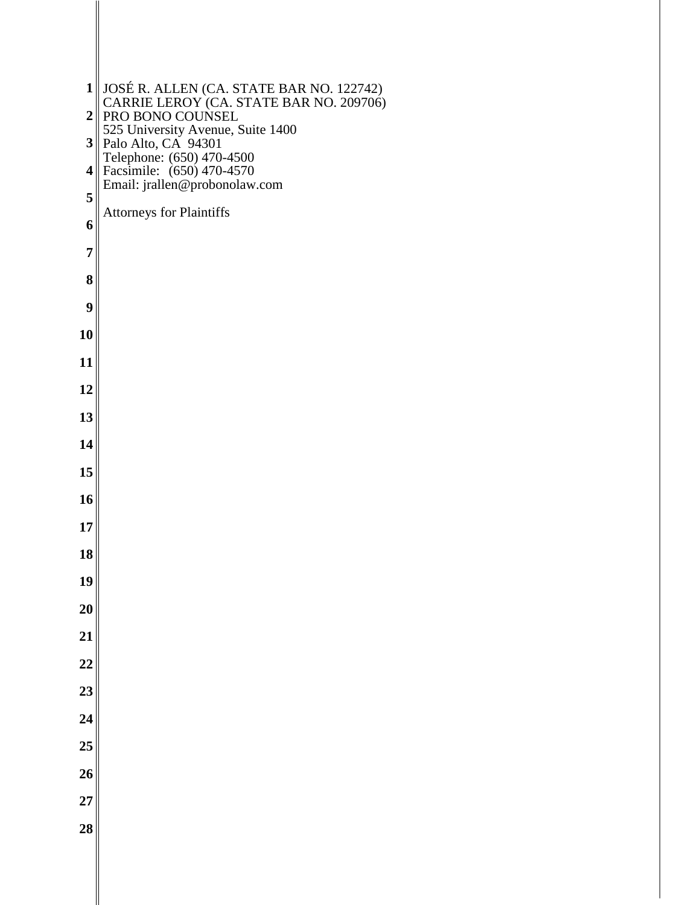JOSÉ R. ALLEN (CA. STATE BAR NO. 122742)
CARRIE LEROY (CA. STATE BAR NO. 209706)
PRO BONO COUNSEL
525 University Avenue, Suite 1400
Palo Alto, CA 94301
Telephone: (650) 470-4500
Facsimile: (650) 470-4570
Email: jrallen@probonolaw.com

Attorneys for Plaintiffs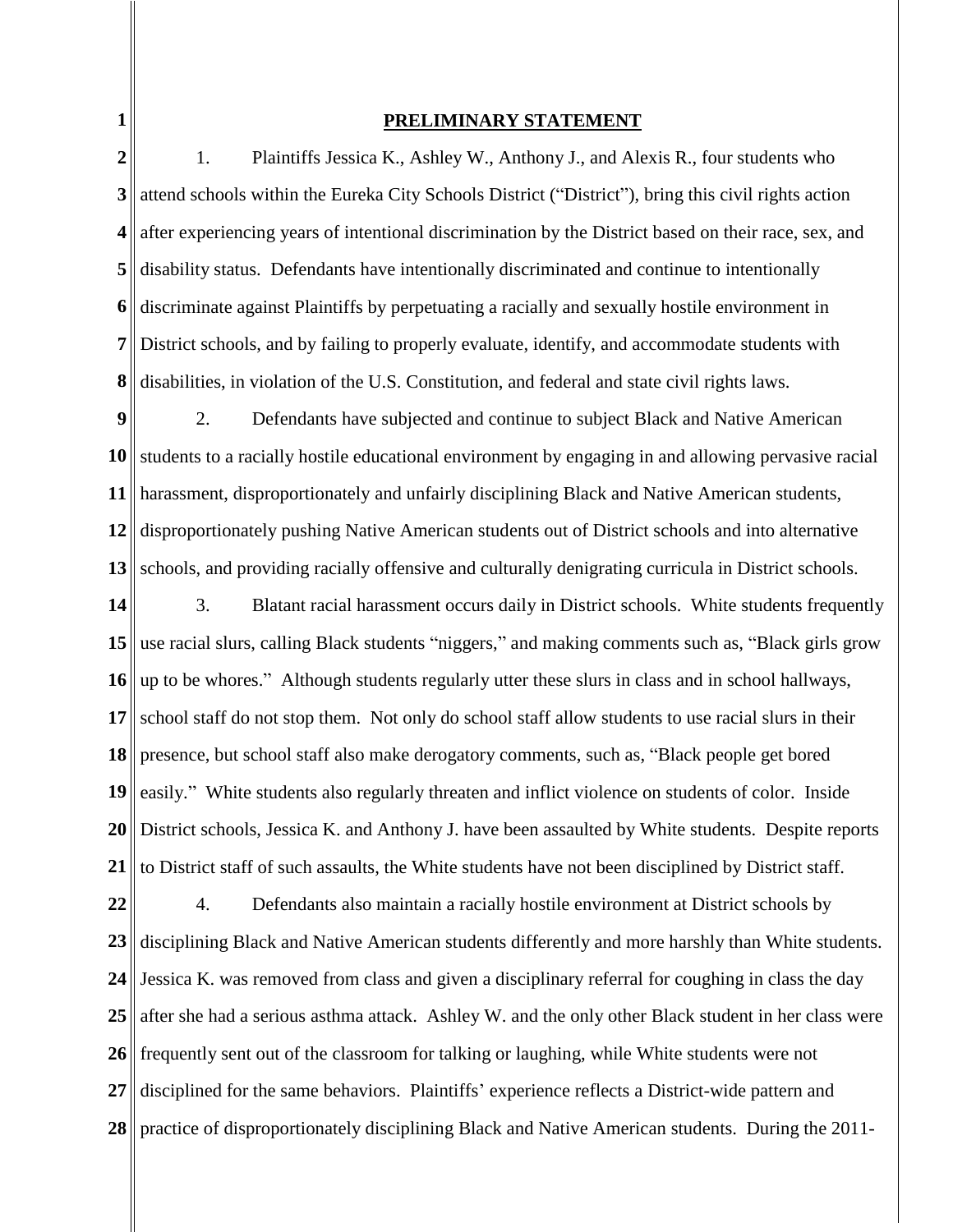## PRELIMINARY STATEMENT

1. Plaintiffs Jessica K., Ashley W., Anthony J., and Alexis R., four students who attend schools within the Eureka City Schools District ("District"), bring this civil rights action after experiencing years of intentional discrimination by the District based on their race, sex, and disability status. Defendants have intentionally discriminated and continue to intentionally discriminate against Plaintiffs by perpetuating a racially and sexually hostile environment in District schools, and by failing to properly evaluate, identify, and accommodate students with disabilities, in violation of the U.S. Constitution, and federal and state civil rights laws.

2. Defendants have subjected and continue to subject Black and Native American students to a racially hostile educational environment by engaging in and allowing pervasive racial harassment, disproportionately and unfairly disciplining Black and Native American students, disproportionately pushing Native American students out of District schools and into alternative schools, and providing racially offensive and culturally denigrating curricula in District schools.

3. Blatant racial harassment occurs daily in District schools. White students frequently use racial slurs, calling Black students "niggers," and making comments such as, "Black girls grow up to be whores." Although students regularly utter these slurs in class and in school hallways, school staff do not stop them. Not only do school staff allow students to use racial slurs in their presence, but school staff also make derogatory comments, such as, "Black people get bored easily." White students also regularly threaten and inflict violence on students of color. Inside District schools, Jessica K. and Anthony J. have been assaulted by White students. Despite reports to District staff of such assaults, the White students have not been disciplined by District staff.

4. Defendants also maintain a racially hostile environment at District schools by disciplining Black and Native American students differently and more harshly than White students. Jessica K. was removed from class and given a disciplinary referral for coughing in class the day after she had a serious asthma attack. Ashley W. and the only other Black student in her class were frequently sent out of the classroom for talking or laughing, while White students were not disciplined for the same behaviors. Plaintiffs' experience reflects a District-wide pattern and practice of disproportionately disciplining Black and Native American students. During the 2011-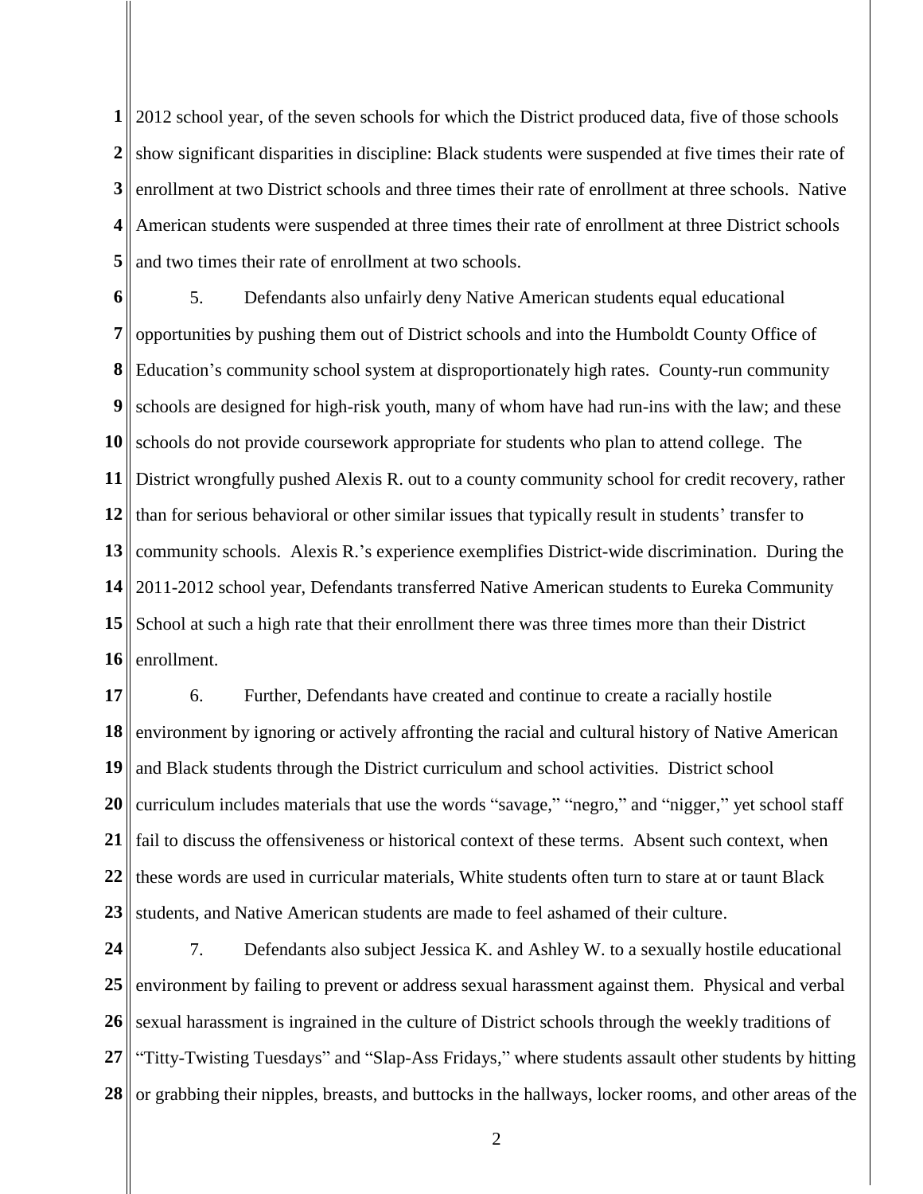2012 school year, of the seven schools for which the District produced data, five of those schools show significant disparities in discipline: Black students were suspended at five times their rate of enrollment at two District schools and three times their rate of enrollment at three schools. Native American students were suspended at three times their rate of enrollment at three District schools and two times their rate of enrollment at two schools.

5. Defendants also unfairly deny Native American students equal educational opportunities by pushing them out of District schools and into the Humboldt County Office of Education's community school system at disproportionately high rates. County-run community schools are designed for high-risk youth, many of whom have had run-ins with the law; and these schools do not provide coursework appropriate for students who plan to attend college. The District wrongfully pushed Alexis R. out to a county community school for credit recovery, rather than for serious behavioral or other similar issues that typically result in students' transfer to community schools. Alexis R.'s experience exemplifies District-wide discrimination. During the 2011-2012 school year, Defendants transferred Native American students to Eureka Community School at such a high rate that their enrollment there was three times more than their District enrollment.

6. Further, Defendants have created and continue to create a racially hostile environment by ignoring or actively affronting the racial and cultural history of Native American and Black students through the District curriculum and school activities. District school curriculum includes materials that use the words "savage," "negro," and "nigger," yet school staff fail to discuss the offensiveness or historical context of these terms. Absent such context, when these words are used in curricular materials, White students often turn to stare at or taunt Black students, and Native American students are made to feel ashamed of their culture.

7. Defendants also subject Jessica K. and Ashley W. to a sexually hostile educational environment by failing to prevent or address sexual harassment against them. Physical and verbal sexual harassment is ingrained in the culture of District schools through the weekly traditions of "Titty-Twisting Tuesdays" and "Slap-Ass Fridays," where students assault other students by hitting or grabbing their nipples, breasts, and buttocks in the hallways, locker rooms, and other areas of the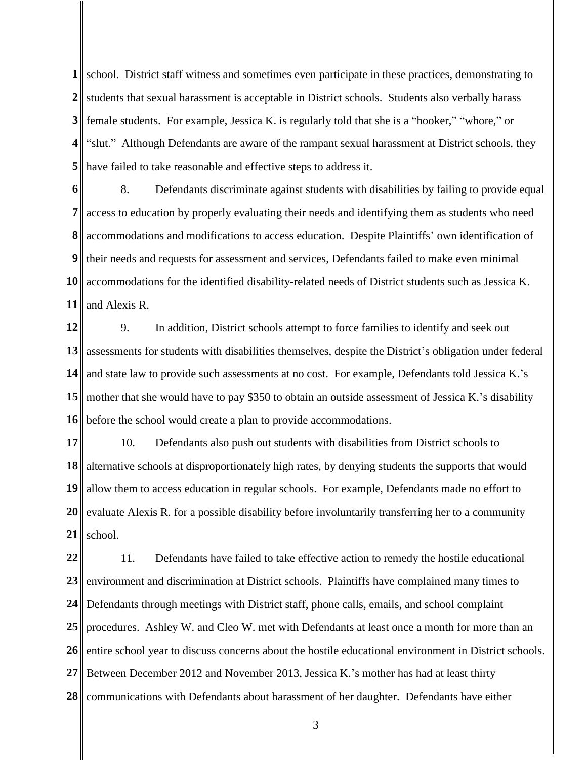school. District staff witness and sometimes even participate in these practices, demonstrating to students that sexual harassment is acceptable in District schools. Students also verbally harass female students. For example, Jessica K. is regularly told that she is a "hooker," "whore," or "slut." Although Defendants are aware of the rampant sexual harassment at District schools, they have failed to take reasonable and effective steps to address it.

8. Defendants discriminate against students with disabilities by failing to provide equal access to education by properly evaluating their needs and identifying them as students who need accommodations and modifications to access education. Despite Plaintiffs' own identification of their needs and requests for assessment and services, Defendants failed to make even minimal accommodations for the identified disability-related needs of District students such as Jessica K. and Alexis R.

9. In addition, District schools attempt to force families to identify and seek out assessments for students with disabilities themselves, despite the District's obligation under federal and state law to provide such assessments at no cost. For example, Defendants told Jessica K.'s mother that she would have to pay $350 to obtain an outside assessment of Jessica K.'s disability before the school would create a plan to provide accommodations.

10. Defendants also push out students with disabilities from District schools to alternative schools at disproportionately high rates, by denying students the supports that would allow them to access education in regular schools. For example, Defendants made no effort to evaluate Alexis R. for a possible disability before involuntarily transferring her to a community school.

11. Defendants have failed to take effective action to remedy the hostile educational environment and discrimination at District schools. Plaintiffs have complained many times to Defendants through meetings with District staff, phone calls, emails, and school complaint procedures. Ashley W. and Cleo W. met with Defendants at least once a month for more than an entire school year to discuss concerns about the hostile educational environment in District schools. Between December 2012 and November 2013, Jessica K.'s mother has had at least thirty communications with Defendants about harassment of her daughter. Defendants have either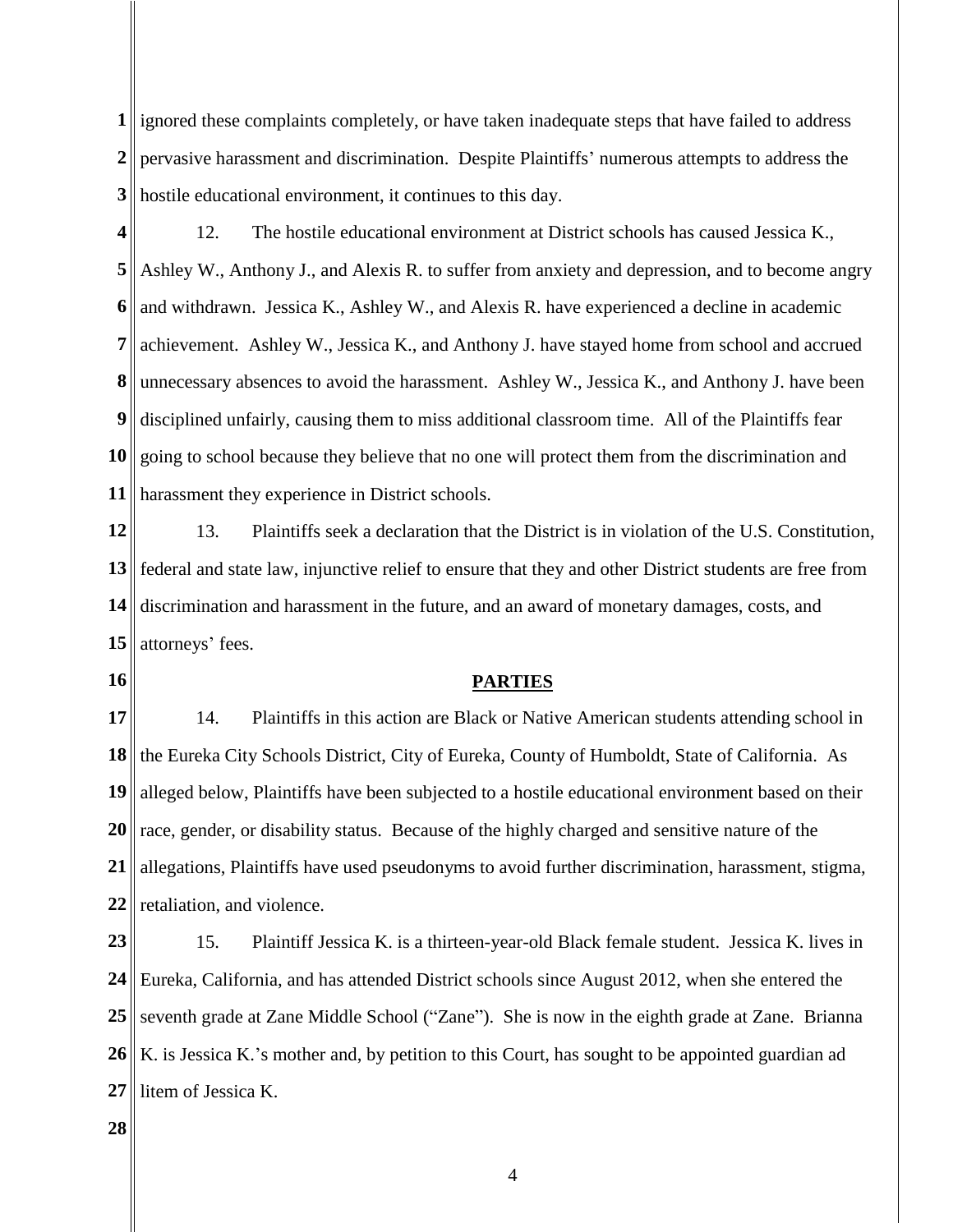ignored these complaints completely, or have taken inadequate steps that have failed to address pervasive harassment and discrimination. Despite Plaintiffs' numerous attempts to address the hostile educational environment, it continues to this day.

12. The hostile educational environment at District schools has caused Jessica K., Ashley W., Anthony J., and Alexis R. to suffer from anxiety and depression, and to become angry and withdrawn. Jessica K., Ashley W., and Alexis R. have experienced a decline in academic achievement. Ashley W., Jessica K., and Anthony J. have stayed home from school and accrued unnecessary absences to avoid the harassment. Ashley W., Jessica K., and Anthony J. have been disciplined unfairly, causing them to miss additional classroom time. All of the Plaintiffs fear going to school because they believe that no one will protect them from the discrimination and harassment they experience in District schools.

13. Plaintiffs seek a declaration that the District is in violation of the U.S. Constitution, federal and state law, injunctive relief to ensure that they and other District students are free from discrimination and harassment in the future, and an award of monetary damages, costs, and attorneys' fees.

## PARTIES

14. Plaintiffs in this action are Black or Native American students attending school in the Eureka City Schools District, City of Eureka, County of Humboldt, State of California. As alleged below, Plaintiffs have been subjected to a hostile educational environment based on their race, gender, or disability status. Because of the highly charged and sensitive nature of the allegations, Plaintiffs have used pseudonyms to avoid further discrimination, harassment, stigma, retaliation, and violence.

15. Plaintiff Jessica K. is a thirteen-year-old Black female student. Jessica K. lives in Eureka, California, and has attended District schools since August 2012, when she entered the seventh grade at Zane Middle School ("Zane"). She is now in the eighth grade at Zane. Brianna K. is Jessica K.'s mother and, by petition to this Court, has sought to be appointed guardian ad litem of Jessica K.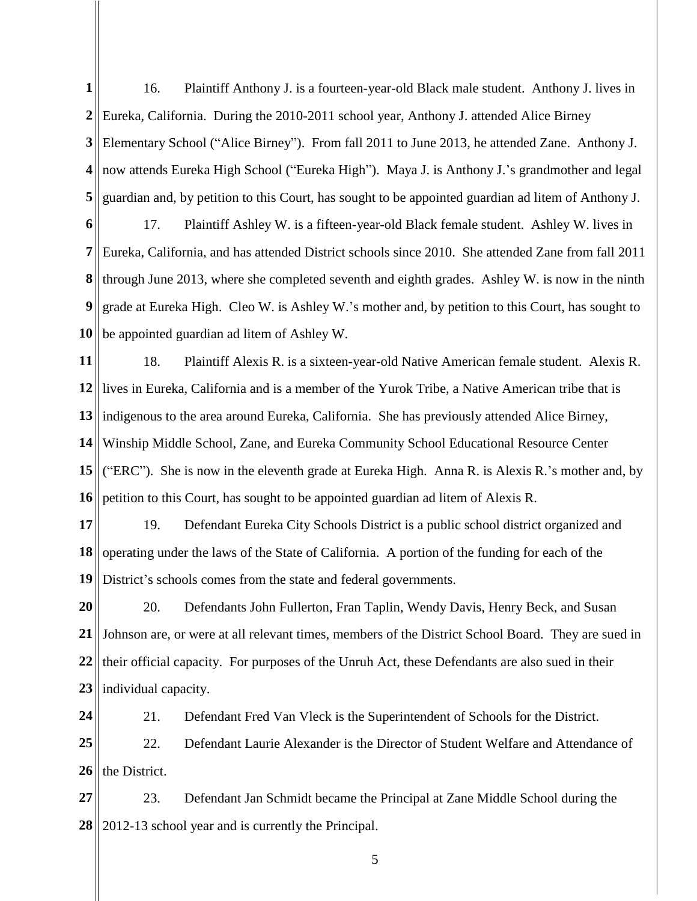16. Plaintiff Anthony J. is a fourteen-year-old Black male student. Anthony J. lives in Eureka, California. During the 2010-2011 school year, Anthony J. attended Alice Birney Elementary School ("Alice Birney"). From fall 2011 to June 2013, he attended Zane. Anthony J. now attends Eureka High School ("Eureka High"). Maya J. is Anthony J.'s grandmother and legal guardian and, by petition to this Court, has sought to be appointed guardian ad litem of Anthony J.

17. Plaintiff Ashley W. is a fifteen-year-old Black female student. Ashley W. lives in Eureka, California, and has attended District schools since 2010. She attended Zane from fall 2011 through June 2013, where she completed seventh and eighth grades. Ashley W. is now in the ninth grade at Eureka High. Cleo W. is Ashley W.'s mother and, by petition to this Court, has sought to be appointed guardian ad litem of Ashley W.

18. Plaintiff Alexis R. is a sixteen-year-old Native American female student. Alexis R. lives in Eureka, California and is a member of the Yurok Tribe, a Native American tribe that is indigenous to the area around Eureka, California. She has previously attended Alice Birney, Winship Middle School, Zane, and Eureka Community School Educational Resource Center ("ERC"). She is now in the eleventh grade at Eureka High. Anna R. is Alexis R.'s mother and, by petition to this Court, has sought to be appointed guardian ad litem of Alexis R.

19. Defendant Eureka City Schools District is a public school district organized and operating under the laws of the State of California. A portion of the funding for each of the District's schools comes from the state and federal governments.

20. Defendants John Fullerton, Fran Taplin, Wendy Davis, Henry Beck, and Susan Johnson are, or were at all relevant times, members of the District School Board. They are sued in their official capacity. For purposes of the Unruh Act, these Defendants are also sued in their individual capacity.

21. Defendant Fred Van Vleck is the Superintendent of Schools for the District.

22. Defendant Laurie Alexander is the Director of Student Welfare and Attendance of the District.

23. Defendant Jan Schmidt became the Principal at Zane Middle School during the 2012-13 school year and is currently the Principal.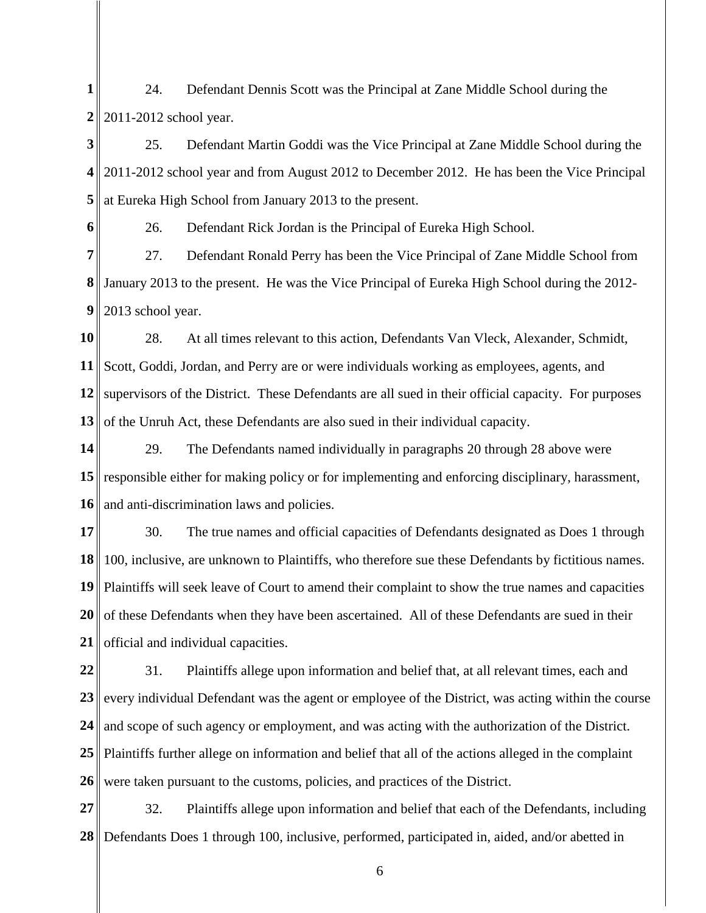24. Defendant Dennis Scott was the Principal at Zane Middle School during the 2011-2012 school year.

25. Defendant Martin Goddi was the Vice Principal at Zane Middle School during the 2011-2012 school year and from August 2012 to December 2012. He has been the Vice Principal at Eureka High School from January 2013 to the present.

26. Defendant Rick Jordan is the Principal of Eureka High School.

27. Defendant Ronald Perry has been the Vice Principal of Zane Middle School from January 2013 to the present. He was the Vice Principal of Eureka High School during the 2012-2013 school year.

28. At all times relevant to this action, Defendants Van Vleck, Alexander, Schmidt, Scott, Goddi, Jordan, and Perry are or were individuals working as employees, agents, and supervisors of the District. These Defendants are all sued in their official capacity. For purposes of the Unruh Act, these Defendants are also sued in their individual capacity.

29. The Defendants named individually in paragraphs 20 through 28 above were responsible either for making policy or for implementing and enforcing disciplinary, harassment, and anti-discrimination laws and policies.

30. The true names and official capacities of Defendants designated as Does 1 through 100, inclusive, are unknown to Plaintiffs, who therefore sue these Defendants by fictitious names. Plaintiffs will seek leave of Court to amend their complaint to show the true names and capacities of these Defendants when they have been ascertained. All of these Defendants are sued in their official and individual capacities.

31. Plaintiffs allege upon information and belief that, at all relevant times, each and every individual Defendant was the agent or employee of the District, was acting within the course and scope of such agency or employment, and was acting with the authorization of the District. Plaintiffs further allege on information and belief that all of the actions alleged in the complaint were taken pursuant to the customs, policies, and practices of the District.

32. Plaintiffs allege upon information and belief that each of the Defendants, including Defendants Does 1 through 100, inclusive, performed, participated in, aided, and/or abetted in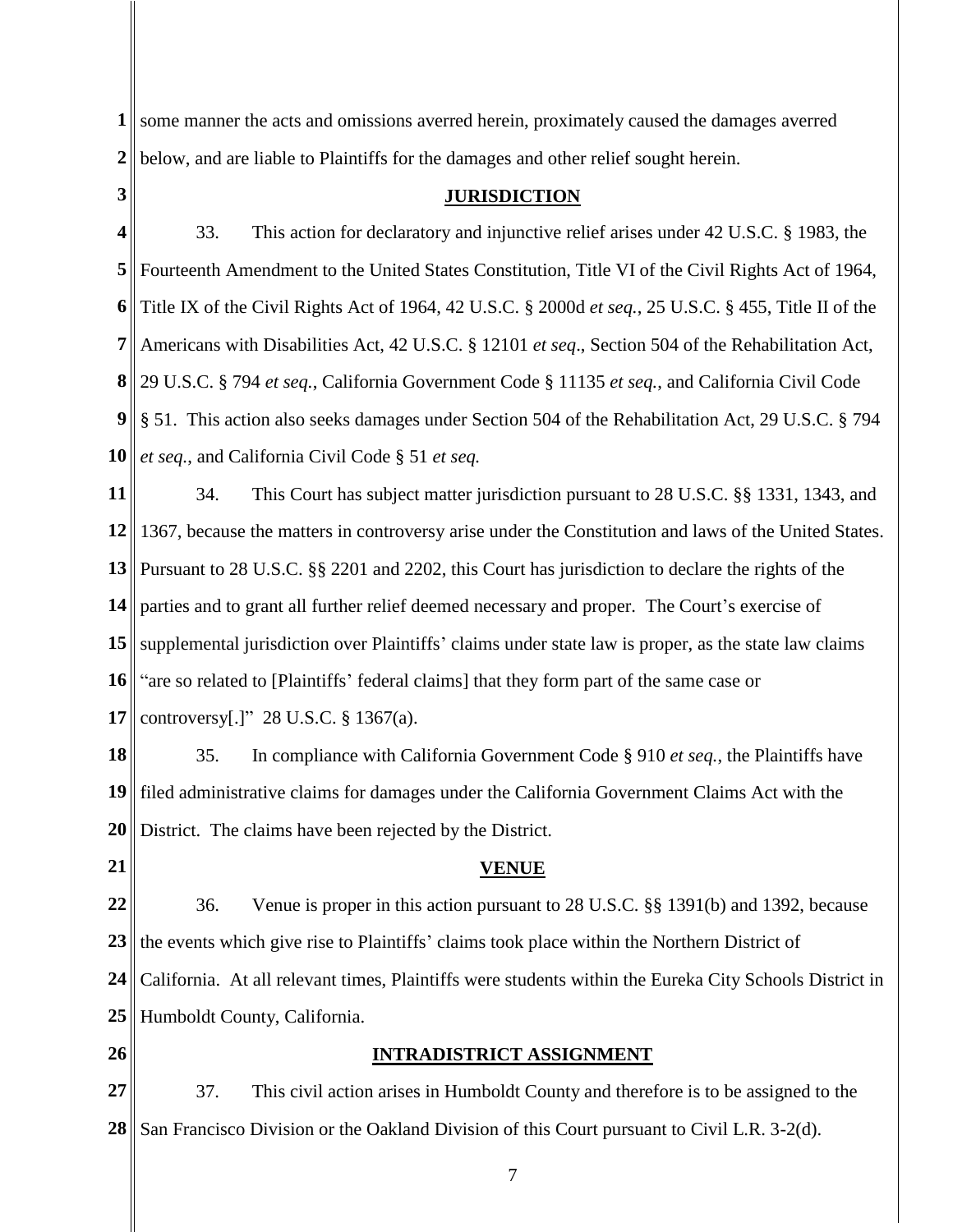some manner the acts and omissions averred herein, proximately caused the damages averred below, and are liable to Plaintiffs for the damages and other relief sought herein.

## JURISDICTION

33. This action for declaratory and injunctive relief arises under 42 U.S.C. § 1983, the Fourteenth Amendment to the United States Constitution, Title VI of the Civil Rights Act of 1964, Title IX of the Civil Rights Act of 1964, 42 U.S.C. § 2000d *et seq.*, 25 U.S.C. § 455, Title II of the Americans with Disabilities Act, 42 U.S.C. § 12101 *et seq*., Section 504 of the Rehabilitation Act, 29 U.S.C. § 794 *et seq.*, California Government Code § 11135 *et seq.*, and California Civil Code § 51. This action also seeks damages under Section 504 of the Rehabilitation Act, 29 U.S.C. § 794 *et seq.*, and California Civil Code § 51 *et seq.*

34. This Court has subject matter jurisdiction pursuant to 28 U.S.C. §§ 1331, 1343, and 1367, because the matters in controversy arise under the Constitution and laws of the United States. Pursuant to 28 U.S.C. §§ 2201 and 2202, this Court has jurisdiction to declare the rights of the parties and to grant all further relief deemed necessary and proper. The Court's exercise of supplemental jurisdiction over Plaintiffs' claims under state law is proper, as the state law claims "are so related to [Plaintiffs' federal claims] that they form part of the same case or controversy[.]" 28 U.S.C. § 1367(a).

35. In compliance with California Government Code § 910 *et seq.*, the Plaintiffs have filed administrative claims for damages under the California Government Claims Act with the District. The claims have been rejected by the District.

## VENUE

36. Venue is proper in this action pursuant to 28 U.S.C. §§ 1391(b) and 1392, because the events which give rise to Plaintiffs' claims took place within the Northern District of California. At all relevant times, Plaintiffs were students within the Eureka City Schools District in Humboldt County, California.

## INTRADISTRICT ASSIGNMENT

37. This civil action arises in Humboldt County and therefore is to be assigned to the San Francisco Division or the Oakland Division of this Court pursuant to Civil L.R. 3-2(d).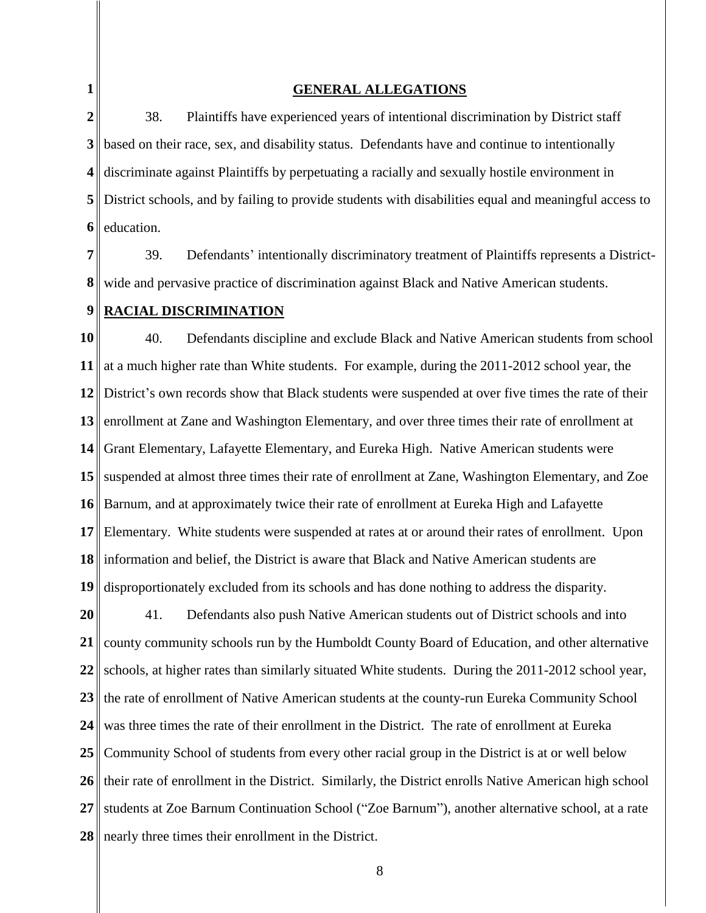## GENERAL ALLEGATIONS

38. Plaintiffs have experienced years of intentional discrimination by District staff based on their race, sex, and disability status. Defendants have and continue to intentionally discriminate against Plaintiffs by perpetuating a racially and sexually hostile environment in District schools, and by failing to provide students with disabilities equal and meaningful access to education.

39. Defendants' intentionally discriminatory treatment of Plaintiffs represents a District-wide and pervasive practice of discrimination against Black and Native American students.

### RACIAL DISCRIMINATION

40. Defendants discipline and exclude Black and Native American students from school at a much higher rate than White students. For example, during the 2011-2012 school year, the District's own records show that Black students were suspended at over five times the rate of their enrollment at Zane and Washington Elementary, and over three times their rate of enrollment at Grant Elementary, Lafayette Elementary, and Eureka High. Native American students were suspended at almost three times their rate of enrollment at Zane, Washington Elementary, and Zoe Barnum, and at approximately twice their rate of enrollment at Eureka High and Lafayette Elementary. White students were suspended at rates at or around their rates of enrollment. Upon information and belief, the District is aware that Black and Native American students are disproportionately excluded from its schools and has done nothing to address the disparity.

41. Defendants also push Native American students out of District schools and into county community schools run by the Humboldt County Board of Education, and other alternative schools, at higher rates than similarly situated White students. During the 2011-2012 school year, the rate of enrollment of Native American students at the county-run Eureka Community School was three times the rate of their enrollment in the District. The rate of enrollment at Eureka Community School of students from every other racial group in the District is at or well below their rate of enrollment in the District. Similarly, the District enrolls Native American high school students at Zoe Barnum Continuation School ("Zoe Barnum"), another alternative school, at a rate nearly three times their enrollment in the District.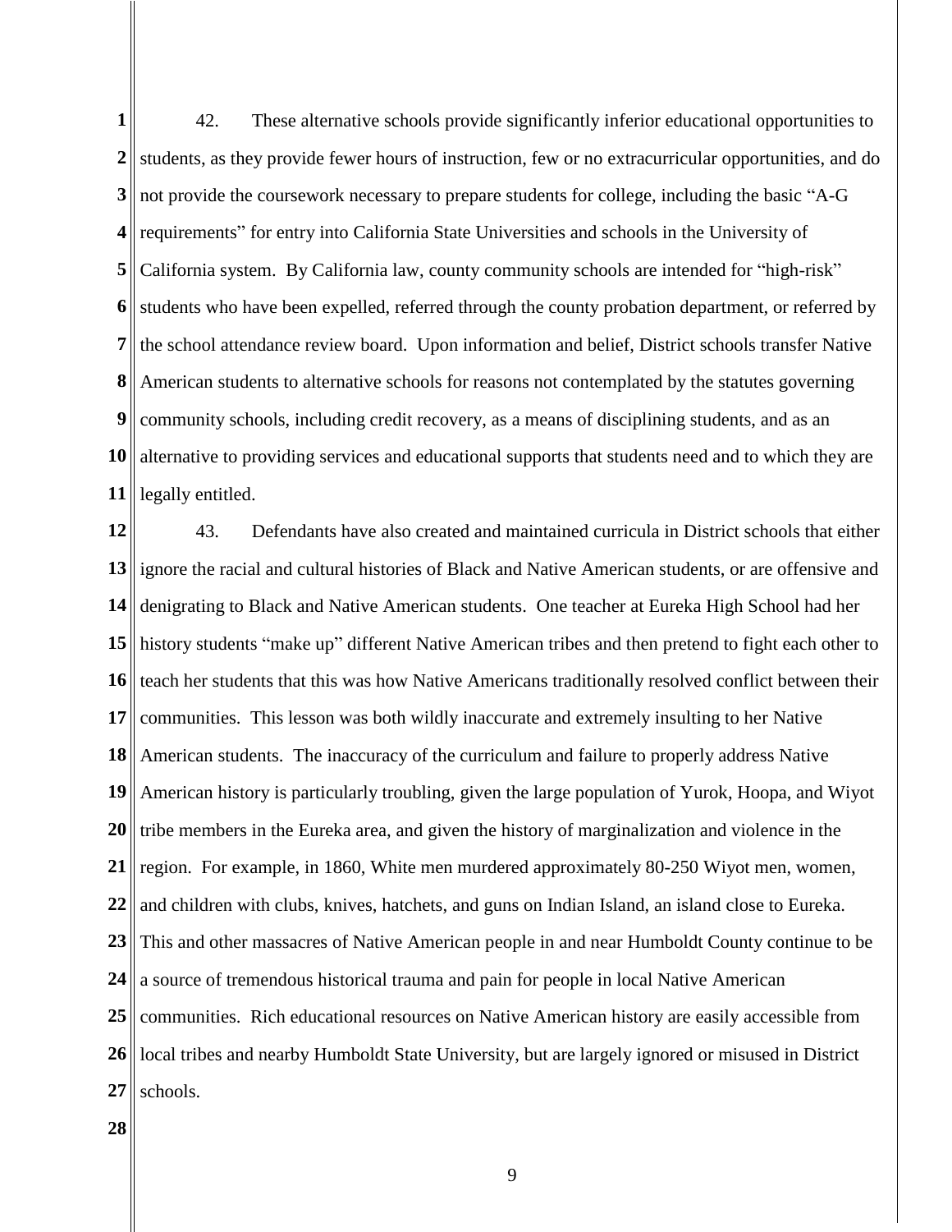42. These alternative schools provide significantly inferior educational opportunities to students, as they provide fewer hours of instruction, few or no extracurricular opportunities, and do not provide the coursework necessary to prepare students for college, including the basic "A-G requirements" for entry into California State Universities and schools in the University of California system. By California law, county community schools are intended for "high-risk" students who have been expelled, referred through the county probation department, or referred by the school attendance review board. Upon information and belief, District schools transfer Native American students to alternative schools for reasons not contemplated by the statutes governing community schools, including credit recovery, as a means of disciplining students, and as an alternative to providing services and educational supports that students need and to which they are legally entitled.

43. Defendants have also created and maintained curricula in District schools that either ignore the racial and cultural histories of Black and Native American students, or are offensive and denigrating to Black and Native American students. One teacher at Eureka High School had her history students "make up" different Native American tribes and then pretend to fight each other to teach her students that this was how Native Americans traditionally resolved conflict between their communities. This lesson was both wildly inaccurate and extremely insulting to her Native American students. The inaccuracy of the curriculum and failure to properly address Native American history is particularly troubling, given the large population of Yurok, Hoopa, and Wiyot tribe members in the Eureka area, and given the history of marginalization and violence in the region. For example, in 1860, White men murdered approximately 80-250 Wiyot men, women, and children with clubs, knives, hatchets, and guns on Indian Island, an island close to Eureka. This and other massacres of Native American people in and near Humboldt County continue to be a source of tremendous historical trauma and pain for people in local Native American communities. Rich educational resources on Native American history are easily accessible from local tribes and nearby Humboldt State University, but are largely ignored or misused in District schools.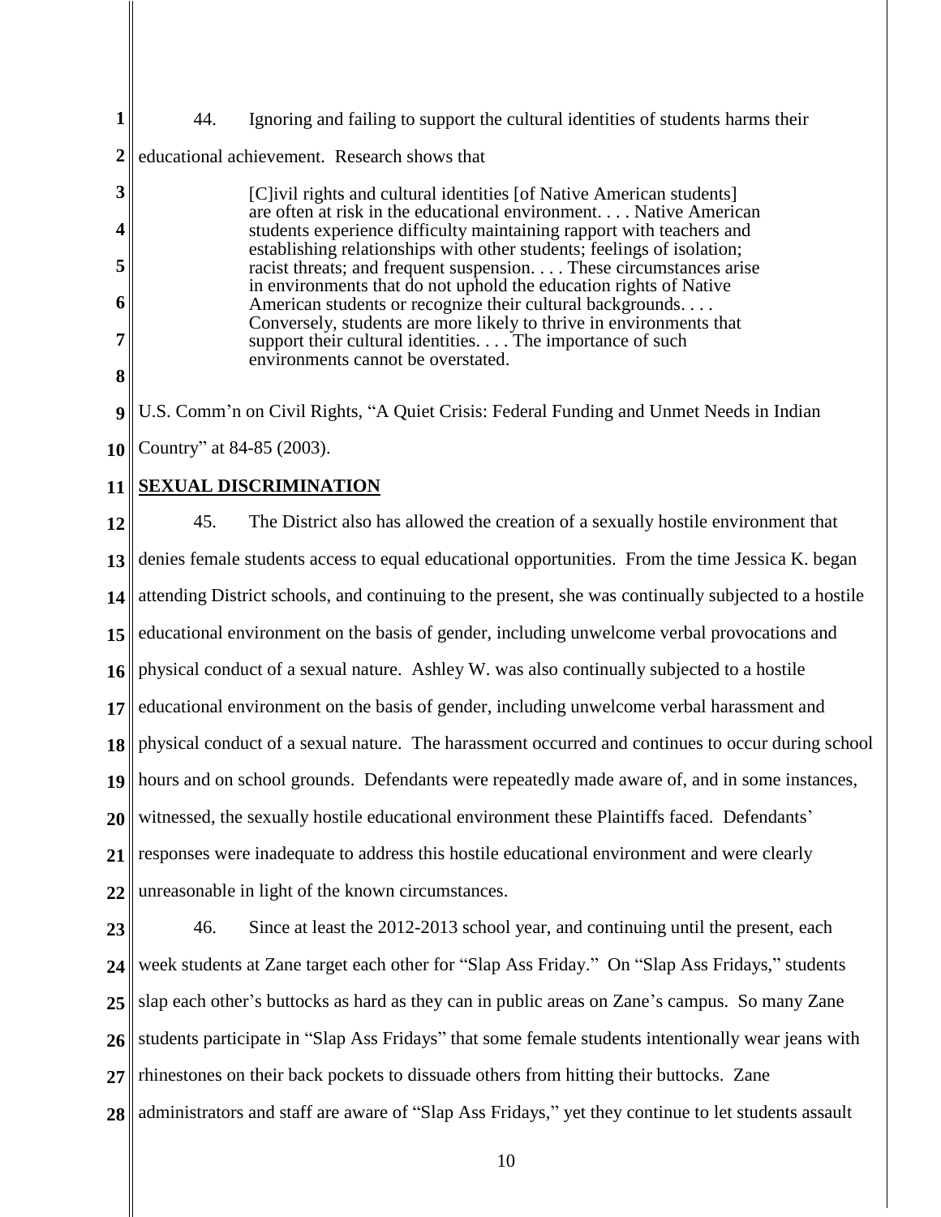44. Ignoring and failing to support the cultural identities of students harms their educational achievement. Research shows that

> [C]ivil rights and cultural identities [of Native American students] are often at risk in the educational environment. . . . Native American students experience difficulty maintaining rapport with teachers and establishing relationships with other students; feelings of isolation; racist threats; and frequent suspension. . . . These circumstances arise in environments that do not uphold the education rights of Native American students or recognize their cultural backgrounds. . . . Conversely, students are more likely to thrive in environments that support their cultural identities. . . . The importance of such environments cannot be overstated.

U.S. Comm'n on Civil Rights, "A Quiet Crisis: Federal Funding and Unmet Needs in Indian Country" at 84-85 (2003).

**SEXUAL DISCRIMINATION**

45. The District also has allowed the creation of a sexually hostile environment that denies female students access to equal educational opportunities. From the time Jessica K. began attending District schools, and continuing to the present, she was continually subjected to a hostile educational environment on the basis of gender, including unwelcome verbal provocations and physical conduct of a sexual nature. Ashley W. was also continually subjected to a hostile educational environment on the basis of gender, including unwelcome verbal harassment and physical conduct of a sexual nature. The harassment occurred and continues to occur during school hours and on school grounds. Defendants were repeatedly made aware of, and in some instances, witnessed, the sexually hostile educational environment these Plaintiffs faced. Defendants' responses were inadequate to address this hostile educational environment and were clearly unreasonable in light of the known circumstances.

46. Since at least the 2012-2013 school year, and continuing until the present, each week students at Zane target each other for "Slap Ass Friday." On "Slap Ass Fridays," students slap each other's buttocks as hard as they can in public areas on Zane's campus. So many Zane students participate in "Slap Ass Fridays" that some female students intentionally wear jeans with rhinestones on their back pockets to dissuade others from hitting their buttocks. Zane administrators and staff are aware of "Slap Ass Fridays," yet they continue to let students assault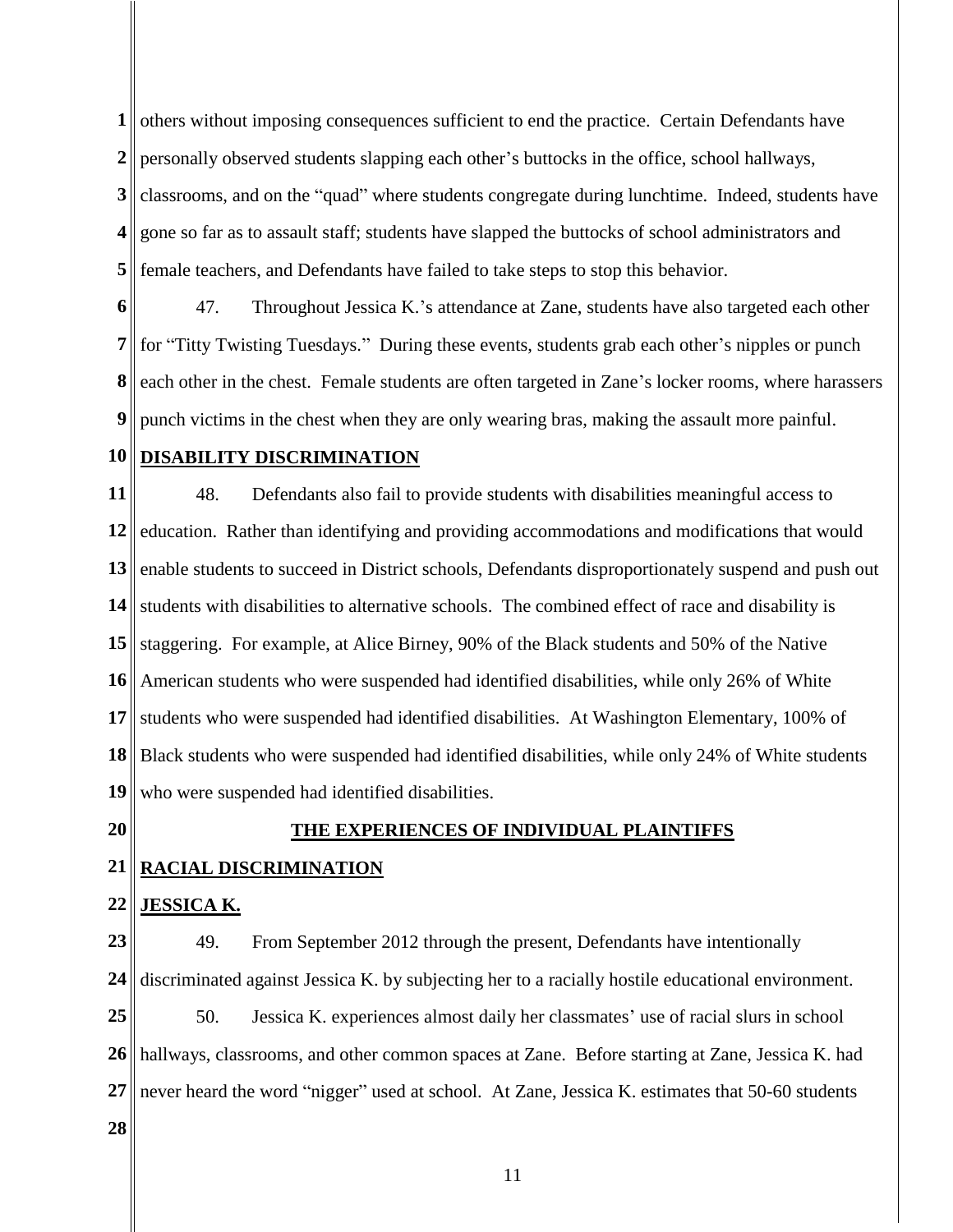others without imposing consequences sufficient to end the practice. Certain Defendants have personally observed students slapping each other's buttocks in the office, school hallways, classrooms, and on the "quad" where students congregate during lunchtime. Indeed, students have gone so far as to assault staff; students have slapped the buttocks of school administrators and female teachers, and Defendants have failed to take steps to stop this behavior.

47. Throughout Jessica K.'s attendance at Zane, students have also targeted each other for "Titty Twisting Tuesdays." During these events, students grab each other's nipples or punch each other in the chest. Female students are often targeted in Zane's locker rooms, where harassers punch victims in the chest when they are only wearing bras, making the assault more painful.

**DISABILITY DISCRIMINATION**

48. Defendants also fail to provide students with disabilities meaningful access to education. Rather than identifying and providing accommodations and modifications that would enable students to succeed in District schools, Defendants disproportionately suspend and push out students with disabilities to alternative schools. The combined effect of race and disability is staggering. For example, at Alice Birney, 90% of the Black students and 50% of the Native American students who were suspended had identified disabilities, while only 26% of White students who were suspended had identified disabilities. At Washington Elementary, 100% of Black students who were suspended had identified disabilities, while only 24% of White students who were suspended had identified disabilities.

## THE EXPERIENCES OF INDIVIDUAL PLAINTIFFS

**RACIAL DISCRIMINATION**

**JESSICA K.**

49. From September 2012 through the present, Defendants have intentionally discriminated against Jessica K. by subjecting her to a racially hostile educational environment.

50. Jessica K. experiences almost daily her classmates' use of racial slurs in school hallways, classrooms, and other common spaces at Zane. Before starting at Zane, Jessica K. had never heard the word "nigger" used at school. At Zane, Jessica K. estimates that 50-60 students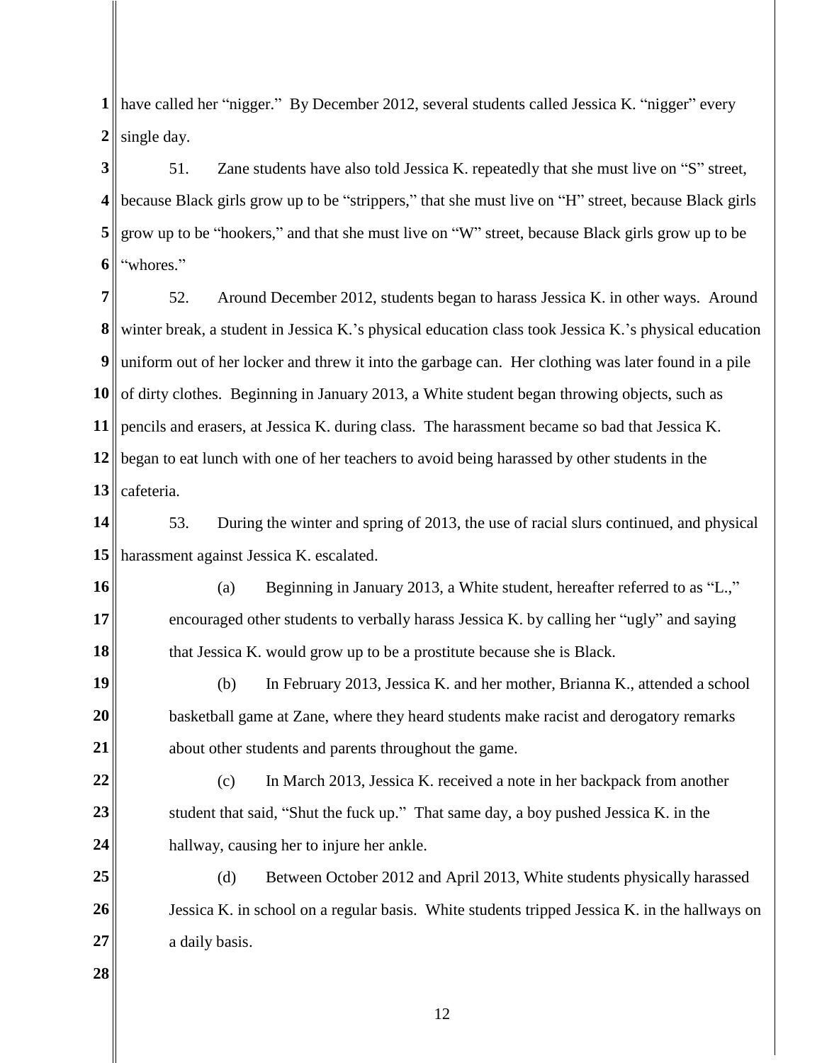have called her "nigger." By December 2012, several students called Jessica K. "nigger" every single day.

51. Zane students have also told Jessica K. repeatedly that she must live on "S" street, because Black girls grow up to be "strippers," that she must live on "H" street, because Black girls grow up to be "hookers," and that she must live on "W" street, because Black girls grow up to be "whores."

52. Around December 2012, students began to harass Jessica K. in other ways. Around winter break, a student in Jessica K.'s physical education class took Jessica K.'s physical education uniform out of her locker and threw it into the garbage can. Her clothing was later found in a pile of dirty clothes. Beginning in January 2013, a White student began throwing objects, such as pencils and erasers, at Jessica K. during class. The harassment became so bad that Jessica K. began to eat lunch with one of her teachers to avoid being harassed by other students in the cafeteria.

53. During the winter and spring of 2013, the use of racial slurs continued, and physical harassment against Jessica K. escalated.

(a) Beginning in January 2013, a White student, hereafter referred to as "L.," encouraged other students to verbally harass Jessica K. by calling her "ugly" and saying that Jessica K. would grow up to be a prostitute because she is Black.

(b) In February 2013, Jessica K. and her mother, Brianna K., attended a school basketball game at Zane, where they heard students make racist and derogatory remarks about other students and parents throughout the game.

(c) In March 2013, Jessica K. received a note in her backpack from another student that said, "Shut the fuck up." That same day, a boy pushed Jessica K. in the hallway, causing her to injure her ankle.

(d) Between October 2012 and April 2013, White students physically harassed Jessica K. in school on a regular basis. White students tripped Jessica K. in the hallways on a daily basis.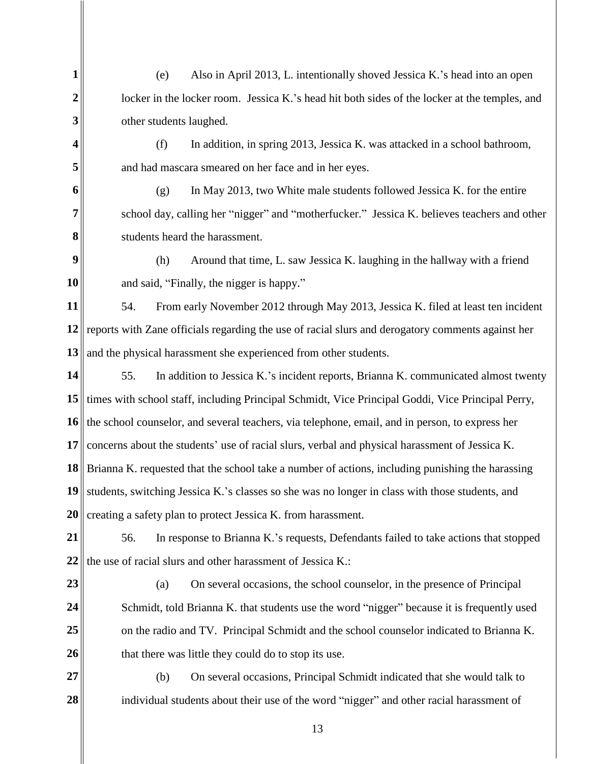(e) Also in April 2013, L. intentionally shoved Jessica K.'s head into an open locker in the locker room. Jessica K.'s head hit both sides of the locker at the temples, and other students laughed.

(f) In addition, in spring 2013, Jessica K. was attacked in a school bathroom, and had mascara smeared on her face and in her eyes.

(g) In May 2013, two White male students followed Jessica K. for the entire school day, calling her "nigger" and "motherfucker." Jessica K. believes teachers and other students heard the harassment.

(h) Around that time, L. saw Jessica K. laughing in the hallway with a friend and said, "Finally, the nigger is happy."

54. From early November 2012 through May 2013, Jessica K. filed at least ten incident reports with Zane officials regarding the use of racial slurs and derogatory comments against her and the physical harassment she experienced from other students.

55. In addition to Jessica K.'s incident reports, Brianna K. communicated almost twenty times with school staff, including Principal Schmidt, Vice Principal Goddi, Vice Principal Perry, the school counselor, and several teachers, via telephone, email, and in person, to express her concerns about the students' use of racial slurs, verbal and physical harassment of Jessica K. Brianna K. requested that the school take a number of actions, including punishing the harassing students, switching Jessica K.'s classes so she was no longer in class with those students, and creating a safety plan to protect Jessica K. from harassment.

56. In response to Brianna K.'s requests, Defendants failed to take actions that stopped the use of racial slurs and other harassment of Jessica K.:

(a) On several occasions, the school counselor, in the presence of Principal Schmidt, told Brianna K. that students use the word "nigger" because it is frequently used on the radio and TV. Principal Schmidt and the school counselor indicated to Brianna K. that there was little they could do to stop its use.

(b) On several occasions, Principal Schmidt indicated that she would talk to individual students about their use of the word "nigger" and other racial harassment of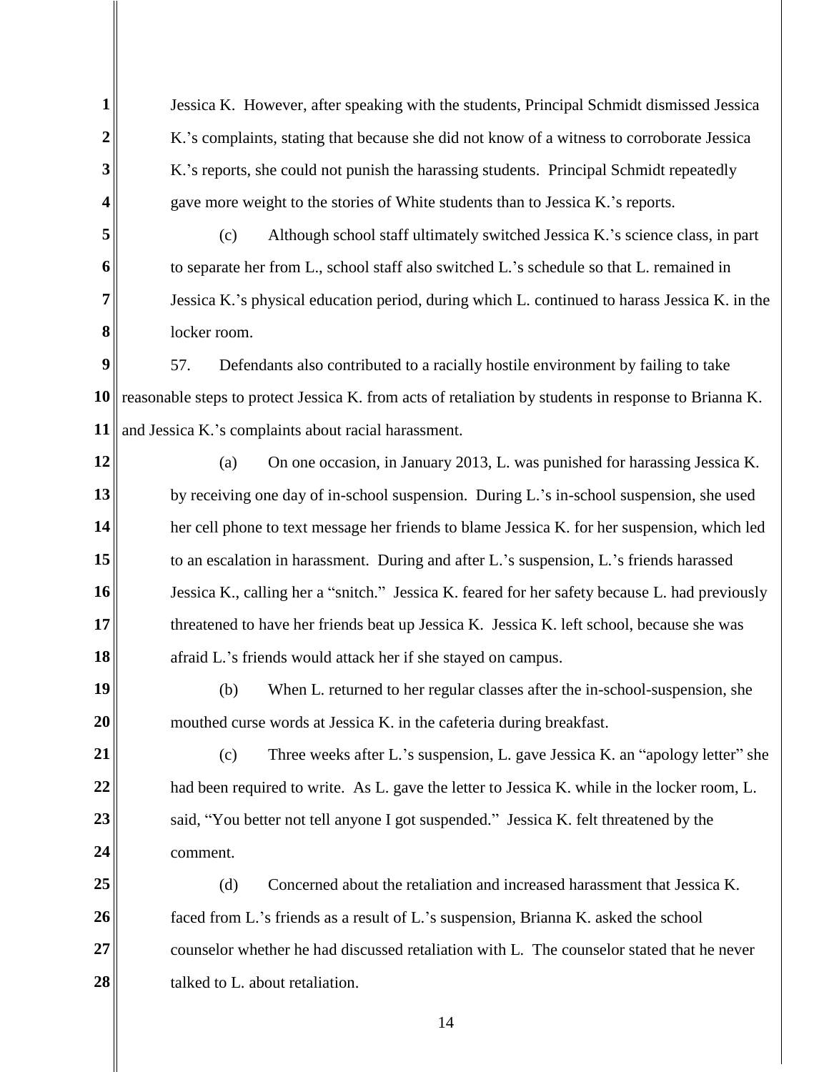Jessica K. However, after speaking with the students, Principal Schmidt dismissed Jessica K.'s complaints, stating that because she did not know of a witness to corroborate Jessica K.'s reports, she could not punish the harassing students. Principal Schmidt repeatedly gave more weight to the stories of White students than to Jessica K.'s reports.

(c) Although school staff ultimately switched Jessica K.'s science class, in part to separate her from L., school staff also switched L.'s schedule so that L. remained in Jessica K.'s physical education period, during which L. continued to harass Jessica K. in the locker room.

57. Defendants also contributed to a racially hostile environment by failing to take reasonable steps to protect Jessica K. from acts of retaliation by students in response to Brianna K. and Jessica K.'s complaints about racial harassment.

(a) On one occasion, in January 2013, L. was punished for harassing Jessica K. by receiving one day of in-school suspension. During L.'s in-school suspension, she used her cell phone to text message her friends to blame Jessica K. for her suspension, which led to an escalation in harassment. During and after L.'s suspension, L.'s friends harassed Jessica K., calling her a "snitch." Jessica K. feared for her safety because L. had previously threatened to have her friends beat up Jessica K. Jessica K. left school, because she was afraid L.'s friends would attack her if she stayed on campus.

(b) When L. returned to her regular classes after the in-school-suspension, she mouthed curse words at Jessica K. in the cafeteria during breakfast.

(c) Three weeks after L.'s suspension, L. gave Jessica K. an "apology letter" she had been required to write. As L. gave the letter to Jessica K. while in the locker room, L. said, "You better not tell anyone I got suspended." Jessica K. felt threatened by the comment.

(d) Concerned about the retaliation and increased harassment that Jessica K. faced from L.'s friends as a result of L.'s suspension, Brianna K. asked the school counselor whether he had discussed retaliation with L. The counselor stated that he never talked to L. about retaliation.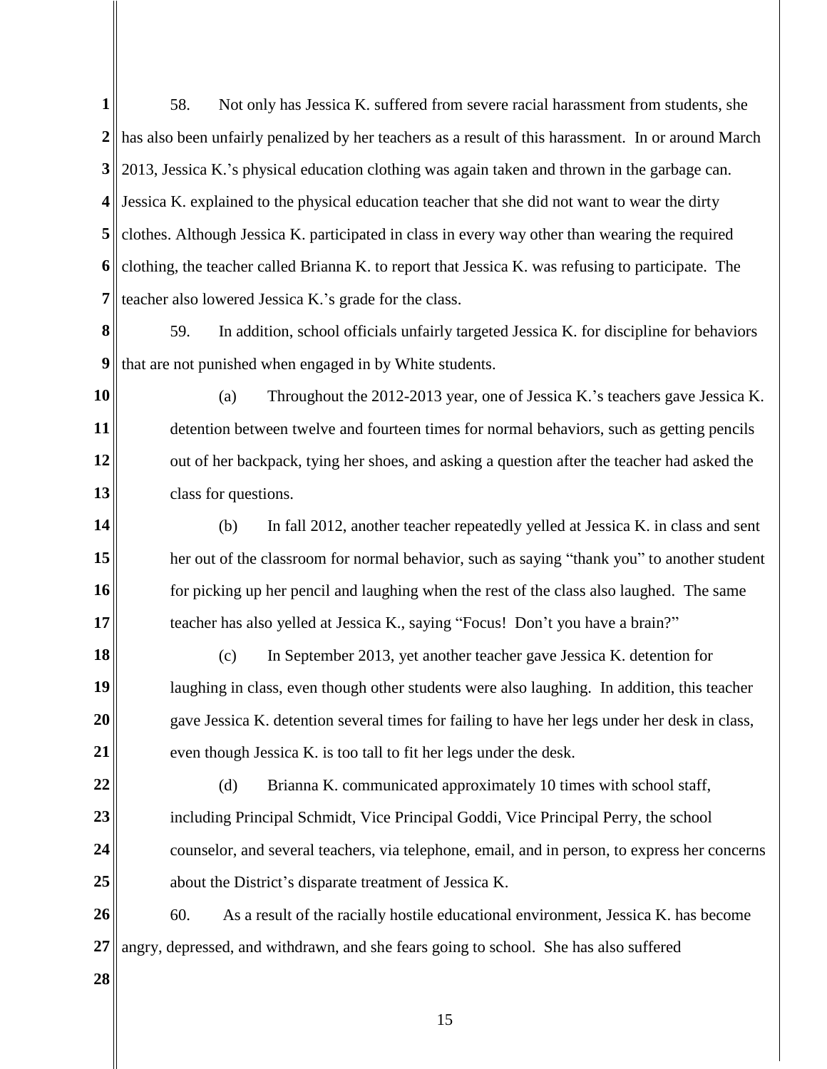58. Not only has Jessica K. suffered from severe racial harassment from students, she has also been unfairly penalized by her teachers as a result of this harassment. In or around March 2013, Jessica K.'s physical education clothing was again taken and thrown in the garbage can. Jessica K. explained to the physical education teacher that she did not want to wear the dirty clothes. Although Jessica K. participated in class in every way other than wearing the required clothing, the teacher called Brianna K. to report that Jessica K. was refusing to participate. The teacher also lowered Jessica K.'s grade for the class.

59. In addition, school officials unfairly targeted Jessica K. for discipline for behaviors that are not punished when engaged in by White students.

(a) Throughout the 2012-2013 year, one of Jessica K.'s teachers gave Jessica K. detention between twelve and fourteen times for normal behaviors, such as getting pencils out of her backpack, tying her shoes, and asking a question after the teacher had asked the class for questions.

(b) In fall 2012, another teacher repeatedly yelled at Jessica K. in class and sent her out of the classroom for normal behavior, such as saying "thank you" to another student for picking up her pencil and laughing when the rest of the class also laughed. The same teacher has also yelled at Jessica K., saying "Focus! Don't you have a brain?"

(c) In September 2013, yet another teacher gave Jessica K. detention for laughing in class, even though other students were also laughing. In addition, this teacher gave Jessica K. detention several times for failing to have her legs under her desk in class, even though Jessica K. is too tall to fit her legs under the desk.

(d) Brianna K. communicated approximately 10 times with school staff, including Principal Schmidt, Vice Principal Goddi, Vice Principal Perry, the school counselor, and several teachers, via telephone, email, and in person, to express her concerns about the District's disparate treatment of Jessica K.

60. As a result of the racially hostile educational environment, Jessica K. has become angry, depressed, and withdrawn, and she fears going to school. She has also suffered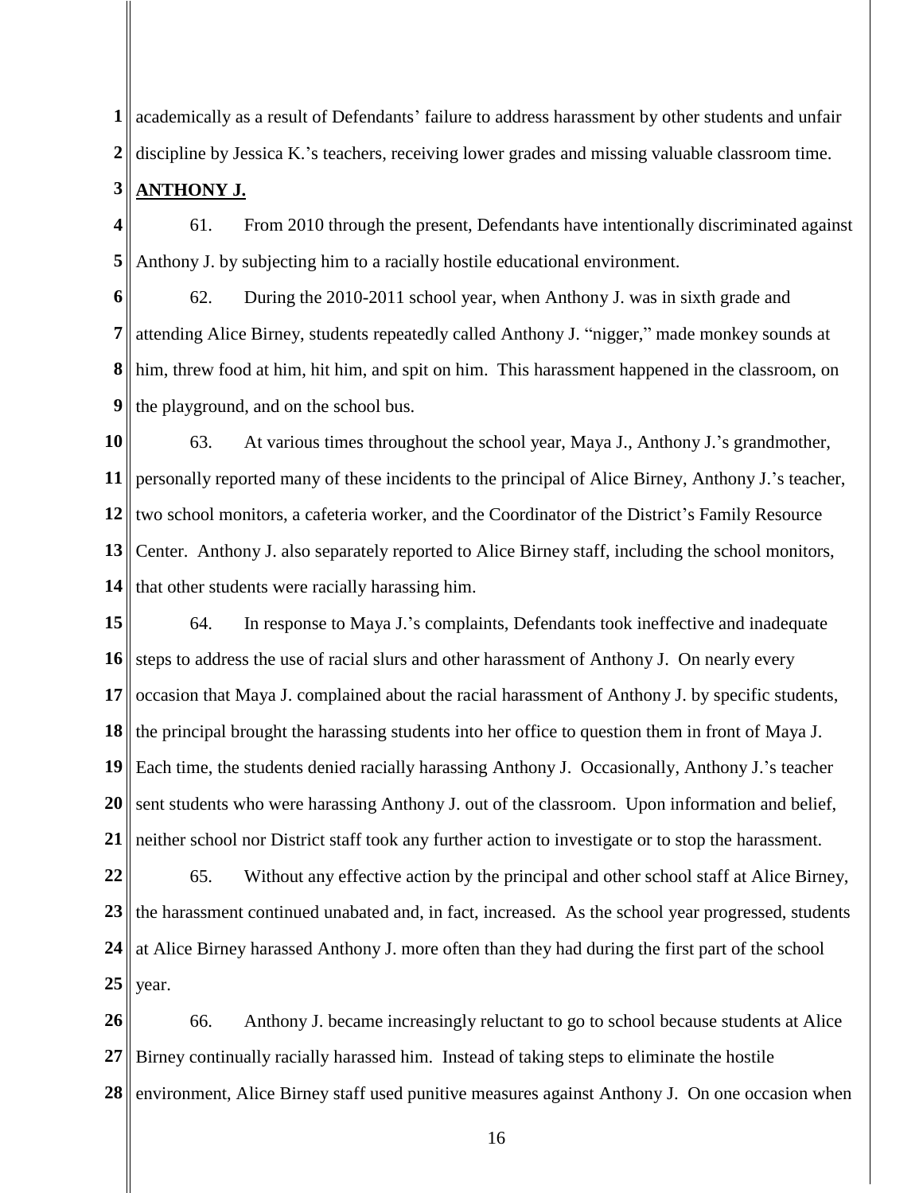academically as a result of Defendants' failure to address harassment by other students and unfair discipline by Jessica K.'s teachers, receiving lower grades and missing valuable classroom time.

**ANTHONY J.**

61. From 2010 through the present, Defendants have intentionally discriminated against Anthony J. by subjecting him to a racially hostile educational environment.

62. During the 2010-2011 school year, when Anthony J. was in sixth grade and attending Alice Birney, students repeatedly called Anthony J. "nigger," made monkey sounds at him, threw food at him, hit him, and spit on him. This harassment happened in the classroom, on the playground, and on the school bus.

63. At various times throughout the school year, Maya J., Anthony J.'s grandmother, personally reported many of these incidents to the principal of Alice Birney, Anthony J.'s teacher, two school monitors, a cafeteria worker, and the Coordinator of the District's Family Resource Center. Anthony J. also separately reported to Alice Birney staff, including the school monitors, that other students were racially harassing him.

64. In response to Maya J.'s complaints, Defendants took ineffective and inadequate steps to address the use of racial slurs and other harassment of Anthony J. On nearly every occasion that Maya J. complained about the racial harassment of Anthony J. by specific students, the principal brought the harassing students into her office to question them in front of Maya J. Each time, the students denied racially harassing Anthony J. Occasionally, Anthony J.'s teacher sent students who were harassing Anthony J. out of the classroom. Upon information and belief, neither school nor District staff took any further action to investigate or to stop the harassment.

65. Without any effective action by the principal and other school staff at Alice Birney, the harassment continued unabated and, in fact, increased. As the school year progressed, students at Alice Birney harassed Anthony J. more often than they had during the first part of the school year.

66. Anthony J. became increasingly reluctant to go to school because students at Alice Birney continually racially harassed him. Instead of taking steps to eliminate the hostile environment, Alice Birney staff used punitive measures against Anthony J. On one occasion when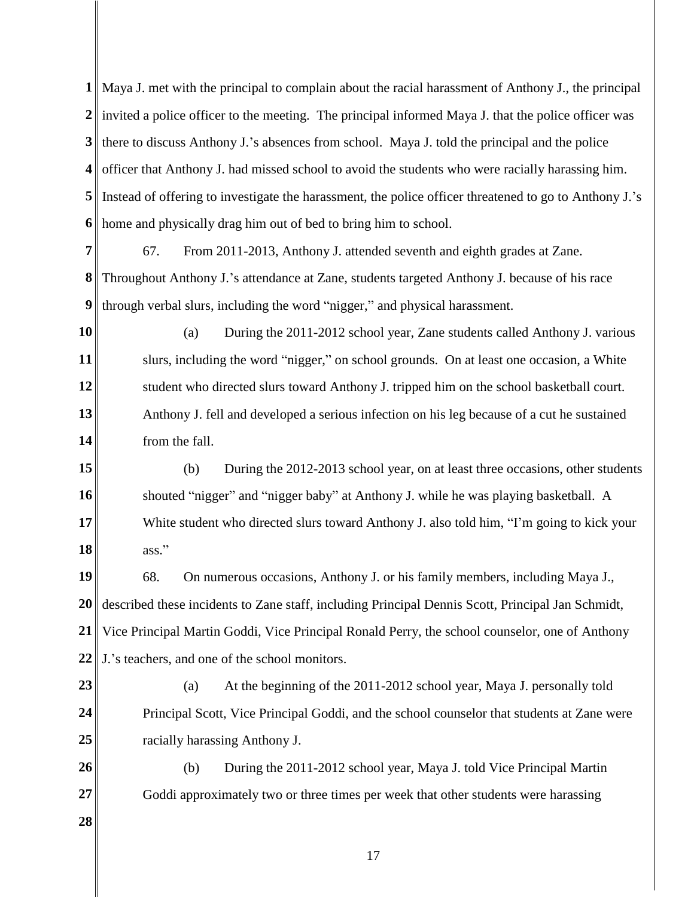Maya J. met with the principal to complain about the racial harassment of Anthony J., the principal invited a police officer to the meeting. The principal informed Maya J. that the police officer was there to discuss Anthony J.'s absences from school. Maya J. told the principal and the police officer that Anthony J. had missed school to avoid the students who were racially harassing him. Instead of offering to investigate the harassment, the police officer threatened to go to Anthony J.'s home and physically drag him out of bed to bring him to school.

67. From 2011-2013, Anthony J. attended seventh and eighth grades at Zane. Throughout Anthony J.'s attendance at Zane, students targeted Anthony J. because of his race through verbal slurs, including the word "nigger," and physical harassment.

(a) During the 2011-2012 school year, Zane students called Anthony J. various slurs, including the word "nigger," on school grounds. On at least one occasion, a White student who directed slurs toward Anthony J. tripped him on the school basketball court. Anthony J. fell and developed a serious infection on his leg because of a cut he sustained from the fall.

(b) During the 2012-2013 school year, on at least three occasions, other students shouted "nigger" and "nigger baby" at Anthony J. while he was playing basketball. A White student who directed slurs toward Anthony J. also told him, "I'm going to kick your ass."

68. On numerous occasions, Anthony J. or his family members, including Maya J., described these incidents to Zane staff, including Principal Dennis Scott, Principal Jan Schmidt, Vice Principal Martin Goddi, Vice Principal Ronald Perry, the school counselor, one of Anthony J.'s teachers, and one of the school monitors.

(a) At the beginning of the 2011-2012 school year, Maya J. personally told Principal Scott, Vice Principal Goddi, and the school counselor that students at Zane were racially harassing Anthony J.

(b) During the 2011-2012 school year, Maya J. told Vice Principal Martin Goddi approximately two or three times per week that other students were harassing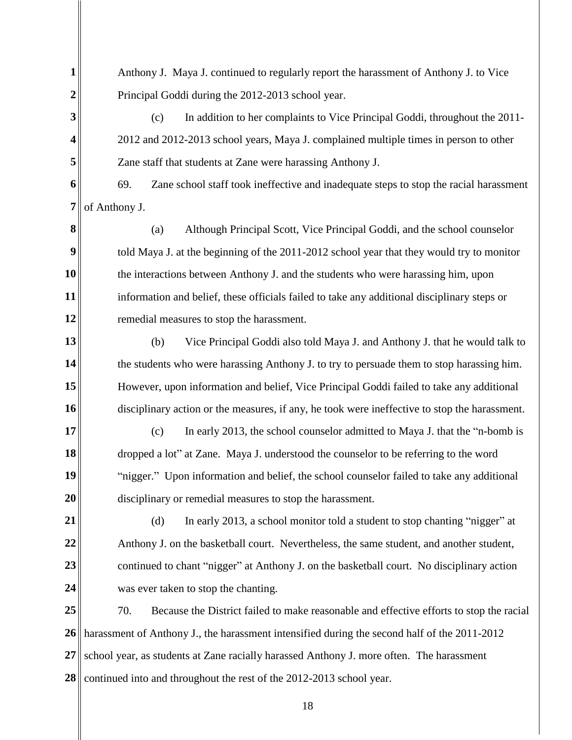Anthony J. Maya J. continued to regularly report the harassment of Anthony J. to Vice Principal Goddi during the 2012-2013 school year.

(c) In addition to her complaints to Vice Principal Goddi, throughout the 2011-2012 and 2012-2013 school years, Maya J. complained multiple times in person to other Zane staff that students at Zane were harassing Anthony J.

69. Zane school staff took ineffective and inadequate steps to stop the racial harassment of Anthony J.

(a) Although Principal Scott, Vice Principal Goddi, and the school counselor told Maya J. at the beginning of the 2011-2012 school year that they would try to monitor the interactions between Anthony J. and the students who were harassing him, upon information and belief, these officials failed to take any additional disciplinary steps or remedial measures to stop the harassment.

(b) Vice Principal Goddi also told Maya J. and Anthony J. that he would talk to the students who were harassing Anthony J. to try to persuade them to stop harassing him. However, upon information and belief, Vice Principal Goddi failed to take any additional disciplinary action or the measures, if any, he took were ineffective to stop the harassment.

(c) In early 2013, the school counselor admitted to Maya J. that the "n-bomb is dropped a lot" at Zane. Maya J. understood the counselor to be referring to the word "nigger." Upon information and belief, the school counselor failed to take any additional disciplinary or remedial measures to stop the harassment.

(d) In early 2013, a school monitor told a student to stop chanting "nigger" at Anthony J. on the basketball court. Nevertheless, the same student, and another student, continued to chant "nigger" at Anthony J. on the basketball court. No disciplinary action was ever taken to stop the chanting.

70. Because the District failed to make reasonable and effective efforts to stop the racial harassment of Anthony J., the harassment intensified during the second half of the 2011-2012 school year, as students at Zane racially harassed Anthony J. more often. The harassment continued into and throughout the rest of the 2012-2013 school year.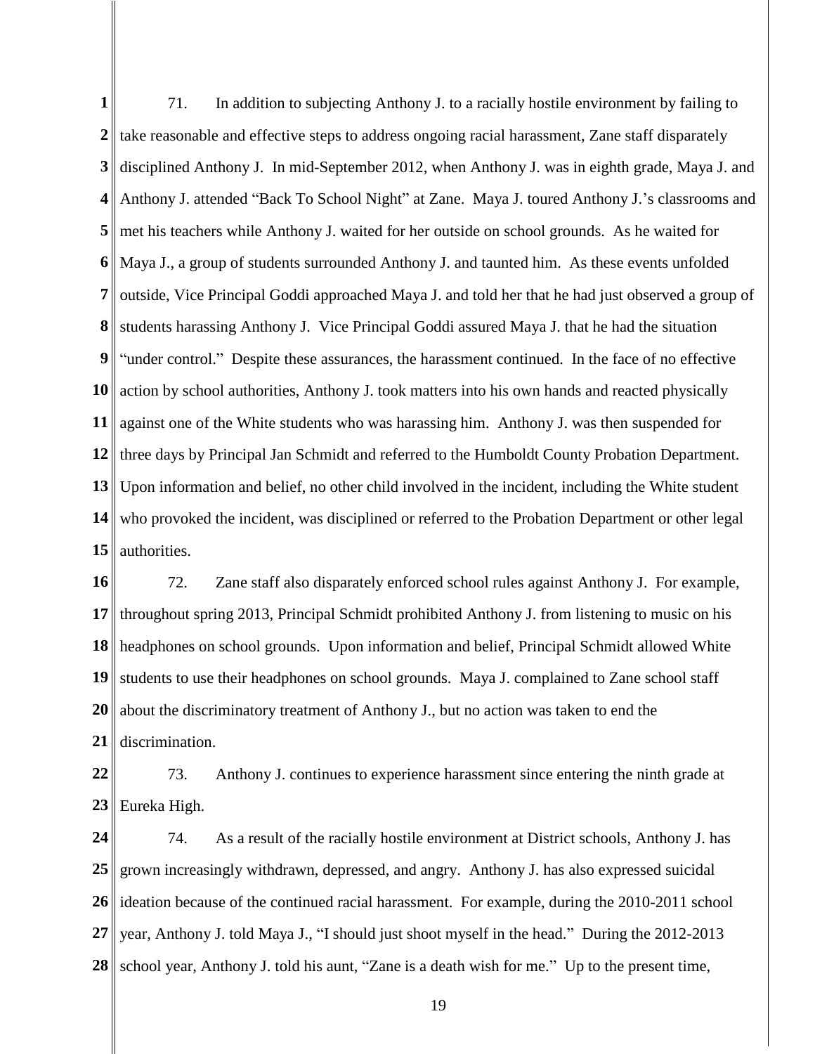71. In addition to subjecting Anthony J. to a racially hostile environment by failing to take reasonable and effective steps to address ongoing racial harassment, Zane staff disparately disciplined Anthony J. In mid-September 2012, when Anthony J. was in eighth grade, Maya J. and Anthony J. attended "Back To School Night" at Zane. Maya J. toured Anthony J.'s classrooms and met his teachers while Anthony J. waited for her outside on school grounds. As he waited for Maya J., a group of students surrounded Anthony J. and taunted him. As these events unfolded outside, Vice Principal Goddi approached Maya J. and told her that he had just observed a group of students harassing Anthony J. Vice Principal Goddi assured Maya J. that he had the situation "under control." Despite these assurances, the harassment continued. In the face of no effective action by school authorities, Anthony J. took matters into his own hands and reacted physically against one of the White students who was harassing him. Anthony J. was then suspended for three days by Principal Jan Schmidt and referred to the Humboldt County Probation Department. Upon information and belief, no other child involved in the incident, including the White student who provoked the incident, was disciplined or referred to the Probation Department or other legal authorities.

72. Zane staff also disparately enforced school rules against Anthony J. For example, throughout spring 2013, Principal Schmidt prohibited Anthony J. from listening to music on his headphones on school grounds. Upon information and belief, Principal Schmidt allowed White students to use their headphones on school grounds. Maya J. complained to Zane school staff about the discriminatory treatment of Anthony J., but no action was taken to end the discrimination.

73. Anthony J. continues to experience harassment since entering the ninth grade at Eureka High.

74. As a result of the racially hostile environment at District schools, Anthony J. has grown increasingly withdrawn, depressed, and angry. Anthony J. has also expressed suicidal ideation because of the continued racial harassment. For example, during the 2010-2011 school year, Anthony J. told Maya J., "I should just shoot myself in the head." During the 2012-2013 school year, Anthony J. told his aunt, "Zane is a death wish for me." Up to the present time,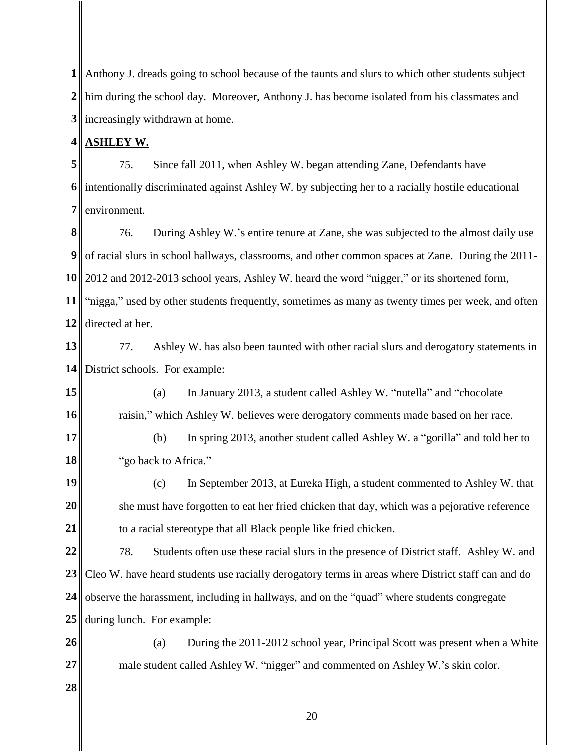Anthony J. dreads going to school because of the taunts and slurs to which other students subject him during the school day. Moreover, Anthony J. has become isolated from his classmates and increasingly withdrawn at home.

**ASHLEY W.**

75. Since fall 2011, when Ashley W. began attending Zane, Defendants have intentionally discriminated against Ashley W. by subjecting her to a racially hostile educational environment.

76. During Ashley W.'s entire tenure at Zane, she was subjected to the almost daily use of racial slurs in school hallways, classrooms, and other common spaces at Zane. During the 2011-2012 and 2012-2013 school years, Ashley W. heard the word "nigger," or its shortened form, "nigga," used by other students frequently, sometimes as many as twenty times per week, and often directed at her.

77. Ashley W. has also been taunted with other racial slurs and derogatory statements in District schools. For example:

(a) In January 2013, a student called Ashley W. "nutella" and "chocolate raisin," which Ashley W. believes were derogatory comments made based on her race.

(b) In spring 2013, another student called Ashley W. a "gorilla" and told her to "go back to Africa."

(c) In September 2013, at Eureka High, a student commented to Ashley W. that she must have forgotten to eat her fried chicken that day, which was a pejorative reference to a racial stereotype that all Black people like fried chicken.

78. Students often use these racial slurs in the presence of District staff. Ashley W. and Cleo W. have heard students use racially derogatory terms in areas where District staff can and do observe the harassment, including in hallways, and on the "quad" where students congregate during lunch. For example:

(a) During the 2011-2012 school year, Principal Scott was present when a White male student called Ashley W. "nigger" and commented on Ashley W.'s skin color.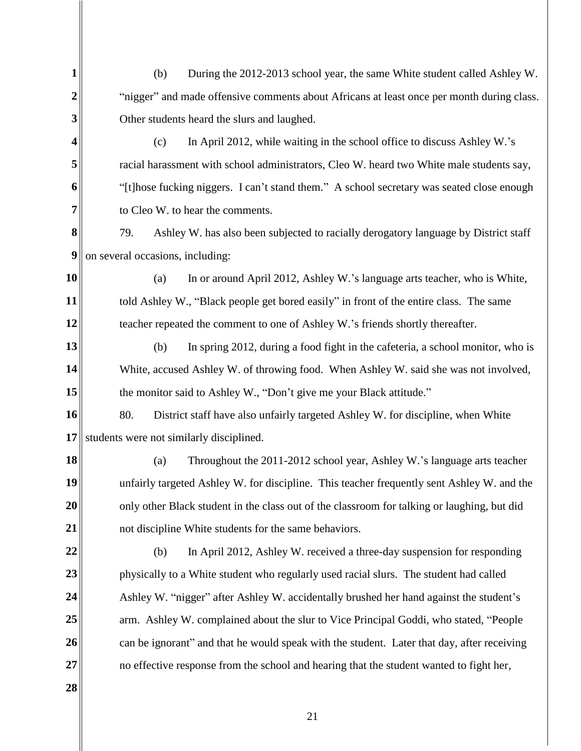(b) During the 2012-2013 school year, the same White student called Ashley W. "nigger" and made offensive comments about Africans at least once per month during class. Other students heard the slurs and laughed.

(c) In April 2012, while waiting in the school office to discuss Ashley W.'s racial harassment with school administrators, Cleo W. heard two White male students say, "[t]hose fucking niggers. I can't stand them." A school secretary was seated close enough to Cleo W. to hear the comments.

79. Ashley W. has also been subjected to racially derogatory language by District staff on several occasions, including:

(a) In or around April 2012, Ashley W.'s language arts teacher, who is White, told Ashley W., "Black people get bored easily" in front of the entire class. The same teacher repeated the comment to one of Ashley W.'s friends shortly thereafter.

(b) In spring 2012, during a food fight in the cafeteria, a school monitor, who is White, accused Ashley W. of throwing food. When Ashley W. said she was not involved, the monitor said to Ashley W., "Don't give me your Black attitude."

80. District staff have also unfairly targeted Ashley W. for discipline, when White students were not similarly disciplined.

(a) Throughout the 2011-2012 school year, Ashley W.'s language arts teacher unfairly targeted Ashley W. for discipline. This teacher frequently sent Ashley W. and the only other Black student in the class out of the classroom for talking or laughing, but did not discipline White students for the same behaviors.

(b) In April 2012, Ashley W. received a three-day suspension for responding physically to a White student who regularly used racial slurs. The student had called Ashley W. "nigger" after Ashley W. accidentally brushed her hand against the student's arm. Ashley W. complained about the slur to Vice Principal Goddi, who stated, "People can be ignorant" and that he would speak with the student. Later that day, after receiving no effective response from the school and hearing that the student wanted to fight her,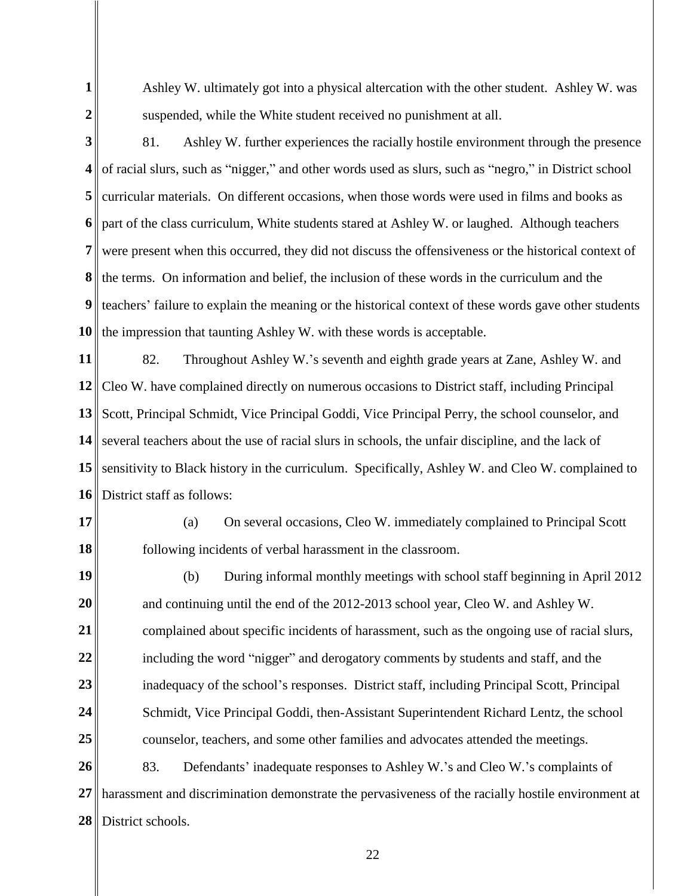Ashley W. ultimately got into a physical altercation with the other student. Ashley W. was suspended, while the White student received no punishment at all.

81. Ashley W. further experiences the racially hostile environment through the presence of racial slurs, such as "nigger," and other words used as slurs, such as "negro," in District school curricular materials. On different occasions, when those words were used in films and books as part of the class curriculum, White students stared at Ashley W. or laughed. Although teachers were present when this occurred, they did not discuss the offensiveness or the historical context of the terms. On information and belief, the inclusion of these words in the curriculum and the teachers' failure to explain the meaning or the historical context of these words gave other students the impression that taunting Ashley W. with these words is acceptable.

82. Throughout Ashley W.'s seventh and eighth grade years at Zane, Ashley W. and Cleo W. have complained directly on numerous occasions to District staff, including Principal Scott, Principal Schmidt, Vice Principal Goddi, Vice Principal Perry, the school counselor, and several teachers about the use of racial slurs in schools, the unfair discipline, and the lack of sensitivity to Black history in the curriculum. Specifically, Ashley W. and Cleo W. complained to District staff as follows:

(a) On several occasions, Cleo W. immediately complained to Principal Scott following incidents of verbal harassment in the classroom.

(b) During informal monthly meetings with school staff beginning in April 2012 and continuing until the end of the 2012-2013 school year, Cleo W. and Ashley W. complained about specific incidents of harassment, such as the ongoing use of racial slurs, including the word "nigger" and derogatory comments by students and staff, and the inadequacy of the school's responses. District staff, including Principal Scott, Principal Schmidt, Vice Principal Goddi, then-Assistant Superintendent Richard Lentz, the school counselor, teachers, and some other families and advocates attended the meetings.

83. Defendants' inadequate responses to Ashley W.'s and Cleo W.'s complaints of harassment and discrimination demonstrate the pervasiveness of the racially hostile environment at District schools.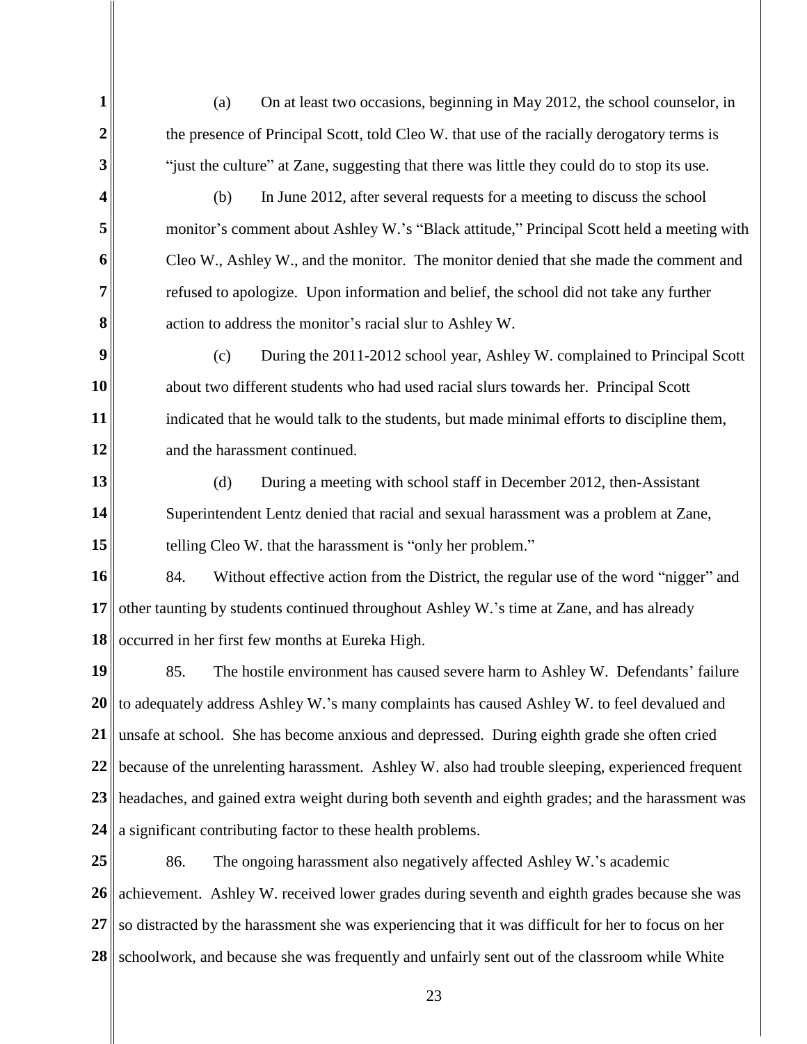(a) On at least two occasions, beginning in May 2012, the school counselor, in the presence of Principal Scott, told Cleo W. that use of the racially derogatory terms is "just the culture" at Zane, suggesting that there was little they could do to stop its use.

(b) In June 2012, after several requests for a meeting to discuss the school monitor's comment about Ashley W.'s "Black attitude," Principal Scott held a meeting with Cleo W., Ashley W., and the monitor. The monitor denied that she made the comment and refused to apologize. Upon information and belief, the school did not take any further action to address the monitor's racial slur to Ashley W.

(c) During the 2011-2012 school year, Ashley W. complained to Principal Scott about two different students who had used racial slurs towards her. Principal Scott indicated that he would talk to the students, but made minimal efforts to discipline them, and the harassment continued.

(d) During a meeting with school staff in December 2012, then-Assistant Superintendent Lentz denied that racial and sexual harassment was a problem at Zane, telling Cleo W. that the harassment is "only her problem."

84. Without effective action from the District, the regular use of the word "nigger" and other taunting by students continued throughout Ashley W.'s time at Zane, and has already occurred in her first few months at Eureka High.

85. The hostile environment has caused severe harm to Ashley W. Defendants' failure to adequately address Ashley W.'s many complaints has caused Ashley W. to feel devalued and unsafe at school. She has become anxious and depressed. During eighth grade she often cried because of the unrelenting harassment. Ashley W. also had trouble sleeping, experienced frequent headaches, and gained extra weight during both seventh and eighth grades; and the harassment was a significant contributing factor to these health problems.

86. The ongoing harassment also negatively affected Ashley W.'s academic achievement. Ashley W. received lower grades during seventh and eighth grades because she was so distracted by the harassment she was experiencing that it was difficult for her to focus on her schoolwork, and because she was frequently and unfairly sent out of the classroom while White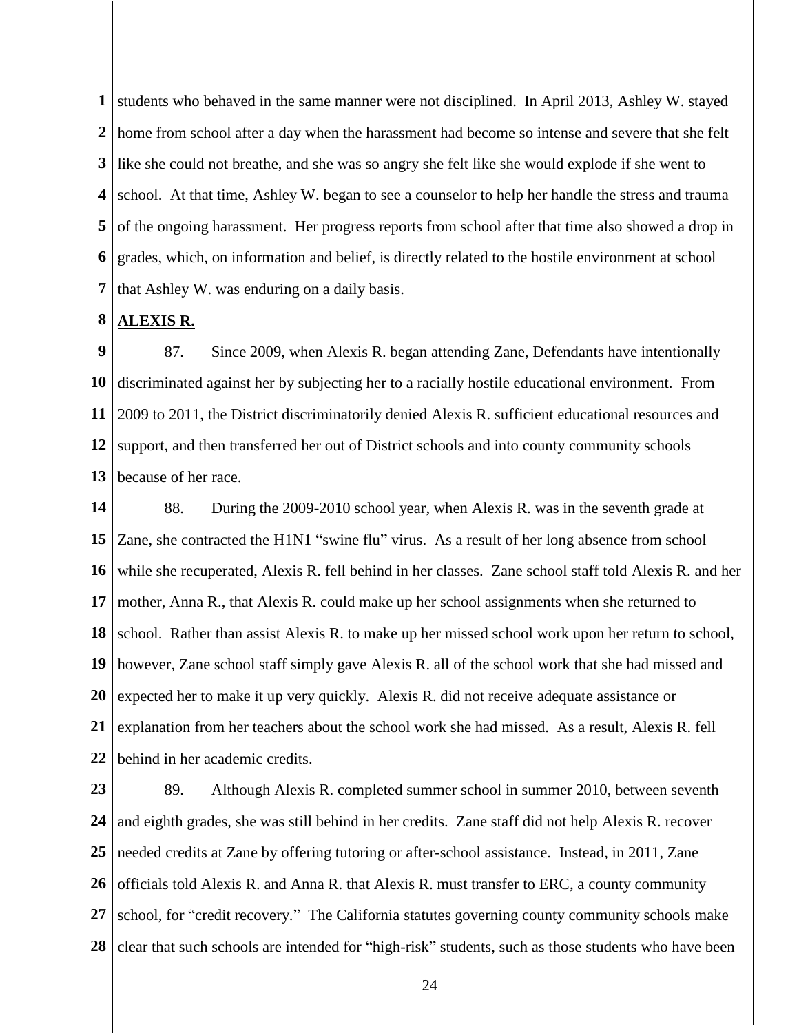students who behaved in the same manner were not disciplined. In April 2013, Ashley W. stayed home from school after a day when the harassment had become so intense and severe that she felt like she could not breathe, and she was so angry she felt like she would explode if she went to school. At that time, Ashley W. began to see a counselor to help her handle the stress and trauma of the ongoing harassment. Her progress reports from school after that time also showed a drop in grades, which, on information and belief, is directly related to the hostile environment at school that Ashley W. was enduring on a daily basis.

**ALEXIS R.**

87. Since 2009, when Alexis R. began attending Zane, Defendants have intentionally discriminated against her by subjecting her to a racially hostile educational environment. From 2009 to 2011, the District discriminatorily denied Alexis R. sufficient educational resources and support, and then transferred her out of District schools and into county community schools because of her race.

88. During the 2009-2010 school year, when Alexis R. was in the seventh grade at Zane, she contracted the H1N1 "swine flu" virus. As a result of her long absence from school while she recuperated, Alexis R. fell behind in her classes. Zane school staff told Alexis R. and her mother, Anna R., that Alexis R. could make up her school assignments when she returned to school. Rather than assist Alexis R. to make up her missed school work upon her return to school, however, Zane school staff simply gave Alexis R. all of the school work that she had missed and expected her to make it up very quickly. Alexis R. did not receive adequate assistance or explanation from her teachers about the school work she had missed. As a result, Alexis R. fell behind in her academic credits.

89. Although Alexis R. completed summer school in summer 2010, between seventh and eighth grades, she was still behind in her credits. Zane staff did not help Alexis R. recover needed credits at Zane by offering tutoring or after-school assistance. Instead, in 2011, Zane officials told Alexis R. and Anna R. that Alexis R. must transfer to ERC, a county community school, for "credit recovery." The California statutes governing county community schools make clear that such schools are intended for "high-risk" students, such as those students who have been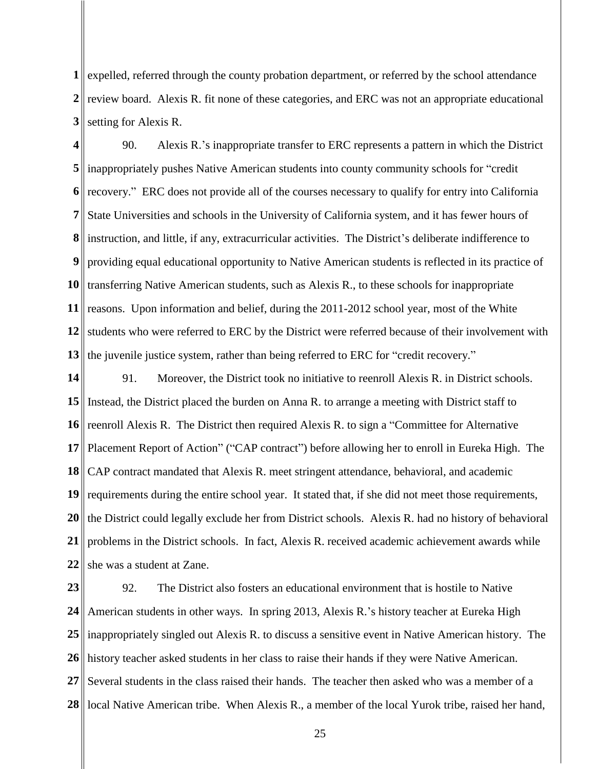expelled, referred through the county probation department, or referred by the school attendance review board. Alexis R. fit none of these categories, and ERC was not an appropriate educational setting for Alexis R.

90. Alexis R.'s inappropriate transfer to ERC represents a pattern in which the District inappropriately pushes Native American students into county community schools for "credit recovery." ERC does not provide all of the courses necessary to qualify for entry into California State Universities and schools in the University of California system, and it has fewer hours of instruction, and little, if any, extracurricular activities. The District's deliberate indifference to providing equal educational opportunity to Native American students is reflected in its practice of transferring Native American students, such as Alexis R., to these schools for inappropriate reasons. Upon information and belief, during the 2011-2012 school year, most of the White students who were referred to ERC by the District were referred because of their involvement with the juvenile justice system, rather than being referred to ERC for "credit recovery."

91. Moreover, the District took no initiative to reenroll Alexis R. in District schools. Instead, the District placed the burden on Anna R. to arrange a meeting with District staff to reenroll Alexis R. The District then required Alexis R. to sign a "Committee for Alternative Placement Report of Action" ("CAP contract") before allowing her to enroll in Eureka High. The CAP contract mandated that Alexis R. meet stringent attendance, behavioral, and academic requirements during the entire school year. It stated that, if she did not meet those requirements, the District could legally exclude her from District schools. Alexis R. had no history of behavioral problems in the District schools. In fact, Alexis R. received academic achievement awards while she was a student at Zane.

92. The District also fosters an educational environment that is hostile to Native American students in other ways. In spring 2013, Alexis R.'s history teacher at Eureka High inappropriately singled out Alexis R. to discuss a sensitive event in Native American history. The history teacher asked students in her class to raise their hands if they were Native American. Several students in the class raised their hands. The teacher then asked who was a member of a local Native American tribe. When Alexis R., a member of the local Yurok tribe, raised her hand,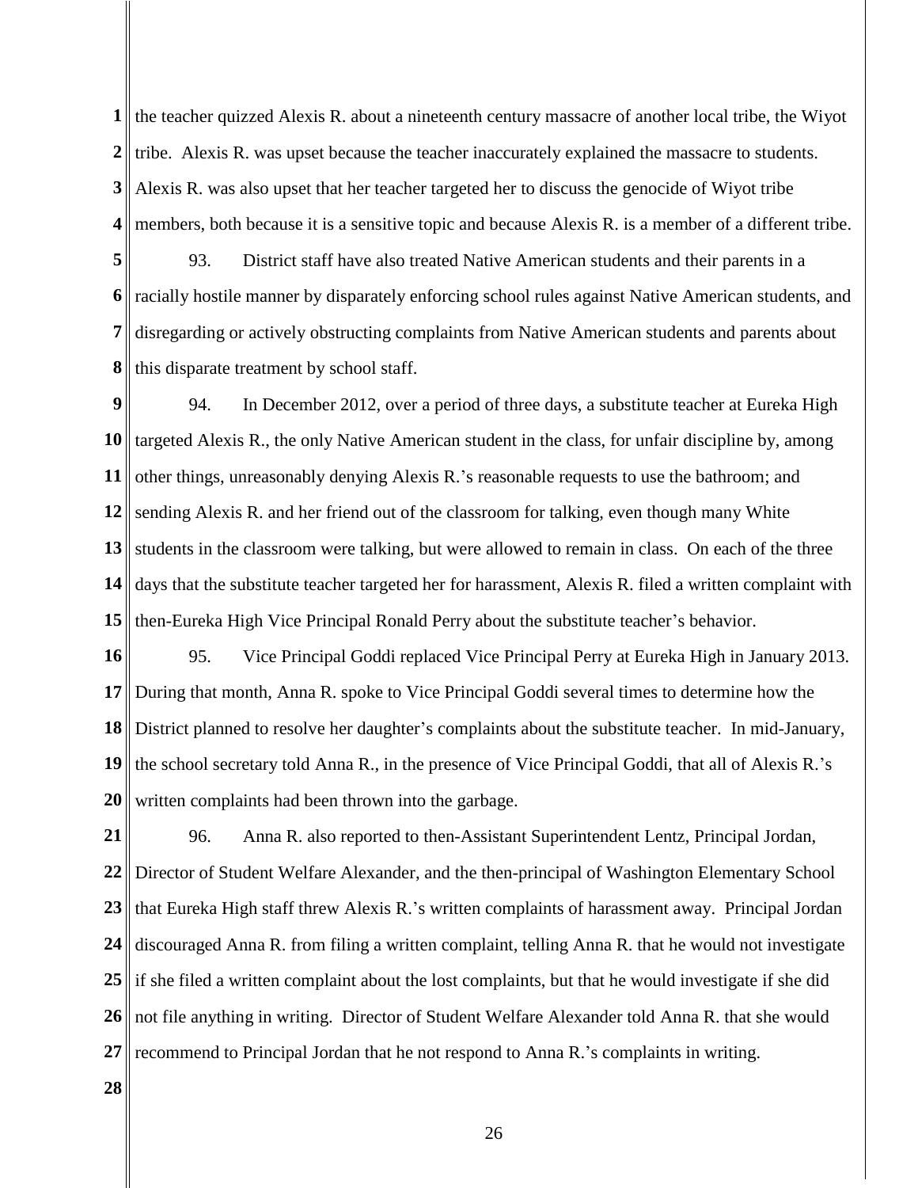the teacher quizzed Alexis R. about a nineteenth century massacre of another local tribe, the Wiyot tribe. Alexis R. was upset because the teacher inaccurately explained the massacre to students. Alexis R. was also upset that her teacher targeted her to discuss the genocide of Wiyot tribe members, both because it is a sensitive topic and because Alexis R. is a member of a different tribe.

93. District staff have also treated Native American students and their parents in a racially hostile manner by disparately enforcing school rules against Native American students, and disregarding or actively obstructing complaints from Native American students and parents about this disparate treatment by school staff.

94. In December 2012, over a period of three days, a substitute teacher at Eureka High targeted Alexis R., the only Native American student in the class, for unfair discipline by, among other things, unreasonably denying Alexis R.'s reasonable requests to use the bathroom; and sending Alexis R. and her friend out of the classroom for talking, even though many White students in the classroom were talking, but were allowed to remain in class. On each of the three days that the substitute teacher targeted her for harassment, Alexis R. filed a written complaint with then-Eureka High Vice Principal Ronald Perry about the substitute teacher's behavior.

95. Vice Principal Goddi replaced Vice Principal Perry at Eureka High in January 2013. During that month, Anna R. spoke to Vice Principal Goddi several times to determine how the District planned to resolve her daughter's complaints about the substitute teacher. In mid-January, the school secretary told Anna R., in the presence of Vice Principal Goddi, that all of Alexis R.'s written complaints had been thrown into the garbage.

96. Anna R. also reported to then-Assistant Superintendent Lentz, Principal Jordan, Director of Student Welfare Alexander, and the then-principal of Washington Elementary School that Eureka High staff threw Alexis R.'s written complaints of harassment away. Principal Jordan discouraged Anna R. from filing a written complaint, telling Anna R. that he would not investigate if she filed a written complaint about the lost complaints, but that he would investigate if she did not file anything in writing. Director of Student Welfare Alexander told Anna R. that she would recommend to Principal Jordan that he not respond to Anna R.'s complaints in writing.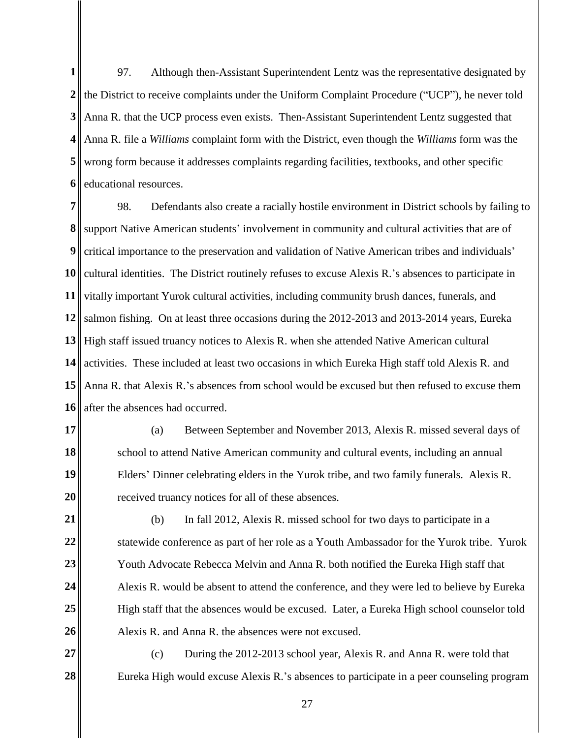97. Although then-Assistant Superintendent Lentz was the representative designated by the District to receive complaints under the Uniform Complaint Procedure ("UCP"), he never told Anna R. that the UCP process even exists. Then-Assistant Superintendent Lentz suggested that Anna R. file a *Williams* complaint form with the District, even though the *Williams* form was the wrong form because it addresses complaints regarding facilities, textbooks, and other specific educational resources.

98. Defendants also create a racially hostile environment in District schools by failing to support Native American students' involvement in community and cultural activities that are of critical importance to the preservation and validation of Native American tribes and individuals' cultural identities. The District routinely refuses to excuse Alexis R.'s absences to participate in vitally important Yurok cultural activities, including community brush dances, funerals, and salmon fishing. On at least three occasions during the 2012-2013 and 2013-2014 years, Eureka High staff issued truancy notices to Alexis R. when she attended Native American cultural activities. These included at least two occasions in which Eureka High staff told Alexis R. and Anna R. that Alexis R.'s absences from school would be excused but then refused to excuse them after the absences had occurred.

(a) Between September and November 2013, Alexis R. missed several days of school to attend Native American community and cultural events, including an annual Elders' Dinner celebrating elders in the Yurok tribe, and two family funerals. Alexis R. received truancy notices for all of these absences.

(b) In fall 2012, Alexis R. missed school for two days to participate in a statewide conference as part of her role as a Youth Ambassador for the Yurok tribe. Yurok Youth Advocate Rebecca Melvin and Anna R. both notified the Eureka High staff that Alexis R. would be absent to attend the conference, and they were led to believe by Eureka High staff that the absences would be excused. Later, a Eureka High school counselor told Alexis R. and Anna R. the absences were not excused.

(c) During the 2012-2013 school year, Alexis R. and Anna R. were told that Eureka High would excuse Alexis R.'s absences to participate in a peer counseling program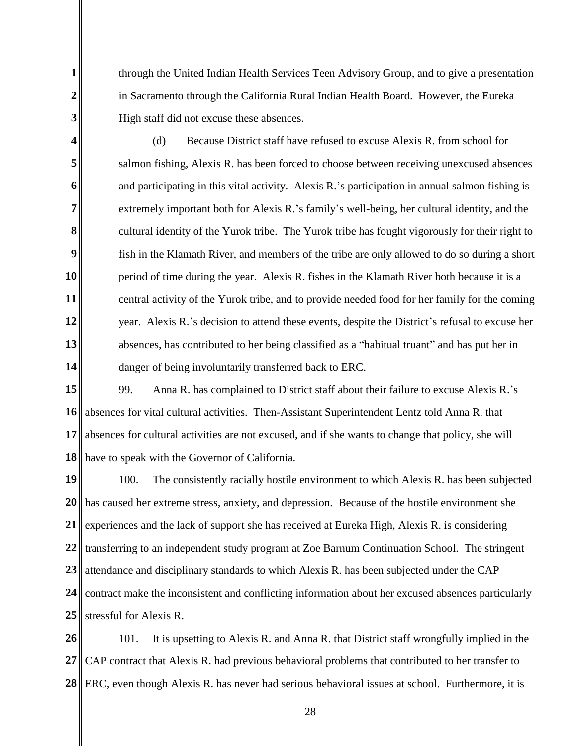through the United Indian Health Services Teen Advisory Group, and to give a presentation in Sacramento through the California Rural Indian Health Board. However, the Eureka High staff did not excuse these absences.

(d) Because District staff have refused to excuse Alexis R. from school for salmon fishing, Alexis R. has been forced to choose between receiving unexcused absences and participating in this vital activity. Alexis R.'s participation in annual salmon fishing is extremely important both for Alexis R.'s family's well-being, her cultural identity, and the cultural identity of the Yurok tribe. The Yurok tribe has fought vigorously for their right to fish in the Klamath River, and members of the tribe are only allowed to do so during a short period of time during the year. Alexis R. fishes in the Klamath River both because it is a central activity of the Yurok tribe, and to provide needed food for her family for the coming year. Alexis R.'s decision to attend these events, despite the District's refusal to excuse her absences, has contributed to her being classified as a "habitual truant" and has put her in danger of being involuntarily transferred back to ERC.

99. Anna R. has complained to District staff about their failure to excuse Alexis R.'s absences for vital cultural activities. Then-Assistant Superintendent Lentz told Anna R. that absences for cultural activities are not excused, and if she wants to change that policy, she will have to speak with the Governor of California.

100. The consistently racially hostile environment to which Alexis R. has been subjected has caused her extreme stress, anxiety, and depression. Because of the hostile environment she experiences and the lack of support she has received at Eureka High, Alexis R. is considering transferring to an independent study program at Zoe Barnum Continuation School. The stringent attendance and disciplinary standards to which Alexis R. has been subjected under the CAP contract make the inconsistent and conflicting information about her excused absences particularly stressful for Alexis R.

101. It is upsetting to Alexis R. and Anna R. that District staff wrongfully implied in the CAP contract that Alexis R. had previous behavioral problems that contributed to her transfer to ERC, even though Alexis R. has never had serious behavioral issues at school. Furthermore, it is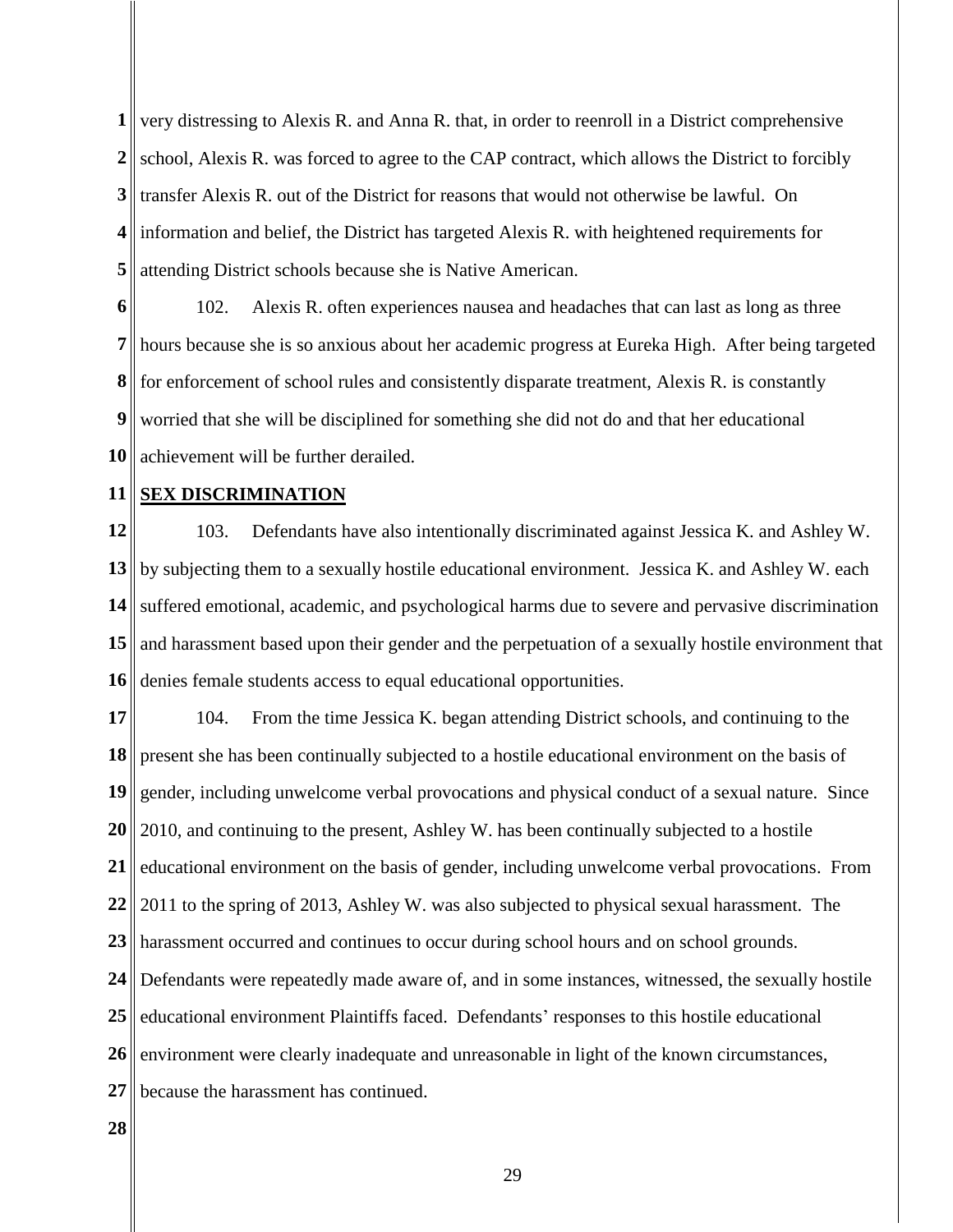very distressing to Alexis R. and Anna R. that, in order to reenroll in a District comprehensive school, Alexis R. was forced to agree to the CAP contract, which allows the District to forcibly transfer Alexis R. out of the District for reasons that would not otherwise be lawful. On information and belief, the District has targeted Alexis R. with heightened requirements for attending District schools because she is Native American.

102. Alexis R. often experiences nausea and headaches that can last as long as three hours because she is so anxious about her academic progress at Eureka High. After being targeted for enforcement of school rules and consistently disparate treatment, Alexis R. is constantly worried that she will be disciplined for something she did not do and that her educational achievement will be further derailed.

**SEX DISCRIMINATION**

103. Defendants have also intentionally discriminated against Jessica K. and Ashley W. by subjecting them to a sexually hostile educational environment. Jessica K. and Ashley W. each suffered emotional, academic, and psychological harms due to severe and pervasive discrimination and harassment based upon their gender and the perpetuation of a sexually hostile environment that denies female students access to equal educational opportunities.

104. From the time Jessica K. began attending District schools, and continuing to the present she has been continually subjected to a hostile educational environment on the basis of gender, including unwelcome verbal provocations and physical conduct of a sexual nature. Since 2010, and continuing to the present, Ashley W. has been continually subjected to a hostile educational environment on the basis of gender, including unwelcome verbal provocations. From 2011 to the spring of 2013, Ashley W. was also subjected to physical sexual harassment. The harassment occurred and continues to occur during school hours and on school grounds. Defendants were repeatedly made aware of, and in some instances, witnessed, the sexually hostile educational environment Plaintiffs faced. Defendants' responses to this hostile educational environment were clearly inadequate and unreasonable in light of the known circumstances, because the harassment has continued.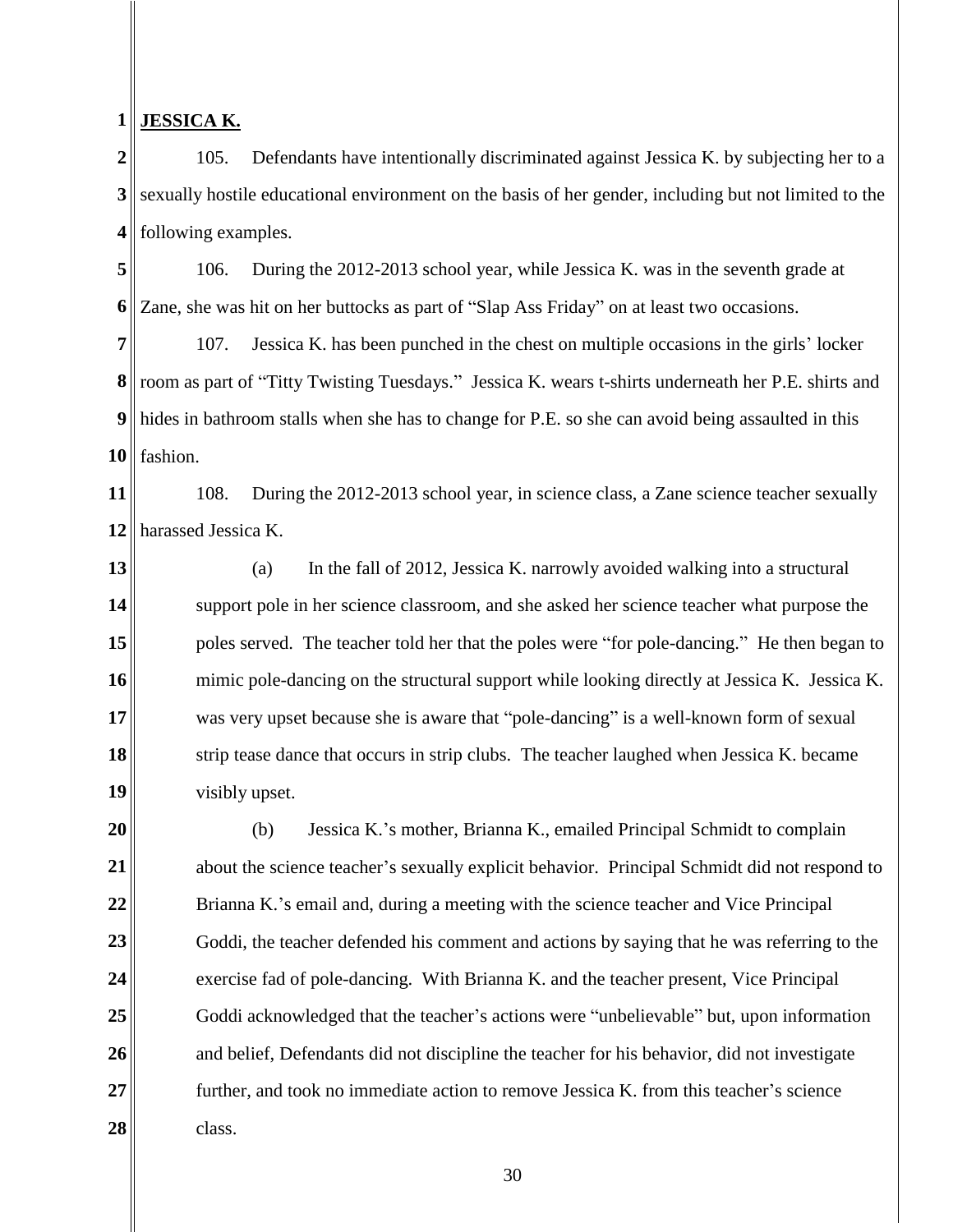**JESSICA K.**

105. Defendants have intentionally discriminated against Jessica K. by subjecting her to a sexually hostile educational environment on the basis of her gender, including but not limited to the following examples.

106. During the 2012-2013 school year, while Jessica K. was in the seventh grade at Zane, she was hit on her buttocks as part of "Slap Ass Friday" on at least two occasions.

107. Jessica K. has been punched in the chest on multiple occasions in the girls' locker room as part of "Titty Twisting Tuesdays." Jessica K. wears t-shirts underneath her P.E. shirts and hides in bathroom stalls when she has to change for P.E. so she can avoid being assaulted in this fashion.

108. During the 2012-2013 school year, in science class, a Zane science teacher sexually harassed Jessica K.

(a) In the fall of 2012, Jessica K. narrowly avoided walking into a structural support pole in her science classroom, and she asked her science teacher what purpose the poles served. The teacher told her that the poles were "for pole-dancing." He then began to mimic pole-dancing on the structural support while looking directly at Jessica K. Jessica K. was very upset because she is aware that "pole-dancing" is a well-known form of sexual strip tease dance that occurs in strip clubs. The teacher laughed when Jessica K. became visibly upset.

(b) Jessica K.'s mother, Brianna K., emailed Principal Schmidt to complain about the science teacher's sexually explicit behavior. Principal Schmidt did not respond to Brianna K.'s email and, during a meeting with the science teacher and Vice Principal Goddi, the teacher defended his comment and actions by saying that he was referring to the exercise fad of pole-dancing. With Brianna K. and the teacher present, Vice Principal Goddi acknowledged that the teacher's actions were "unbelievable" but, upon information and belief, Defendants did not discipline the teacher for his behavior, did not investigate further, and took no immediate action to remove Jessica K. from this teacher's science class.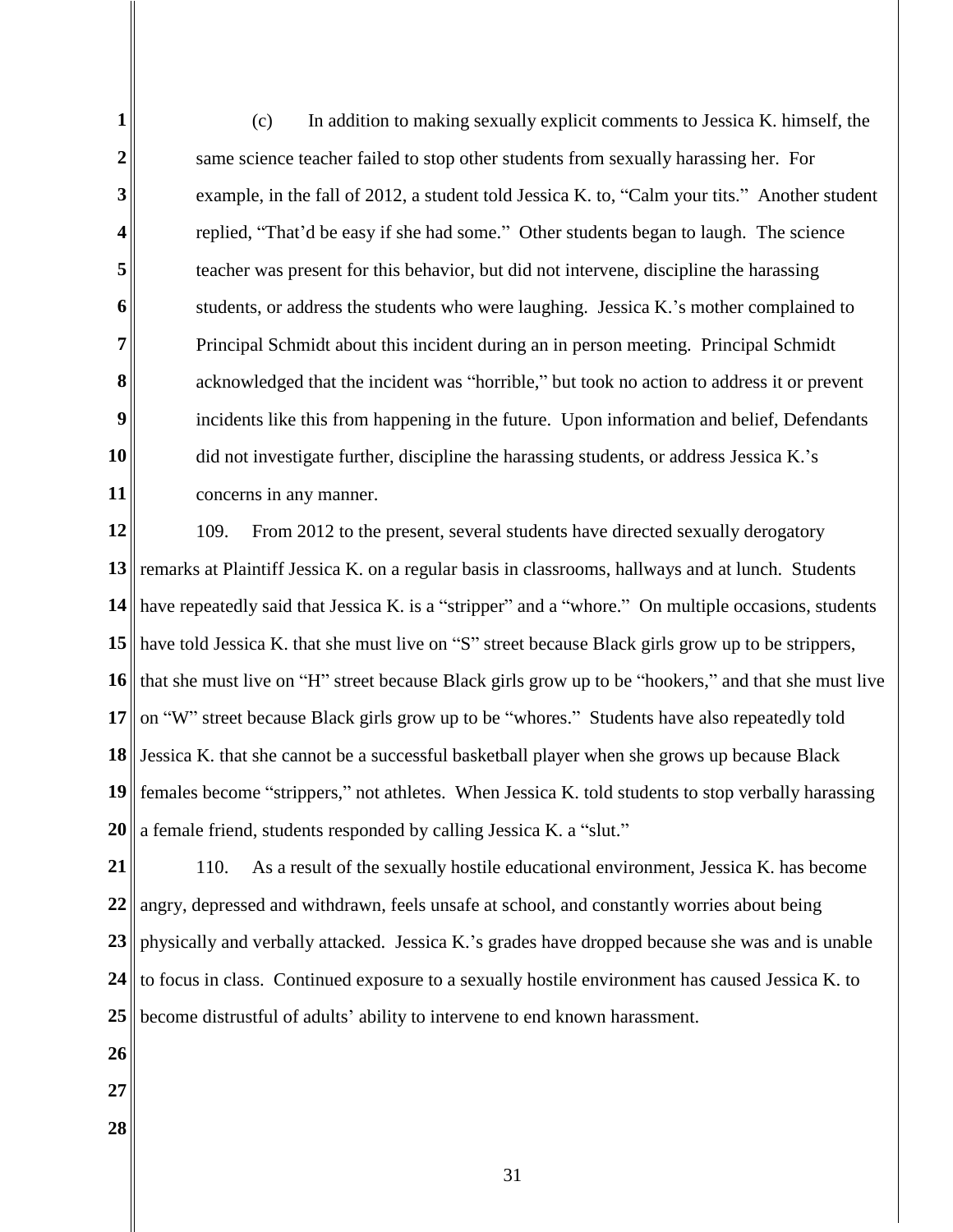(c) In addition to making sexually explicit comments to Jessica K. himself, the same science teacher failed to stop other students from sexually harassing her. For example, in the fall of 2012, a student told Jessica K. to, "Calm your tits." Another student replied, "That'd be easy if she had some." Other students began to laugh. The science teacher was present for this behavior, but did not intervene, discipline the harassing students, or address the students who were laughing. Jessica K.'s mother complained to Principal Schmidt about this incident during an in person meeting. Principal Schmidt acknowledged that the incident was "horrible," but took no action to address it or prevent incidents like this from happening in the future. Upon information and belief, Defendants did not investigate further, discipline the harassing students, or address Jessica K.'s concerns in any manner.

109. From 2012 to the present, several students have directed sexually derogatory remarks at Plaintiff Jessica K. on a regular basis in classrooms, hallways and at lunch. Students have repeatedly said that Jessica K. is a "stripper" and a "whore." On multiple occasions, students have told Jessica K. that she must live on "S" street because Black girls grow up to be strippers, that she must live on "H" street because Black girls grow up to be "hookers," and that she must live on "W" street because Black girls grow up to be "whores." Students have also repeatedly told Jessica K. that she cannot be a successful basketball player when she grows up because Black females become "strippers," not athletes. When Jessica K. told students to stop verbally harassing a female friend, students responded by calling Jessica K. a "slut."

110. As a result of the sexually hostile educational environment, Jessica K. has become angry, depressed and withdrawn, feels unsafe at school, and constantly worries about being physically and verbally attacked. Jessica K.'s grades have dropped because she was and is unable to focus in class. Continued exposure to a sexually hostile environment has caused Jessica K. to become distrustful of adults' ability to intervene to end known harassment.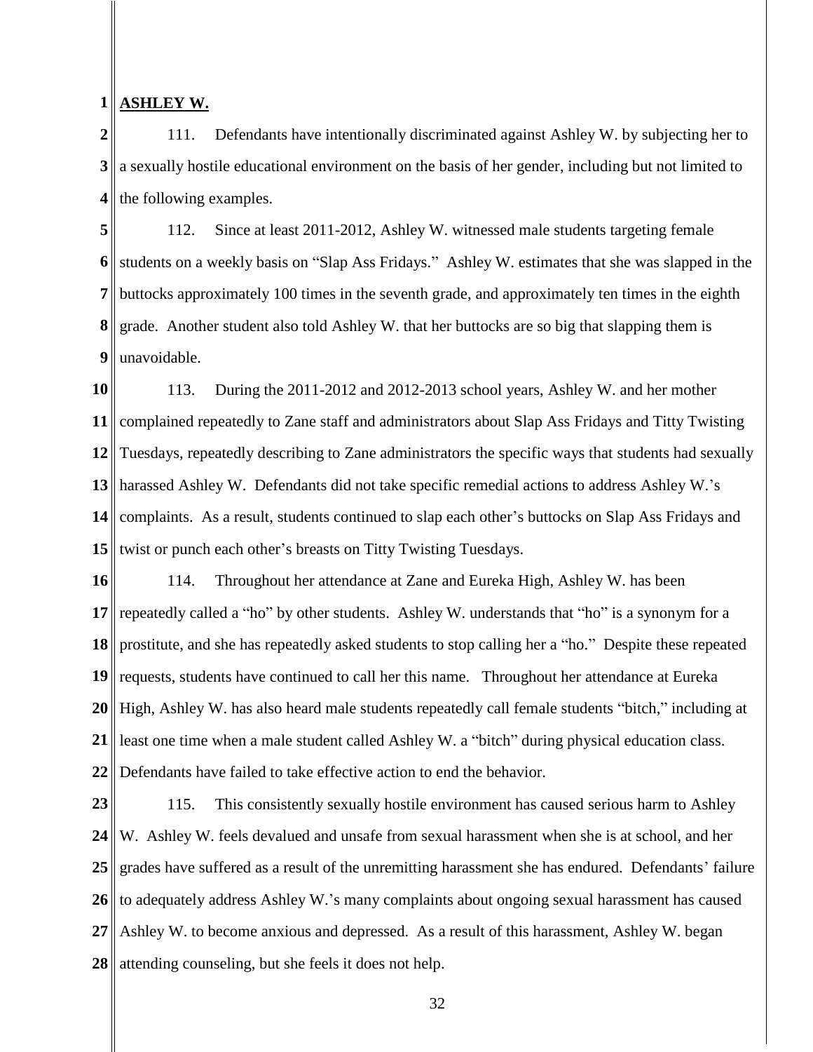**ASHLEY W.**

111. Defendants have intentionally discriminated against Ashley W. by subjecting her to a sexually hostile educational environment on the basis of her gender, including but not limited to the following examples.

112. Since at least 2011-2012, Ashley W. witnessed male students targeting female students on a weekly basis on "Slap Ass Fridays." Ashley W. estimates that she was slapped in the buttocks approximately 100 times in the seventh grade, and approximately ten times in the eighth grade. Another student also told Ashley W. that her buttocks are so big that slapping them is unavoidable.

113. During the 2011-2012 and 2012-2013 school years, Ashley W. and her mother complained repeatedly to Zane staff and administrators about Slap Ass Fridays and Titty Twisting Tuesdays, repeatedly describing to Zane administrators the specific ways that students had sexually harassed Ashley W. Defendants did not take specific remedial actions to address Ashley W.'s complaints. As a result, students continued to slap each other's buttocks on Slap Ass Fridays and twist or punch each other's breasts on Titty Twisting Tuesdays.

114. Throughout her attendance at Zane and Eureka High, Ashley W. has been repeatedly called a "ho" by other students. Ashley W. understands that "ho" is a synonym for a prostitute, and she has repeatedly asked students to stop calling her a "ho." Despite these repeated requests, students have continued to call her this name. Throughout her attendance at Eureka High, Ashley W. has also heard male students repeatedly call female students "bitch," including at least one time when a male student called Ashley W. a "bitch" during physical education class. Defendants have failed to take effective action to end the behavior.

115. This consistently sexually hostile environment has caused serious harm to Ashley W. Ashley W. feels devalued and unsafe from sexual harassment when she is at school, and her grades have suffered as a result of the unremitting harassment she has endured. Defendants' failure to adequately address Ashley W.'s many complaints about ongoing sexual harassment has caused Ashley W. to become anxious and depressed. As a result of this harassment, Ashley W. began attending counseling, but she feels it does not help.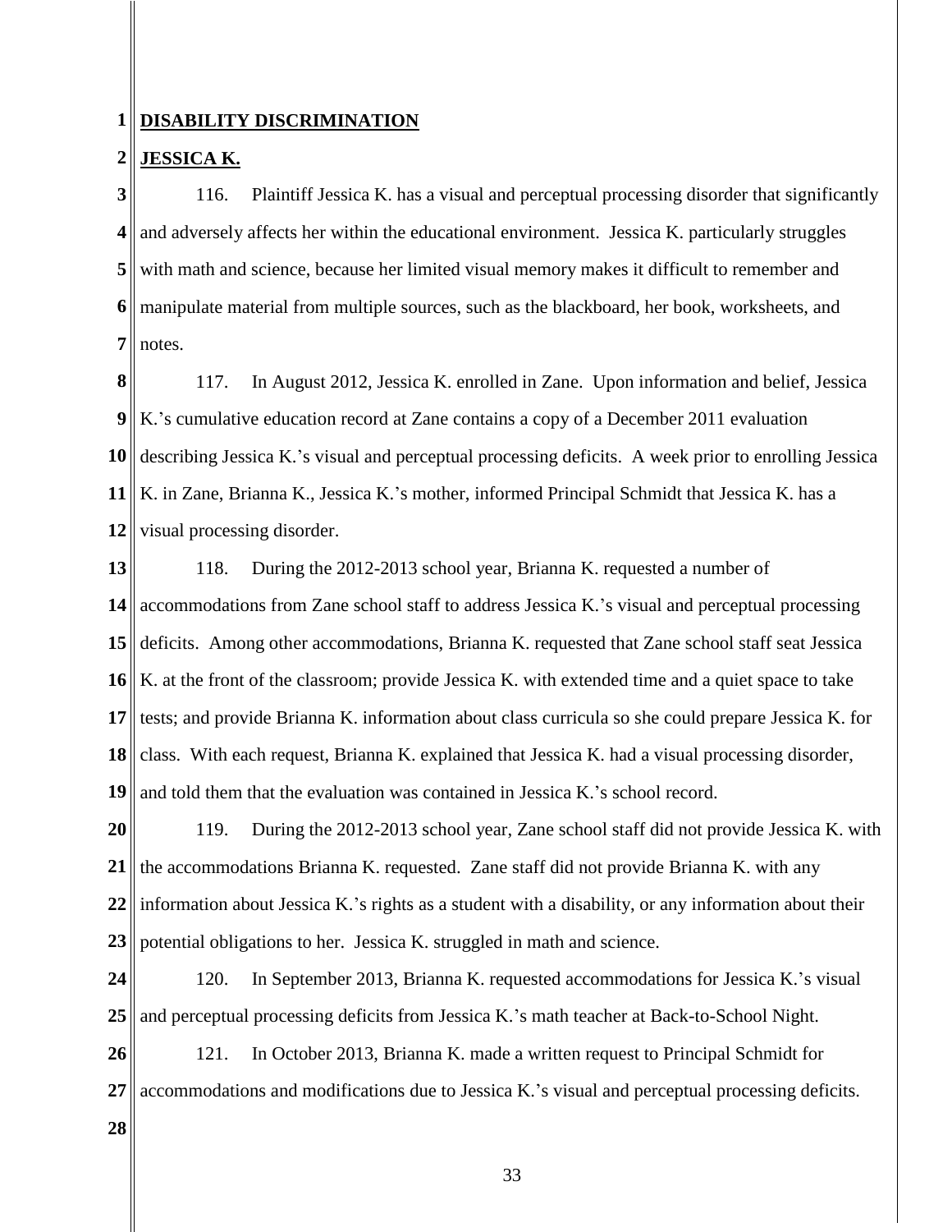**DISABILITY DISCRIMINATION**

**JESSICA K.**

116. Plaintiff Jessica K. has a visual and perceptual processing disorder that significantly and adversely affects her within the educational environment. Jessica K. particularly struggles with math and science, because her limited visual memory makes it difficult to remember and manipulate material from multiple sources, such as the blackboard, her book, worksheets, and notes.

117. In August 2012, Jessica K. enrolled in Zane. Upon information and belief, Jessica K.'s cumulative education record at Zane contains a copy of a December 2011 evaluation describing Jessica K.'s visual and perceptual processing deficits. A week prior to enrolling Jessica K. in Zane, Brianna K., Jessica K.'s mother, informed Principal Schmidt that Jessica K. has a visual processing disorder.

118. During the 2012-2013 school year, Brianna K. requested a number of accommodations from Zane school staff to address Jessica K.'s visual and perceptual processing deficits. Among other accommodations, Brianna K. requested that Zane school staff seat Jessica K. at the front of the classroom; provide Jessica K. with extended time and a quiet space to take tests; and provide Brianna K. information about class curricula so she could prepare Jessica K. for class. With each request, Brianna K. explained that Jessica K. had a visual processing disorder, and told them that the evaluation was contained in Jessica K.'s school record.

119. During the 2012-2013 school year, Zane school staff did not provide Jessica K. with the accommodations Brianna K. requested. Zane staff did not provide Brianna K. with any information about Jessica K.'s rights as a student with a disability, or any information about their potential obligations to her. Jessica K. struggled in math and science.

120. In September 2013, Brianna K. requested accommodations for Jessica K.'s visual and perceptual processing deficits from Jessica K.'s math teacher at Back-to-School Night.

121. In October 2013, Brianna K. made a written request to Principal Schmidt for accommodations and modifications due to Jessica K.'s visual and perceptual processing deficits.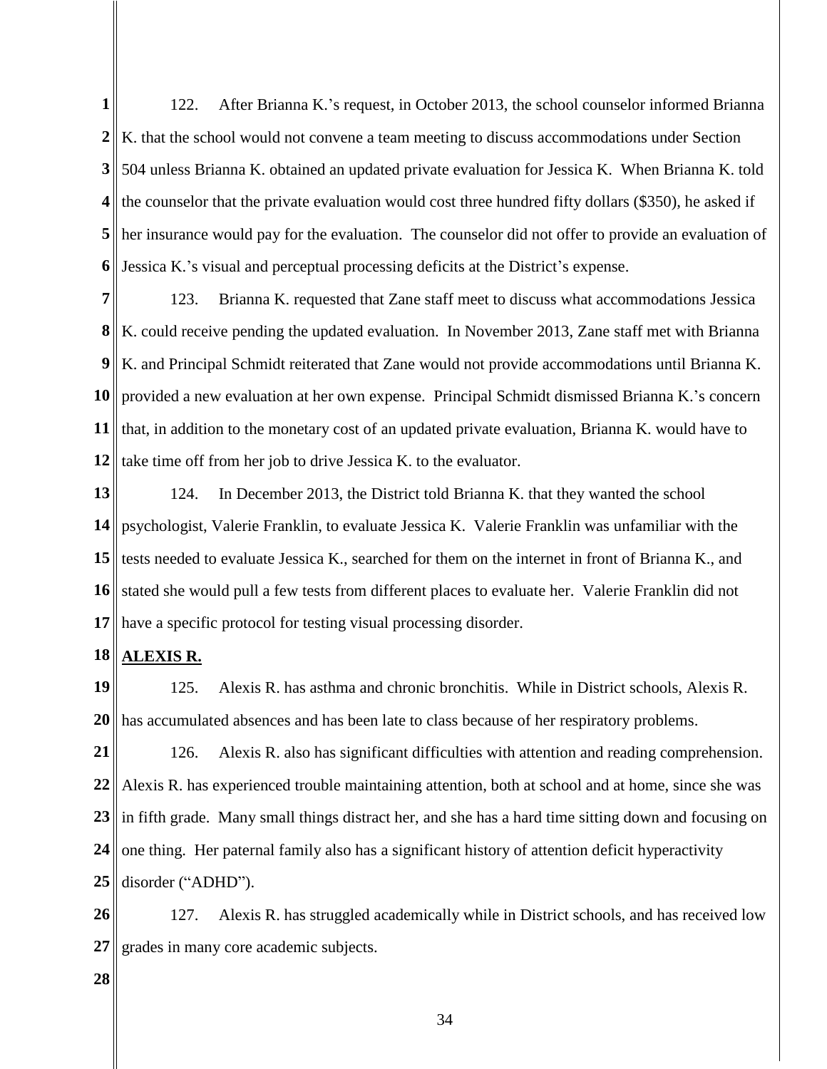122. After Brianna K.'s request, in October 2013, the school counselor informed Brianna K. that the school would not convene a team meeting to discuss accommodations under Section 504 unless Brianna K. obtained an updated private evaluation for Jessica K. When Brianna K. told the counselor that the private evaluation would cost three hundred fifty dollars ($350), he asked if her insurance would pay for the evaluation. The counselor did not offer to provide an evaluation of Jessica K.'s visual and perceptual processing deficits at the District's expense.

123. Brianna K. requested that Zane staff meet to discuss what accommodations Jessica K. could receive pending the updated evaluation. In November 2013, Zane staff met with Brianna K. and Principal Schmidt reiterated that Zane would not provide accommodations until Brianna K. provided a new evaluation at her own expense. Principal Schmidt dismissed Brianna K.'s concern that, in addition to the monetary cost of an updated private evaluation, Brianna K. would have to take time off from her job to drive Jessica K. to the evaluator.

124. In December 2013, the District told Brianna K. that they wanted the school psychologist, Valerie Franklin, to evaluate Jessica K. Valerie Franklin was unfamiliar with the tests needed to evaluate Jessica K., searched for them on the internet in front of Brianna K., and stated she would pull a few tests from different places to evaluate her. Valerie Franklin did not have a specific protocol for testing visual processing disorder.

**ALEXIS R.**

125. Alexis R. has asthma and chronic bronchitis. While in District schools, Alexis R. has accumulated absences and has been late to class because of her respiratory problems.

126. Alexis R. also has significant difficulties with attention and reading comprehension. Alexis R. has experienced trouble maintaining attention, both at school and at home, since she was in fifth grade. Many small things distract her, and she has a hard time sitting down and focusing on one thing. Her paternal family also has a significant history of attention deficit hyperactivity disorder ("ADHD").

127. Alexis R. has struggled academically while in District schools, and has received low grades in many core academic subjects.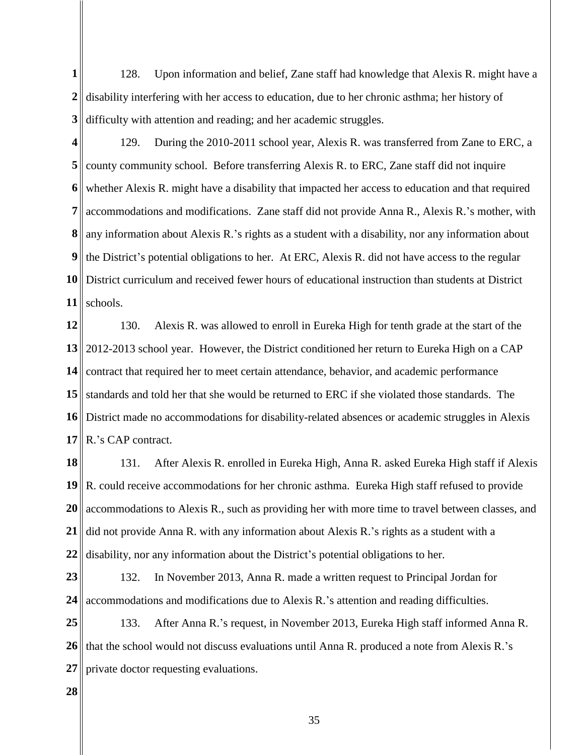128. Upon information and belief, Zane staff had knowledge that Alexis R. might have a disability interfering with her access to education, due to her chronic asthma; her history of difficulty with attention and reading; and her academic struggles.

129. During the 2010-2011 school year, Alexis R. was transferred from Zane to ERC, a county community school. Before transferring Alexis R. to ERC, Zane staff did not inquire whether Alexis R. might have a disability that impacted her access to education and that required accommodations and modifications. Zane staff did not provide Anna R., Alexis R.'s mother, with any information about Alexis R.'s rights as a student with a disability, nor any information about the District's potential obligations to her. At ERC, Alexis R. did not have access to the regular District curriculum and received fewer hours of educational instruction than students at District schools.

130. Alexis R. was allowed to enroll in Eureka High for tenth grade at the start of the 2012-2013 school year. However, the District conditioned her return to Eureka High on a CAP contract that required her to meet certain attendance, behavior, and academic performance standards and told her that she would be returned to ERC if she violated those standards. The District made no accommodations for disability-related absences or academic struggles in Alexis R.'s CAP contract.

131. After Alexis R. enrolled in Eureka High, Anna R. asked Eureka High staff if Alexis R. could receive accommodations for her chronic asthma. Eureka High staff refused to provide accommodations to Alexis R., such as providing her with more time to travel between classes, and did not provide Anna R. with any information about Alexis R.'s rights as a student with a disability, nor any information about the District's potential obligations to her.

132. In November 2013, Anna R. made a written request to Principal Jordan for accommodations and modifications due to Alexis R.'s attention and reading difficulties.

133. After Anna R.'s request, in November 2013, Eureka High staff informed Anna R. that the school would not discuss evaluations until Anna R. produced a note from Alexis R.'s private doctor requesting evaluations.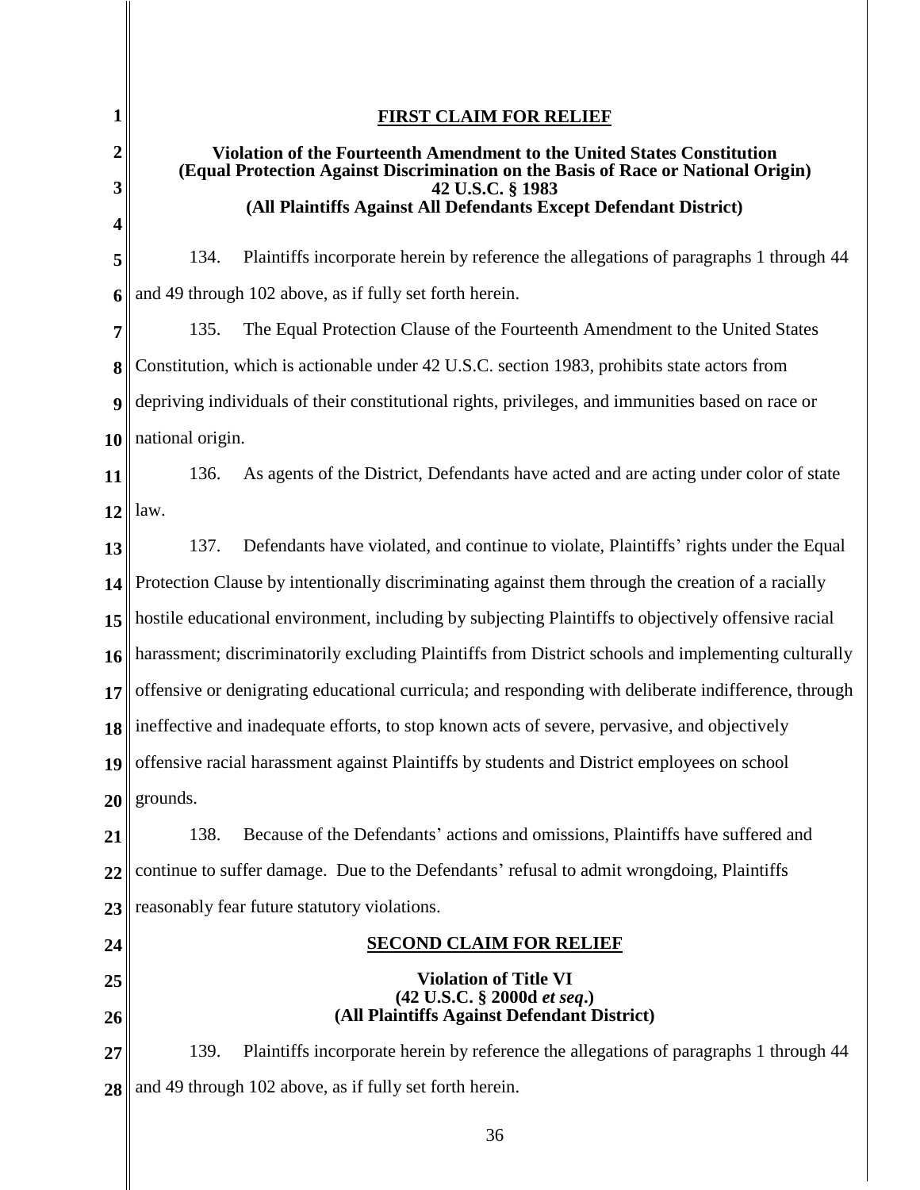## FIRST CLAIM FOR RELIEF

**Violation of the Fourteenth Amendment to the United States Constitution**
**(Equal Protection Against Discrimination on the Basis of Race or National Origin)**
**42 U.S.C. § 1983**
**(All Plaintiffs Against All Defendants Except Defendant District)**

134. Plaintiffs incorporate herein by reference the allegations of paragraphs 1 through 44 and 49 through 102 above, as if fully set forth herein.

135. The Equal Protection Clause of the Fourteenth Amendment to the United States Constitution, which is actionable under 42 U.S.C. section 1983, prohibits state actors from depriving individuals of their constitutional rights, privileges, and immunities based on race or national origin.

136. As agents of the District, Defendants have acted and are acting under color of state law.

137. Defendants have violated, and continue to violate, Plaintiffs' rights under the Equal Protection Clause by intentionally discriminating against them through the creation of a racially hostile educational environment, including by subjecting Plaintiffs to objectively offensive racial harassment; discriminatorily excluding Plaintiffs from District schools and implementing culturally offensive or denigrating educational curricula; and responding with deliberate indifference, through ineffective and inadequate efforts, to stop known acts of severe, pervasive, and objectively offensive racial harassment against Plaintiffs by students and District employees on school grounds.

138. Because of the Defendants' actions and omissions, Plaintiffs have suffered and continue to suffer damage. Due to the Defendants' refusal to admit wrongdoing, Plaintiffs reasonably fear future statutory violations.

## SECOND CLAIM FOR RELIEF

**Violation of Title VI**
**(42 U.S.C. § 2000d *et seq*.)**
**(All Plaintiffs Against Defendant District)**

139. Plaintiffs incorporate herein by reference the allegations of paragraphs 1 through 44 and 49 through 102 above, as if fully set forth herein.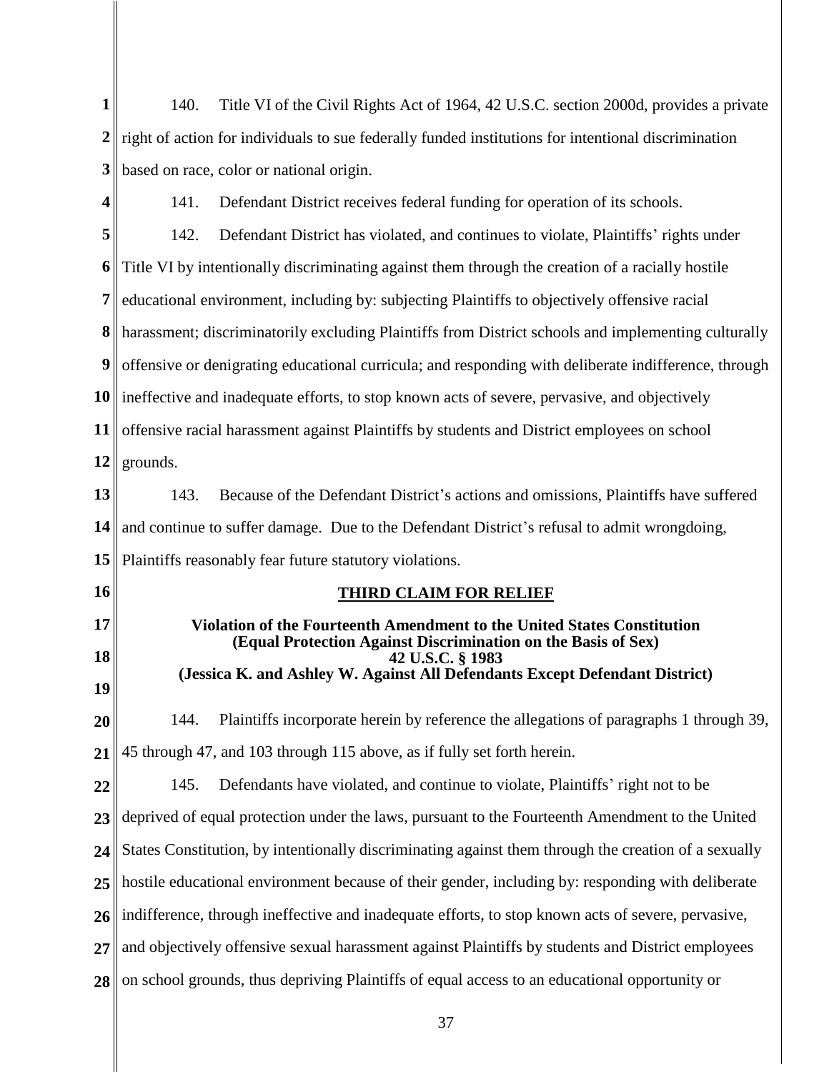140. Title VI of the Civil Rights Act of 1964, 42 U.S.C. section 2000d, provides a private right of action for individuals to sue federally funded institutions for intentional discrimination based on race, color or national origin.

141. Defendant District receives federal funding for operation of its schools.

142. Defendant District has violated, and continues to violate, Plaintiffs' rights under Title VI by intentionally discriminating against them through the creation of a racially hostile educational environment, including by: subjecting Plaintiffs to objectively offensive racial harassment; discriminatorily excluding Plaintiffs from District schools and implementing culturally offensive or denigrating educational curricula; and responding with deliberate indifference, through ineffective and inadequate efforts, to stop known acts of severe, pervasive, and objectively offensive racial harassment against Plaintiffs by students and District employees on school grounds.

143. Because of the Defendant District's actions and omissions, Plaintiffs have suffered and continue to suffer damage. Due to the Defendant District's refusal to admit wrongdoing, Plaintiffs reasonably fear future statutory violations.

## THIRD CLAIM FOR RELIEF

**Violation of the Fourteenth Amendment to the United States Constitution**
**(Equal Protection Against Discrimination on the Basis of Sex)**
**42 U.S.C. § 1983**
**(Jessica K. and Ashley W. Against All Defendants Except Defendant District)**

144. Plaintiffs incorporate herein by reference the allegations of paragraphs 1 through 39, 45 through 47, and 103 through 115 above, as if fully set forth herein.

145. Defendants have violated, and continue to violate, Plaintiffs' right not to be deprived of equal protection under the laws, pursuant to the Fourteenth Amendment to the United States Constitution, by intentionally discriminating against them through the creation of a sexually hostile educational environment because of their gender, including by: responding with deliberate indifference, through ineffective and inadequate efforts, to stop known acts of severe, pervasive, and objectively offensive sexual harassment against Plaintiffs by students and District employees on school grounds, thus depriving Plaintiffs of equal access to an educational opportunity or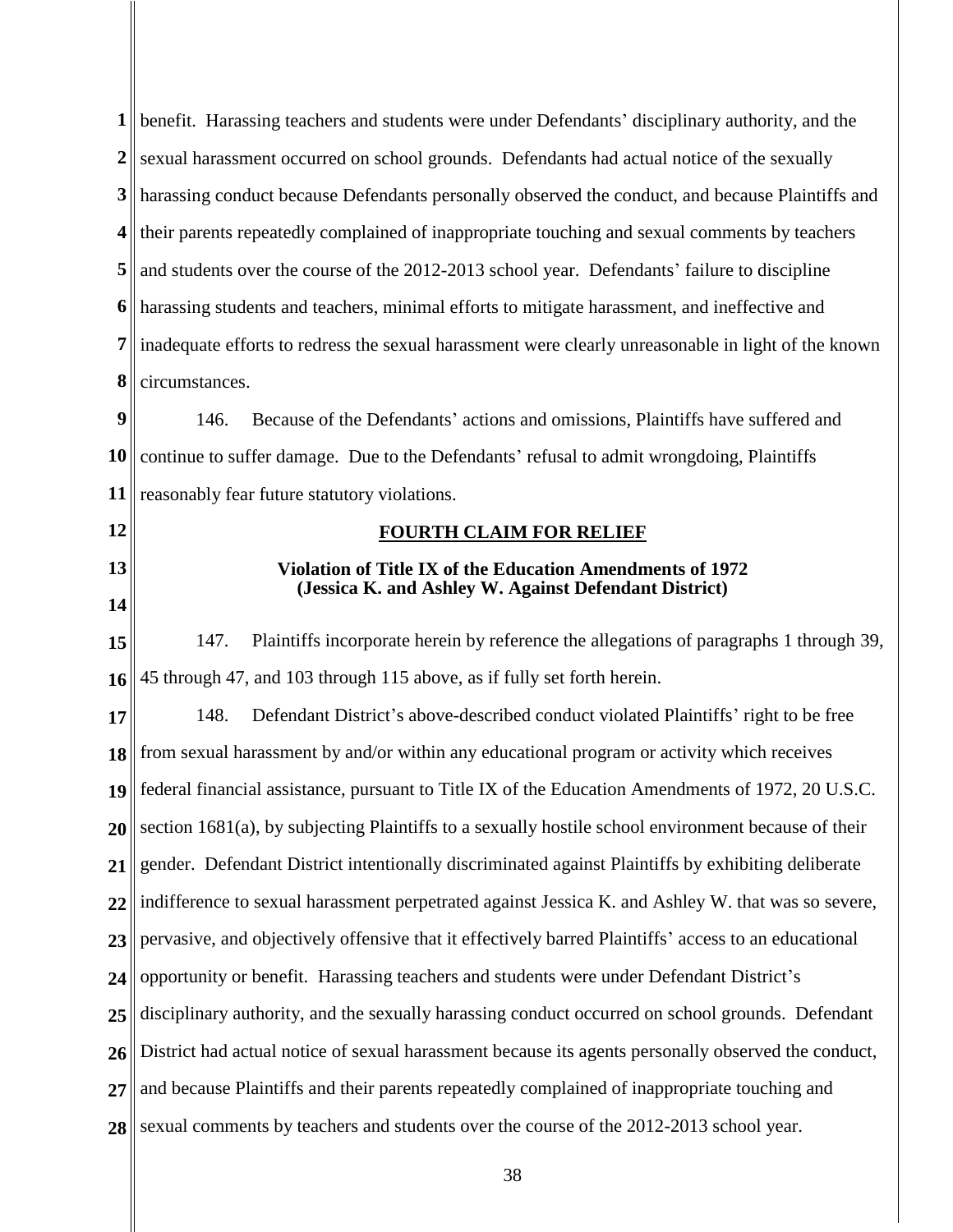benefit. Harassing teachers and students were under Defendants' disciplinary authority, and the sexual harassment occurred on school grounds. Defendants had actual notice of the sexually harassing conduct because Defendants personally observed the conduct, and because Plaintiffs and their parents repeatedly complained of inappropriate touching and sexual comments by teachers and students over the course of the 2012-2013 school year. Defendants' failure to discipline harassing students and teachers, minimal efforts to mitigate harassment, and ineffective and inadequate efforts to redress the sexual harassment were clearly unreasonable in light of the known circumstances.

146. Because of the Defendants' actions and omissions, Plaintiffs have suffered and continue to suffer damage. Due to the Defendants' refusal to admit wrongdoing, Plaintiffs reasonably fear future statutory violations.

## FOURTH CLAIM FOR RELIEF

### Violation of Title IX of the Education Amendments of 1972 (Jessica K. and Ashley W. Against Defendant District)

147. Plaintiffs incorporate herein by reference the allegations of paragraphs 1 through 39, 45 through 47, and 103 through 115 above, as if fully set forth herein.

148. Defendant District's above-described conduct violated Plaintiffs' right to be free from sexual harassment by and/or within any educational program or activity which receives federal financial assistance, pursuant to Title IX of the Education Amendments of 1972, 20 U.S.C. section 1681(a), by subjecting Plaintiffs to a sexually hostile school environment because of their gender. Defendant District intentionally discriminated against Plaintiffs by exhibiting deliberate indifference to sexual harassment perpetrated against Jessica K. and Ashley W. that was so severe, pervasive, and objectively offensive that it effectively barred Plaintiffs' access to an educational opportunity or benefit. Harassing teachers and students were under Defendant District's disciplinary authority, and the sexually harassing conduct occurred on school grounds. Defendant District had actual notice of sexual harassment because its agents personally observed the conduct, and because Plaintiffs and their parents repeatedly complained of inappropriate touching and sexual comments by teachers and students over the course of the 2012-2013 school year.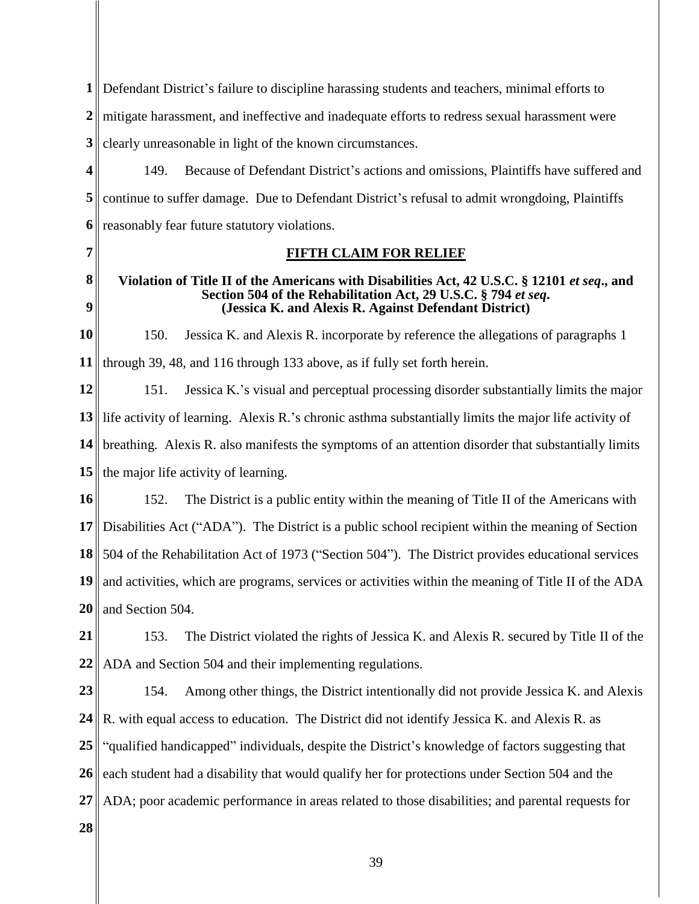Defendant District's failure to discipline harassing students and teachers, minimal efforts to mitigate harassment, and ineffective and inadequate efforts to redress sexual harassment were clearly unreasonable in light of the known circumstances.

149. Because of Defendant District's actions and omissions, Plaintiffs have suffered and continue to suffer damage. Due to Defendant District's refusal to admit wrongdoing, Plaintiffs reasonably fear future statutory violations.

## FIFTH CLAIM FOR RELIEF

**Violation of Title II of the Americans with Disabilities Act, 42 U.S.C. § 12101 *et seq*., and Section 504 of the Rehabilitation Act, 29 U.S.C. § 794 *et seq*. (Jessica K. and Alexis R. Against Defendant District)**

150. Jessica K. and Alexis R. incorporate by reference the allegations of paragraphs 1 through 39, 48, and 116 through 133 above, as if fully set forth herein.

151. Jessica K.'s visual and perceptual processing disorder substantially limits the major life activity of learning. Alexis R.'s chronic asthma substantially limits the major life activity of breathing. Alexis R. also manifests the symptoms of an attention disorder that substantially limits the major life activity of learning.

152. The District is a public entity within the meaning of Title II of the Americans with Disabilities Act ("ADA"). The District is a public school recipient within the meaning of Section 504 of the Rehabilitation Act of 1973 ("Section 504"). The District provides educational services and activities, which are programs, services or activities within the meaning of Title II of the ADA and Section 504.

153. The District violated the rights of Jessica K. and Alexis R. secured by Title II of the ADA and Section 504 and their implementing regulations.

154. Among other things, the District intentionally did not provide Jessica K. and Alexis R. with equal access to education. The District did not identify Jessica K. and Alexis R. as "qualified handicapped" individuals, despite the District's knowledge of factors suggesting that each student had a disability that would qualify her for protections under Section 504 and the ADA; poor academic performance in areas related to those disabilities; and parental requests for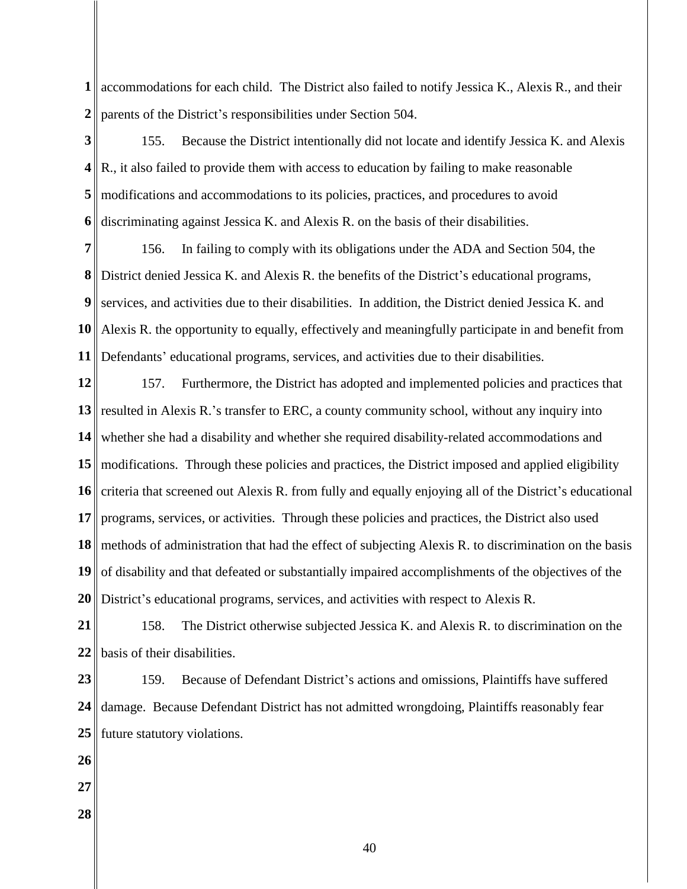accommodations for each child. The District also failed to notify Jessica K., Alexis R., and their parents of the District's responsibilities under Section 504.

155. Because the District intentionally did not locate and identify Jessica K. and Alexis R., it also failed to provide them with access to education by failing to make reasonable modifications and accommodations to its policies, practices, and procedures to avoid discriminating against Jessica K. and Alexis R. on the basis of their disabilities.

156. In failing to comply with its obligations under the ADA and Section 504, the District denied Jessica K. and Alexis R. the benefits of the District's educational programs, services, and activities due to their disabilities. In addition, the District denied Jessica K. and Alexis R. the opportunity to equally, effectively and meaningfully participate in and benefit from Defendants' educational programs, services, and activities due to their disabilities.

157. Furthermore, the District has adopted and implemented policies and practices that resulted in Alexis R.'s transfer to ERC, a county community school, without any inquiry into whether she had a disability and whether she required disability-related accommodations and modifications. Through these policies and practices, the District imposed and applied eligibility criteria that screened out Alexis R. from fully and equally enjoying all of the District's educational programs, services, or activities. Through these policies and practices, the District also used methods of administration that had the effect of subjecting Alexis R. to discrimination on the basis of disability and that defeated or substantially impaired accomplishments of the objectives of the District's educational programs, services, and activities with respect to Alexis R.

158. The District otherwise subjected Jessica K. and Alexis R. to discrimination on the basis of their disabilities.

159. Because of Defendant District's actions and omissions, Plaintiffs have suffered damage. Because Defendant District has not admitted wrongdoing, Plaintiffs reasonably fear future statutory violations.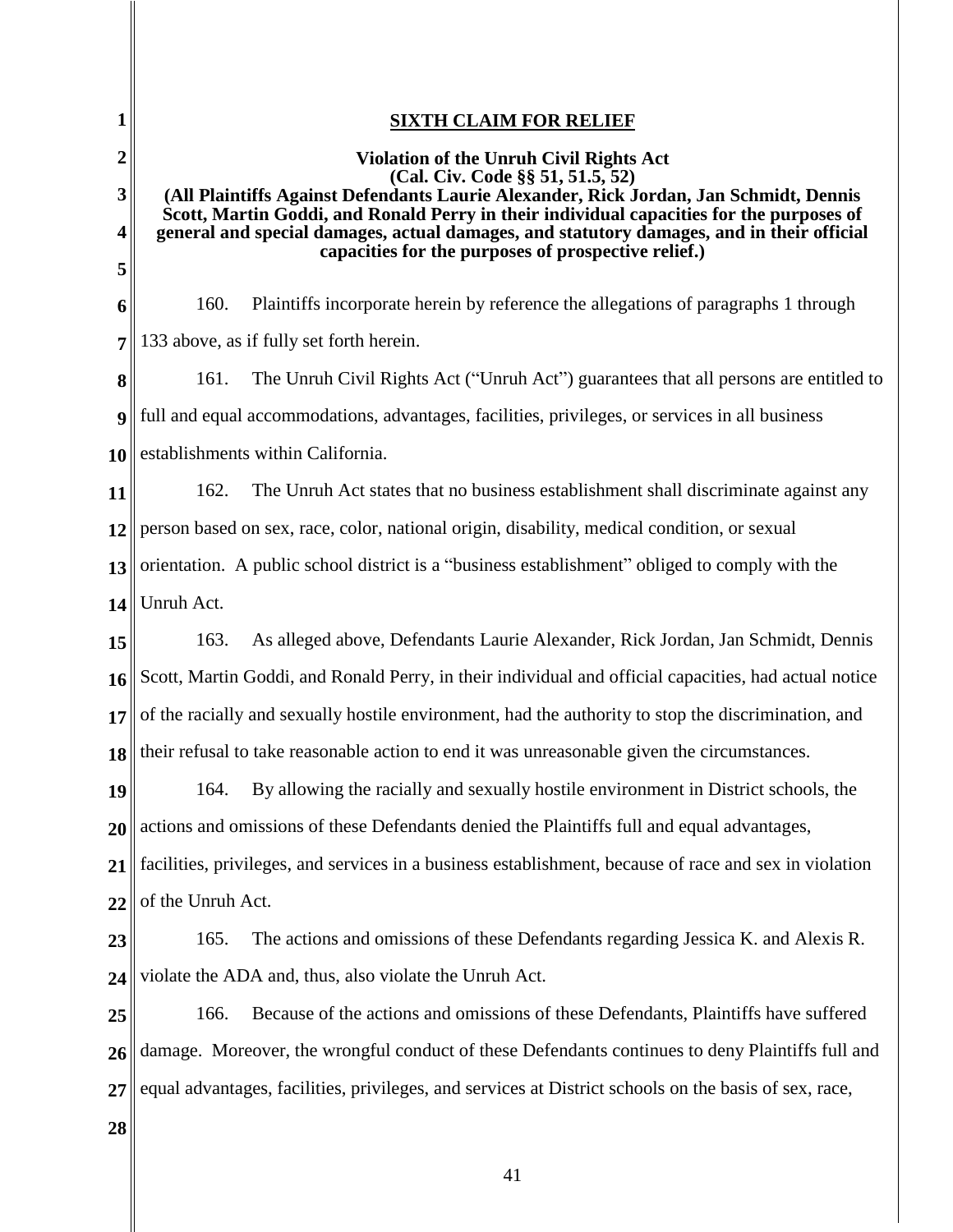## SIXTH CLAIM FOR RELIEF

**Violation of the Unruh Civil Rights Act**
**(Cal. Civ. Code §§ 51, 51.5, 52)**
**(All Plaintiffs Against Defendants Laurie Alexander, Rick Jordan, Jan Schmidt, Dennis Scott, Martin Goddi, and Ronald Perry in their individual capacities for the purposes of general and special damages, actual damages, and statutory damages, and in their official capacities for the purposes of prospective relief.)**

160. Plaintiffs incorporate herein by reference the allegations of paragraphs 1 through 133 above, as if fully set forth herein.

161. The Unruh Civil Rights Act ("Unruh Act") guarantees that all persons are entitled to full and equal accommodations, advantages, facilities, privileges, or services in all business establishments within California.

162. The Unruh Act states that no business establishment shall discriminate against any person based on sex, race, color, national origin, disability, medical condition, or sexual orientation. A public school district is a "business establishment" obliged to comply with the Unruh Act.

163. As alleged above, Defendants Laurie Alexander, Rick Jordan, Jan Schmidt, Dennis Scott, Martin Goddi, and Ronald Perry, in their individual and official capacities, had actual notice of the racially and sexually hostile environment, had the authority to stop the discrimination, and their refusal to take reasonable action to end it was unreasonable given the circumstances.

164. By allowing the racially and sexually hostile environment in District schools, the actions and omissions of these Defendants denied the Plaintiffs full and equal advantages, facilities, privileges, and services in a business establishment, because of race and sex in violation of the Unruh Act.

165. The actions and omissions of these Defendants regarding Jessica K. and Alexis R. violate the ADA and, thus, also violate the Unruh Act.

166. Because of the actions and omissions of these Defendants, Plaintiffs have suffered damage. Moreover, the wrongful conduct of these Defendants continues to deny Plaintiffs full and equal advantages, facilities, privileges, and services at District schools on the basis of sex, race,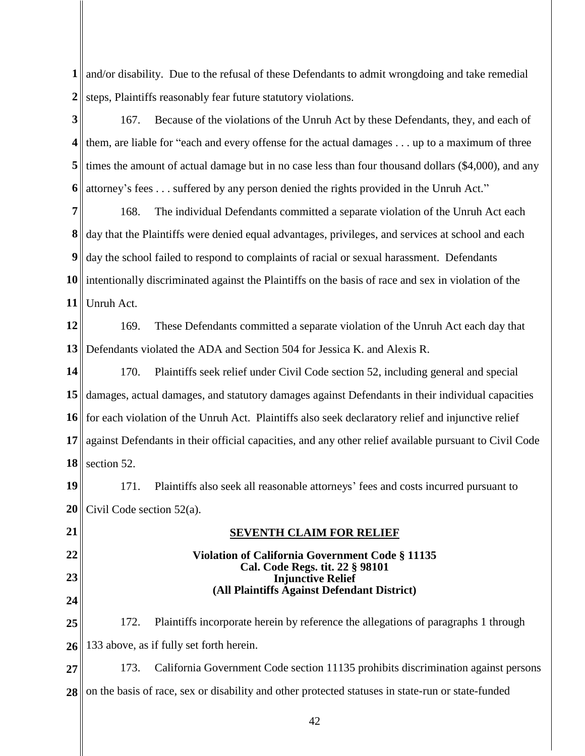and/or disability. Due to the refusal of these Defendants to admit wrongdoing and take remedial steps, Plaintiffs reasonably fear future statutory violations.

167. Because of the violations of the Unruh Act by these Defendants, they, and each of them, are liable for "each and every offense for the actual damages . . . up to a maximum of three times the amount of actual damage but in no case less than four thousand dollars ($4,000), and any attorney's fees . . . suffered by any person denied the rights provided in the Unruh Act."

168. The individual Defendants committed a separate violation of the Unruh Act each day that the Plaintiffs were denied equal advantages, privileges, and services at school and each day the school failed to respond to complaints of racial or sexual harassment. Defendants intentionally discriminated against the Plaintiffs on the basis of race and sex in violation of the Unruh Act.

169. These Defendants committed a separate violation of the Unruh Act each day that Defendants violated the ADA and Section 504 for Jessica K. and Alexis R.

170. Plaintiffs seek relief under Civil Code section 52, including general and special damages, actual damages, and statutory damages against Defendants in their individual capacities for each violation of the Unruh Act. Plaintiffs also seek declaratory relief and injunctive relief against Defendants in their official capacities, and any other relief available pursuant to Civil Code section 52.

171. Plaintiffs also seek all reasonable attorneys' fees and costs incurred pursuant to Civil Code section 52(a).

## SEVENTH CLAIM FOR RELIEF

**Violation of California Government Code § 11135**
**Cal. Code Regs. tit. 22 § 98101**
**Injunctive Relief**
**(All Plaintiffs Against Defendant District)**

172. Plaintiffs incorporate herein by reference the allegations of paragraphs 1 through 133 above, as if fully set forth herein.

173. California Government Code section 11135 prohibits discrimination against persons on the basis of race, sex or disability and other protected statuses in state-run or state-funded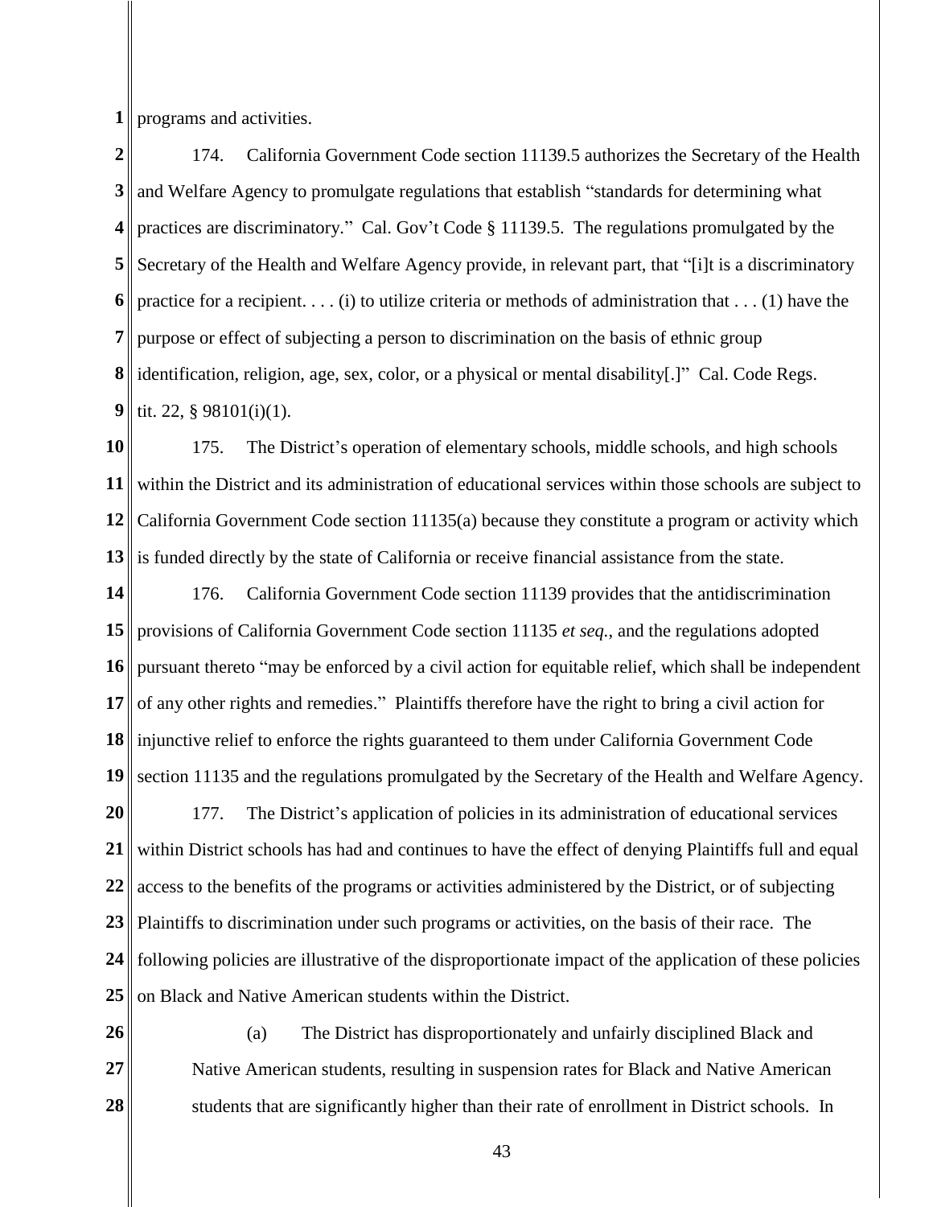programs and activities.

174. California Government Code section 11139.5 authorizes the Secretary of the Health and Welfare Agency to promulgate regulations that establish "standards for determining what practices are discriminatory." Cal. Gov't Code § 11139.5. The regulations promulgated by the Secretary of the Health and Welfare Agency provide, in relevant part, that "[i]t is a discriminatory practice for a recipient. . . . (i) to utilize criteria or methods of administration that . . . (1) have the purpose or effect of subjecting a person to discrimination on the basis of ethnic group identification, religion, age, sex, color, or a physical or mental disability[.]" Cal. Code Regs. tit. 22, § 98101(i)(1).

175. The District's operation of elementary schools, middle schools, and high schools within the District and its administration of educational services within those schools are subject to California Government Code section 11135(a) because they constitute a program or activity which is funded directly by the state of California or receive financial assistance from the state.

176. California Government Code section 11139 provides that the antidiscrimination provisions of California Government Code section 11135 *et seq.*, and the regulations adopted pursuant thereto "may be enforced by a civil action for equitable relief, which shall be independent of any other rights and remedies." Plaintiffs therefore have the right to bring a civil action for injunctive relief to enforce the rights guaranteed to them under California Government Code section 11135 and the regulations promulgated by the Secretary of the Health and Welfare Agency.

177. The District's application of policies in its administration of educational services within District schools has had and continues to have the effect of denying Plaintiffs full and equal access to the benefits of the programs or activities administered by the District, or of subjecting Plaintiffs to discrimination under such programs or activities, on the basis of their race. The following policies are illustrative of the disproportionate impact of the application of these policies on Black and Native American students within the District.

(a) The District has disproportionately and unfairly disciplined Black and Native American students, resulting in suspension rates for Black and Native American students that are significantly higher than their rate of enrollment in District schools. In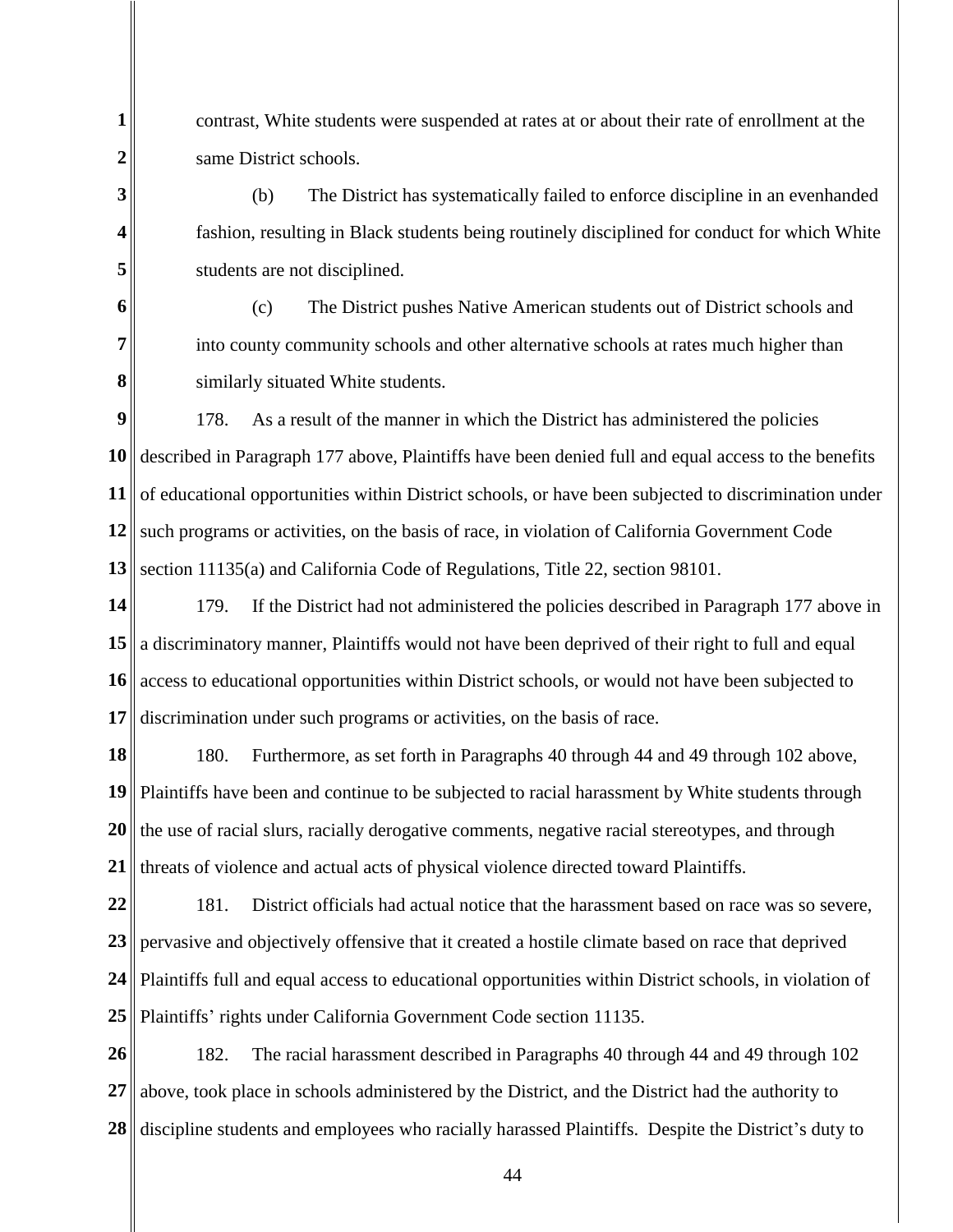contrast, White students were suspended at rates at or about their rate of enrollment at the same District schools.

(b) The District has systematically failed to enforce discipline in an evenhanded fashion, resulting in Black students being routinely disciplined for conduct for which White students are not disciplined.

(c) The District pushes Native American students out of District schools and into county community schools and other alternative schools at rates much higher than similarly situated White students.

178. As a result of the manner in which the District has administered the policies described in Paragraph 177 above, Plaintiffs have been denied full and equal access to the benefits of educational opportunities within District schools, or have been subjected to discrimination under such programs or activities, on the basis of race, in violation of California Government Code section 11135(a) and California Code of Regulations, Title 22, section 98101.

179. If the District had not administered the policies described in Paragraph 177 above in a discriminatory manner, Plaintiffs would not have been deprived of their right to full and equal access to educational opportunities within District schools, or would not have been subjected to discrimination under such programs or activities, on the basis of race.

180. Furthermore, as set forth in Paragraphs 40 through 44 and 49 through 102 above, Plaintiffs have been and continue to be subjected to racial harassment by White students through the use of racial slurs, racially derogative comments, negative racial stereotypes, and through threats of violence and actual acts of physical violence directed toward Plaintiffs.

181. District officials had actual notice that the harassment based on race was so severe, pervasive and objectively offensive that it created a hostile climate based on race that deprived Plaintiffs full and equal access to educational opportunities within District schools, in violation of Plaintiffs' rights under California Government Code section 11135.

182. The racial harassment described in Paragraphs 40 through 44 and 49 through 102 above, took place in schools administered by the District, and the District had the authority to discipline students and employees who racially harassed Plaintiffs. Despite the District's duty to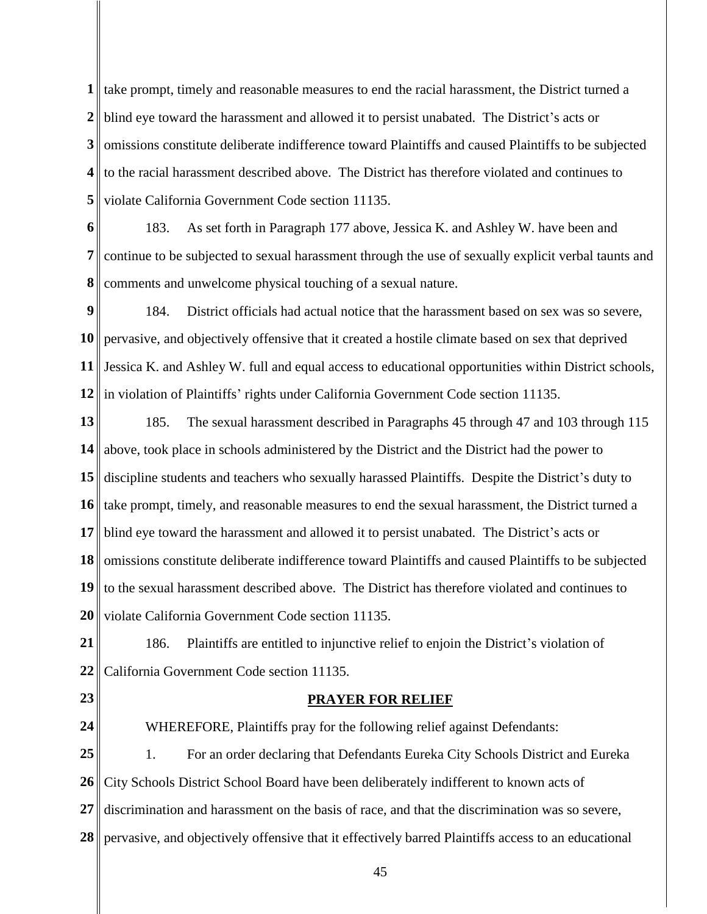take prompt, timely and reasonable measures to end the racial harassment, the District turned a blind eye toward the harassment and allowed it to persist unabated. The District's acts or omissions constitute deliberate indifference toward Plaintiffs and caused Plaintiffs to be subjected to the racial harassment described above. The District has therefore violated and continues to violate California Government Code section 11135.

183. As set forth in Paragraph 177 above, Jessica K. and Ashley W. have been and continue to be subjected to sexual harassment through the use of sexually explicit verbal taunts and comments and unwelcome physical touching of a sexual nature.

184. District officials had actual notice that the harassment based on sex was so severe, pervasive, and objectively offensive that it created a hostile climate based on sex that deprived Jessica K. and Ashley W. full and equal access to educational opportunities within District schools, in violation of Plaintiffs' rights under California Government Code section 11135.

185. The sexual harassment described in Paragraphs 45 through 47 and 103 through 115 above, took place in schools administered by the District and the District had the power to discipline students and teachers who sexually harassed Plaintiffs. Despite the District's duty to take prompt, timely, and reasonable measures to end the sexual harassment, the District turned a blind eye toward the harassment and allowed it to persist unabated. The District's acts or omissions constitute deliberate indifference toward Plaintiffs and caused Plaintiffs to be subjected to the sexual harassment described above. The District has therefore violated and continues to violate California Government Code section 11135.

186. Plaintiffs are entitled to injunctive relief to enjoin the District's violation of California Government Code section 11135.

## PRAYER FOR RELIEF

WHEREFORE, Plaintiffs pray for the following relief against Defendants:

1. For an order declaring that Defendants Eureka City Schools District and Eureka City Schools District School Board have been deliberately indifferent to known acts of discrimination and harassment on the basis of race, and that the discrimination was so severe, pervasive, and objectively offensive that it effectively barred Plaintiffs access to an educational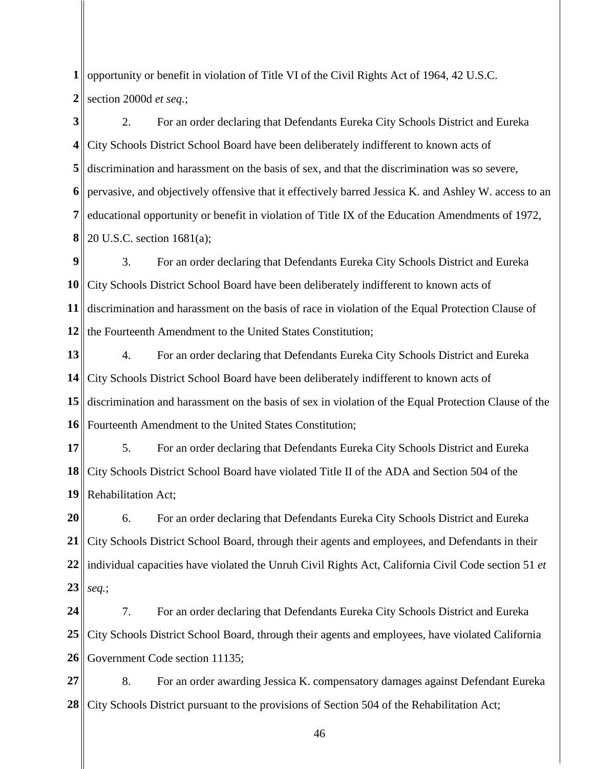opportunity or benefit in violation of Title VI of the Civil Rights Act of 1964, 42 U.S.C. section 2000d *et seq.*;

2. For an order declaring that Defendants Eureka City Schools District and Eureka City Schools District School Board have been deliberately indifferent to known acts of discrimination and harassment on the basis of sex, and that the discrimination was so severe, pervasive, and objectively offensive that it effectively barred Jessica K. and Ashley W. access to an educational opportunity or benefit in violation of Title IX of the Education Amendments of 1972, 20 U.S.C. section 1681(a);

3. For an order declaring that Defendants Eureka City Schools District and Eureka City Schools District School Board have been deliberately indifferent to known acts of discrimination and harassment on the basis of race in violation of the Equal Protection Clause of the Fourteenth Amendment to the United States Constitution;

4. For an order declaring that Defendants Eureka City Schools District and Eureka City Schools District School Board have been deliberately indifferent to known acts of discrimination and harassment on the basis of sex in violation of the Equal Protection Clause of the Fourteenth Amendment to the United States Constitution;

5. For an order declaring that Defendants Eureka City Schools District and Eureka City Schools District School Board have violated Title II of the ADA and Section 504 of the Rehabilitation Act;

6. For an order declaring that Defendants Eureka City Schools District and Eureka City Schools District School Board, through their agents and employees, and Defendants in their individual capacities have violated the Unruh Civil Rights Act, California Civil Code section 51 *et seq.*;

7. For an order declaring that Defendants Eureka City Schools District and Eureka City Schools District School Board, through their agents and employees, have violated California Government Code section 11135;

8. For an order awarding Jessica K. compensatory damages against Defendant Eureka City Schools District pursuant to the provisions of Section 504 of the Rehabilitation Act;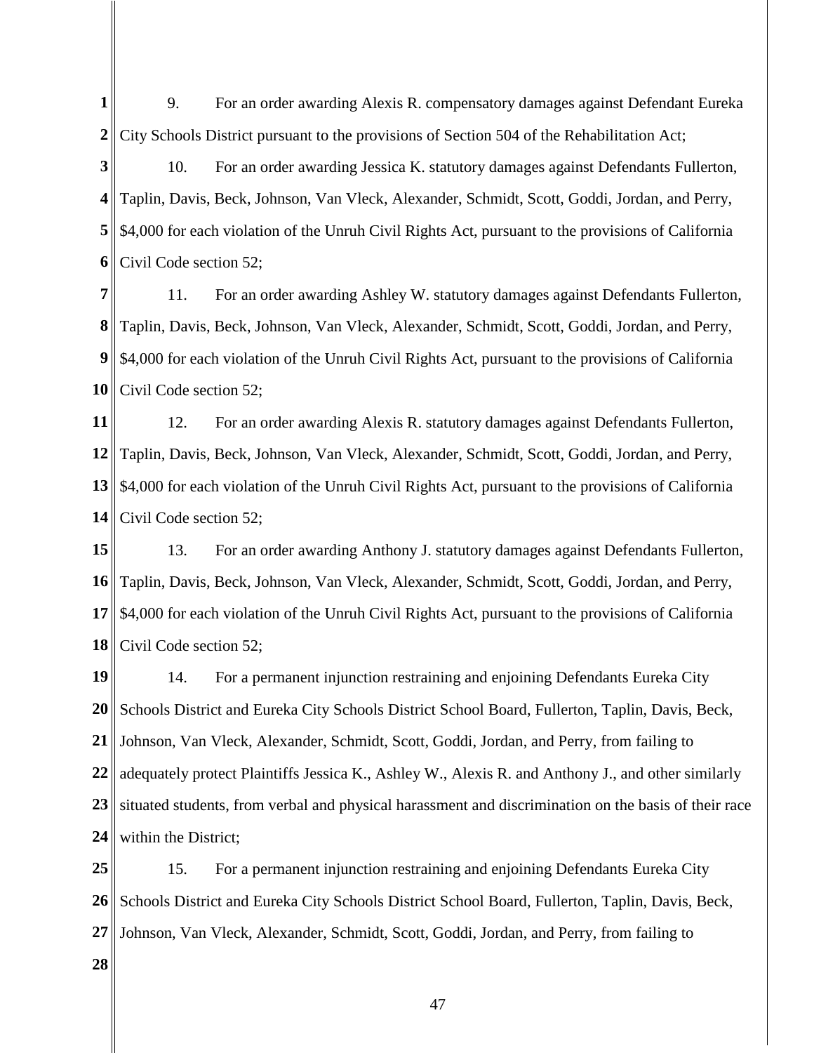9. For an order awarding Alexis R. compensatory damages against Defendant Eureka City Schools District pursuant to the provisions of Section 504 of the Rehabilitation Act;

10. For an order awarding Jessica K. statutory damages against Defendants Fullerton, Taplin, Davis, Beck, Johnson, Van Vleck, Alexander, Schmidt, Scott, Goddi, Jordan, and Perry, $4,000 for each violation of the Unruh Civil Rights Act, pursuant to the provisions of California Civil Code section 52;

11. For an order awarding Ashley W. statutory damages against Defendants Fullerton, Taplin, Davis, Beck, Johnson, Van Vleck, Alexander, Schmidt, Scott, Goddi, Jordan, and Perry, $4,000 for each violation of the Unruh Civil Rights Act, pursuant to the provisions of California Civil Code section 52;

12. For an order awarding Alexis R. statutory damages against Defendants Fullerton, Taplin, Davis, Beck, Johnson, Van Vleck, Alexander, Schmidt, Scott, Goddi, Jordan, and Perry, $4,000 for each violation of the Unruh Civil Rights Act, pursuant to the provisions of California Civil Code section 52;

13. For an order awarding Anthony J. statutory damages against Defendants Fullerton, Taplin, Davis, Beck, Johnson, Van Vleck, Alexander, Schmidt, Scott, Goddi, Jordan, and Perry, $4,000 for each violation of the Unruh Civil Rights Act, pursuant to the provisions of California Civil Code section 52;

14. For a permanent injunction restraining and enjoining Defendants Eureka City Schools District and Eureka City Schools District School Board, Fullerton, Taplin, Davis, Beck, Johnson, Van Vleck, Alexander, Schmidt, Scott, Goddi, Jordan, and Perry, from failing to adequately protect Plaintiffs Jessica K., Ashley W., Alexis R. and Anthony J., and other similarly situated students, from verbal and physical harassment and discrimination on the basis of their race within the District;

15. For a permanent injunction restraining and enjoining Defendants Eureka City Schools District and Eureka City Schools District School Board, Fullerton, Taplin, Davis, Beck, Johnson, Van Vleck, Alexander, Schmidt, Scott, Goddi, Jordan, and Perry, from failing to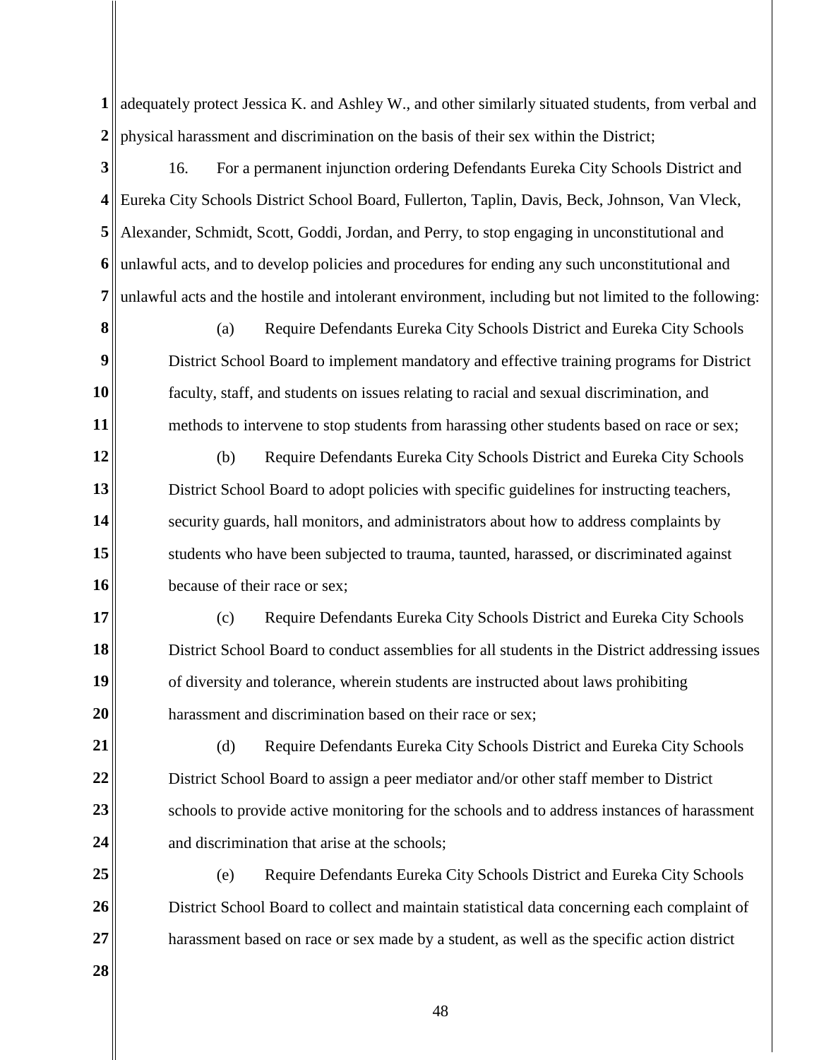adequately protect Jessica K. and Ashley W., and other similarly situated students, from verbal and physical harassment and discrimination on the basis of their sex within the District;

16. For a permanent injunction ordering Defendants Eureka City Schools District and Eureka City Schools District School Board, Fullerton, Taplin, Davis, Beck, Johnson, Van Vleck, Alexander, Schmidt, Scott, Goddi, Jordan, and Perry, to stop engaging in unconstitutional and unlawful acts, and to develop policies and procedures for ending any such unconstitutional and unlawful acts and the hostile and intolerant environment, including but not limited to the following:

(a) Require Defendants Eureka City Schools District and Eureka City Schools District School Board to implement mandatory and effective training programs for District faculty, staff, and students on issues relating to racial and sexual discrimination, and methods to intervene to stop students from harassing other students based on race or sex;

(b) Require Defendants Eureka City Schools District and Eureka City Schools District School Board to adopt policies with specific guidelines for instructing teachers, security guards, hall monitors, and administrators about how to address complaints by students who have been subjected to trauma, taunted, harassed, or discriminated against because of their race or sex;

(c) Require Defendants Eureka City Schools District and Eureka City Schools District School Board to conduct assemblies for all students in the District addressing issues of diversity and tolerance, wherein students are instructed about laws prohibiting harassment and discrimination based on their race or sex;

(d) Require Defendants Eureka City Schools District and Eureka City Schools District School Board to assign a peer mediator and/or other staff member to District schools to provide active monitoring for the schools and to address instances of harassment and discrimination that arise at the schools;

(e) Require Defendants Eureka City Schools District and Eureka City Schools District School Board to collect and maintain statistical data concerning each complaint of harassment based on race or sex made by a student, as well as the specific action district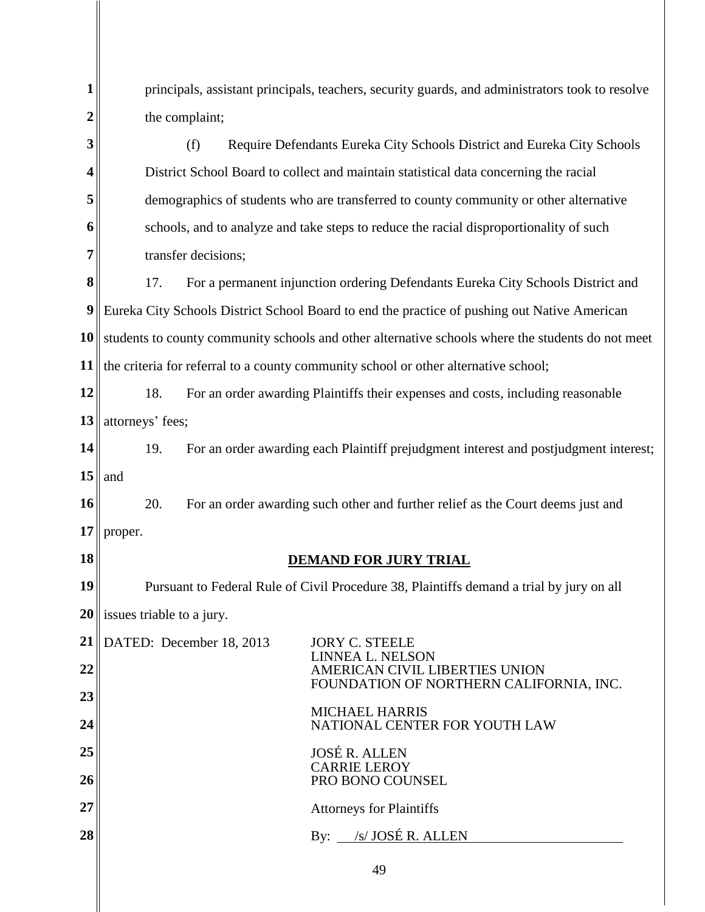principals, assistant principals, teachers, security guards, and administrators took to resolve the complaint;

(f) Require Defendants Eureka City Schools District and Eureka City Schools District School Board to collect and maintain statistical data concerning the racial demographics of students who are transferred to county community or other alternative schools, and to analyze and take steps to reduce the racial disproportionality of such transfer decisions;

17. For a permanent injunction ordering Defendants Eureka City Schools District and Eureka City Schools District School Board to end the practice of pushing out Native American students to county community schools and other alternative schools where the students do not meet the criteria for referral to a county community school or other alternative school;

18. For an order awarding Plaintiffs their expenses and costs, including reasonable attorneys' fees;

19. For an order awarding each Plaintiff prejudgment interest and postjudgment interest; and

20. For an order awarding such other and further relief as the Court deems just and proper.

## DEMAND FOR JURY TRIAL

Pursuant to Federal Rule of Civil Procedure 38, Plaintiffs demand a trial by jury on all issues triable to a jury.

DATED: December 18, 2013

JORY C. STEELE
LINNEA L. NELSON
AMERICAN CIVIL LIBERTIES UNION
FOUNDATION OF NORTHERN CALIFORNIA, INC.

MICHAEL HARRIS
NATIONAL CENTER FOR YOUTH LAW

JOSÉ R. ALLEN
CARRIE LEROY
PRO BONO COUNSEL

Attorneys for Plaintiffs

By: /s/ JOSÉ R. ALLEN